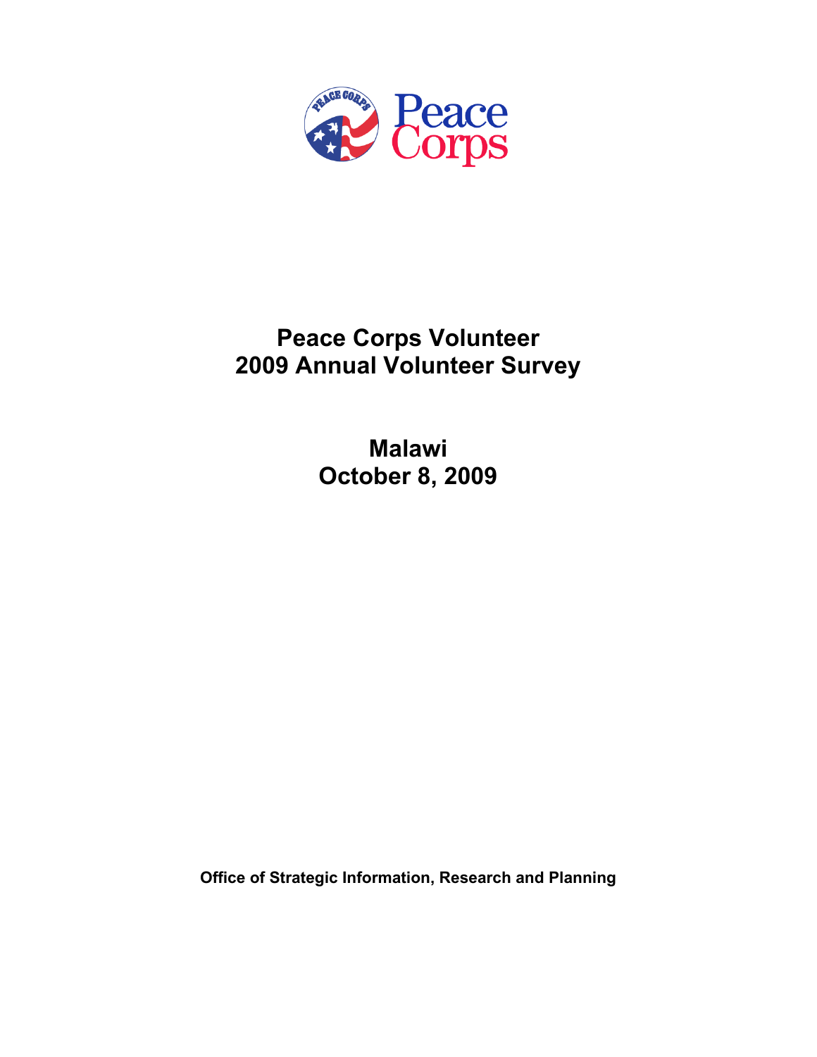# Peace Corps Volunteer
# 2009 Annual Volunteer Survey

## Malawi
## October 8, 2009

**Office of Strategic Information, Research and Planning**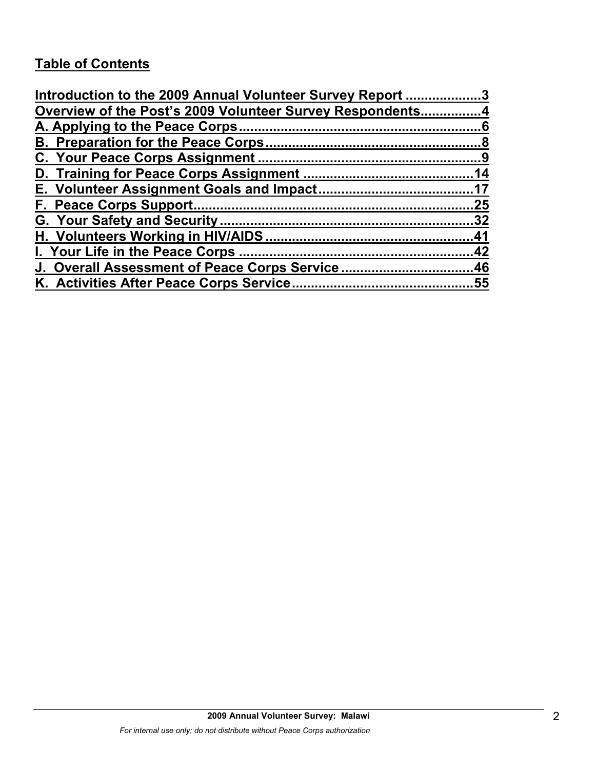## Table of Contents

Introduction to the 2009 Annual Volunteer Survey Report ....................3
Overview of the Post's 2009 Volunteer Survey Respondents...............4
A. Applying to the Peace Corps..............................................................6
B. Preparation for the Peace Corps........................................................8
C. Your Peace Corps Assignment ..........................................................9
D. Training for Peace Corps Assignment ............................................14
E. Volunteer Assignment Goals and Impact........................................17
F. Peace Corps Support.........................................................................25
G. Your Safety and Security..................................................................32
H. Volunteers Working in HIV/AIDS......................................................41
I. Your Life in the Peace Corps ............................................................42
J. Overall Assessment of Peace Corps Service ..................................46
K. Activities After Peace Corps Service...............................................55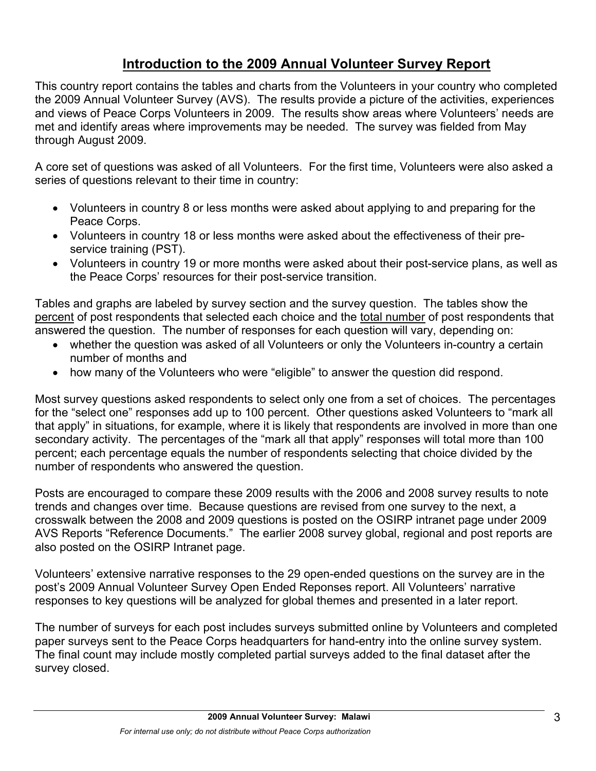# Introduction to the 2009 Annual Volunteer Survey Report

This country report contains the tables and charts from the Volunteers in your country who completed the 2009 Annual Volunteer Survey (AVS). The results provide a picture of the activities, experiences and views of Peace Corps Volunteers in 2009. The results show areas where Volunteers' needs are met and identify areas where improvements may be needed. The survey was fielded from May through August 2009.

A core set of questions was asked of all Volunteers. For the first time, Volunteers were also asked a series of questions relevant to their time in country:

- Volunteers in country 8 or less months were asked about applying to and preparing for the Peace Corps.
- Volunteers in country 18 or less months were asked about the effectiveness of their pre-service training (PST).
- Volunteers in country 19 or more months were asked about their post-service plans, as well as the Peace Corps' resources for their post-service transition.

Tables and graphs are labeled by survey section and the survey question. The tables show the percent of post respondents that selected each choice and the total number of post respondents that answered the question. The number of responses for each question will vary, depending on:

- whether the question was asked of all Volunteers or only the Volunteers in-country a certain number of months and
- how many of the Volunteers who were "eligible" to answer the question did respond.

Most survey questions asked respondents to select only one from a set of choices. The percentages for the "select one" responses add up to 100 percent. Other questions asked Volunteers to "mark all that apply" in situations, for example, where it is likely that respondents are involved in more than one secondary activity. The percentages of the "mark all that apply" responses will total more than 100 percent; each percentage equals the number of respondents selecting that choice divided by the number of respondents who answered the question.

Posts are encouraged to compare these 2009 results with the 2006 and 2008 survey results to note trends and changes over time. Because questions are revised from one survey to the next, a crosswalk between the 2008 and 2009 questions is posted on the OSIRP intranet page under 2009 AVS Reports "Reference Documents." The earlier 2008 survey global, regional and post reports are also posted on the OSIRP Intranet page.

Volunteers' extensive narrative responses to the 29 open-ended questions on the survey are in the post's 2009 Annual Volunteer Survey Open Ended Reponses report. All Volunteers' narrative responses to key questions will be analyzed for global themes and presented in a later report.

The number of surveys for each post includes surveys submitted online by Volunteers and completed paper surveys sent to the Peace Corps headquarters for hand-entry into the online survey system. The final count may include mostly completed partial surveys added to the final dataset after the survey closed.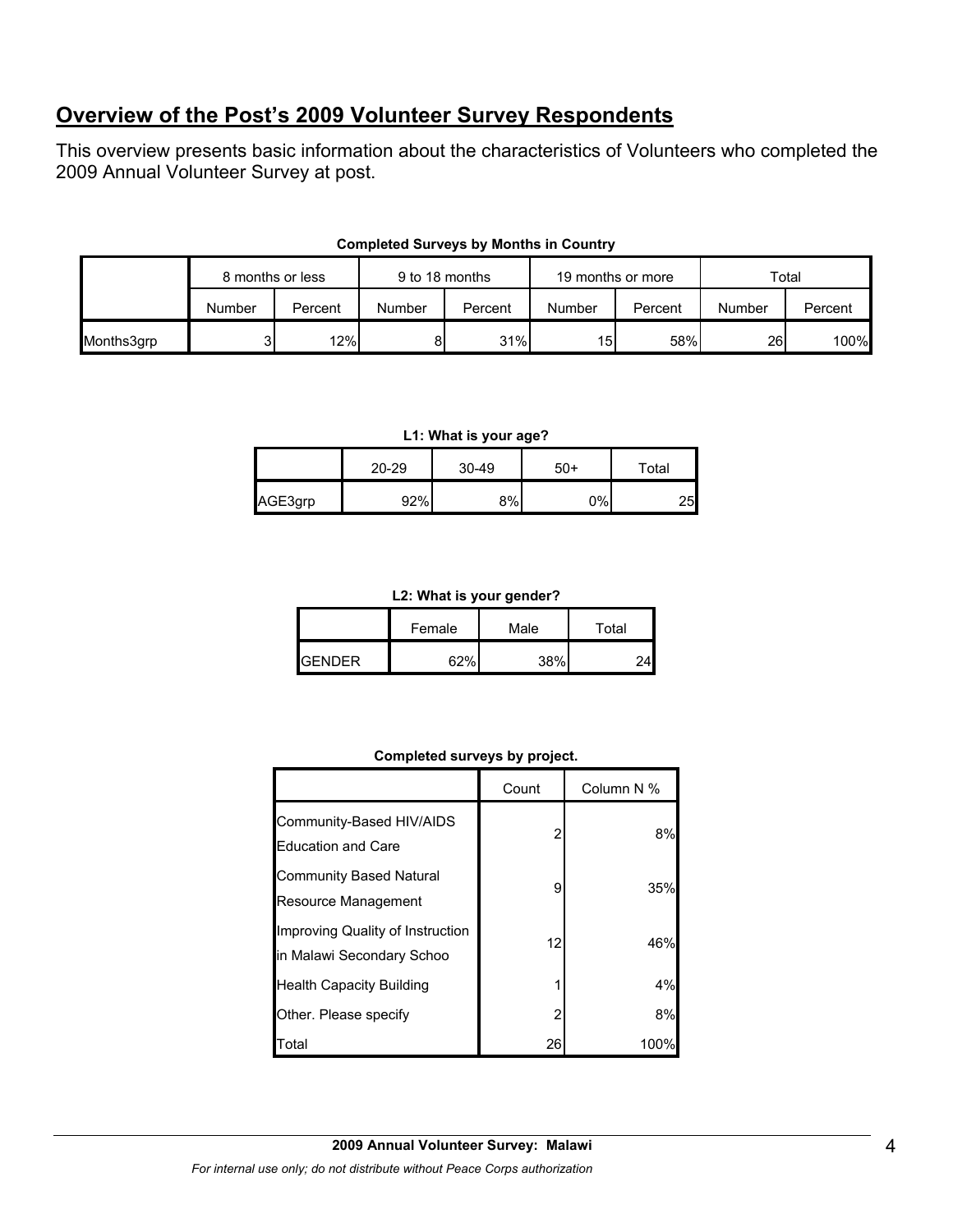## Overview of the Post's 2009 Volunteer Survey Respondents

This overview presents basic information about the characteristics of Volunteers who completed the 2009 Annual Volunteer Survey at post.

**Completed Surveys by Months in Country**

| | 8 months or less | | 9 to 18 months | | 19 months or more | | Total | |
|---|---|---|---|---|---|---|---|---|
| | Number | Percent | Number | Percent | Number | Percent | Number | Percent |
| Months3grp | 3 | 12% | 8 | 31% | 15 | 58% | 26 | 100% |

**L1: What is your age?**

| | 20-29 | 30-49 | 50+ | Total |
|---|---|---|---|---|
| AGE3grp | 92% | 8% | 0% | 25 |

**L2: What is your gender?**

| | Female | Male | Total |
|---|---|---|---|
| GENDER | 62% | 38% | 24 |

**Completed surveys by project.**

| | Count | Column N % |
|---|---|---|
| Community-Based HIV/AIDS Education and Care | 2 | 8% |
| Community Based Natural Resource Management | 9 | 35% |
| Improving Quality of Instruction in Malawi Secondary Schoo | 12 | 46% |
| Health Capacity Building | 1 | 4% |
| Other. Please specify | 2 | 8% |
| Total | 26 | 100% |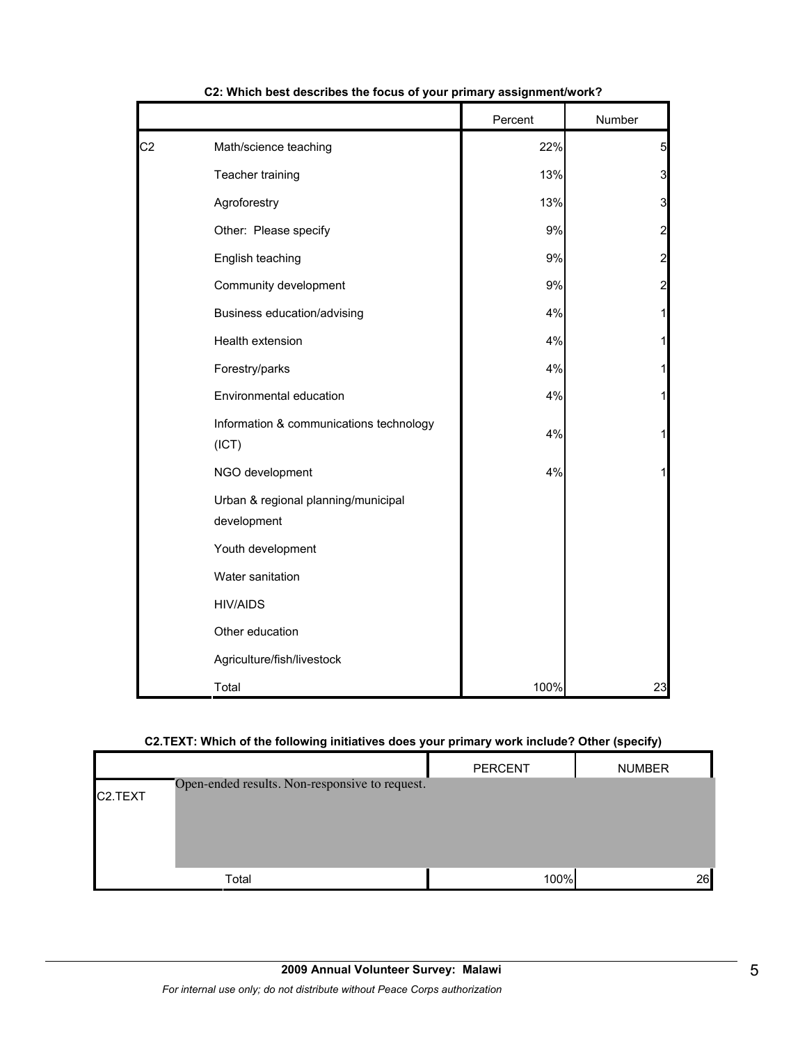**C2: Which best describes the focus of your primary assignment/work?**

| | | Percent | Number |
|---|---|---|---|
| C2 | Math/science teaching | 22% | 5 |
| | Teacher training | 13% | 3 |
| | Agroforestry | 13% | 3 |
| | Other: Please specify | 9% | 2 |
| | English teaching | 9% | 2 |
| | Community development | 9% | 2 |
| | Business education/advising | 4% | 1 |
| | Health extension | 4% | 1 |
| | Forestry/parks | 4% | 1 |
| | Environmental education | 4% | 1 |
| | Information & communications technology (ICT) | 4% | 1 |
| | NGO development | 4% | 1 |
| | Urban & regional planning/municipal development | | |
| | Youth development | | |
| | Water sanitation | | |
| | HIV/AIDS | | |
| | Other education | | |
| | Agriculture/fish/livestock | | |
| | Total | 100% | 23 |

**C2.TEXT: Which of the following initiatives does your primary work include? Other (specify)**

| | | PERCENT | NUMBER |
|---|---|---|---|
| C2.TEXT | Open-ended results. Non-responsive to request. | | |
| | Total | 100% | 26 |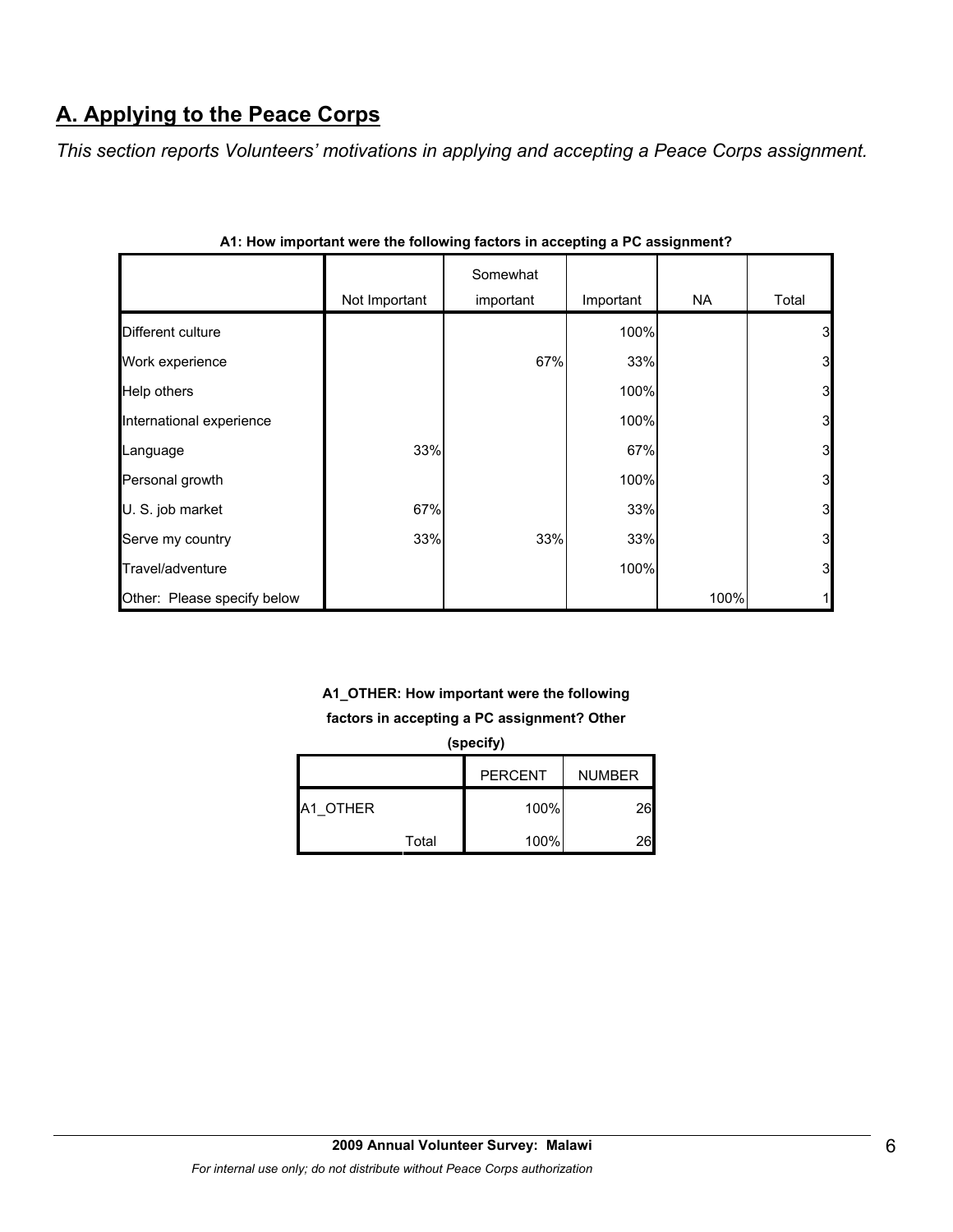## A. Applying to the Peace Corps

*This section reports Volunteers' motivations in applying and accepting a Peace Corps assignment.*

**A1: How important were the following factors in accepting a PC assignment?**

| | Not Important | Somewhat important | Important | NA | Total |
|---|---|---|---|---|---|
| Different culture | | | 100% | | 3 |
| Work experience | | 67% | 33% | | 3 |
| Help others | | | 100% | | 3 |
| International experience | | | 100% | | 3 |
| Language | 33% | | 67% | | 3 |
| Personal growth | | | 100% | | 3 |
| U. S. job market | 67% | | 33% | | 3 |
| Serve my country | 33% | 33% | 33% | | 3 |
| Travel/adventure | | | 100% | | 3 |
| Other: Please specify below | | | | 100% | 1 |

**A1_OTHER: How important were the following factors in accepting a PC assignment? Other (specify)**

| | PERCENT | NUMBER |
|---|---|---|
| A1_OTHER | 100% | 26 |
| Total | 100% | 26 |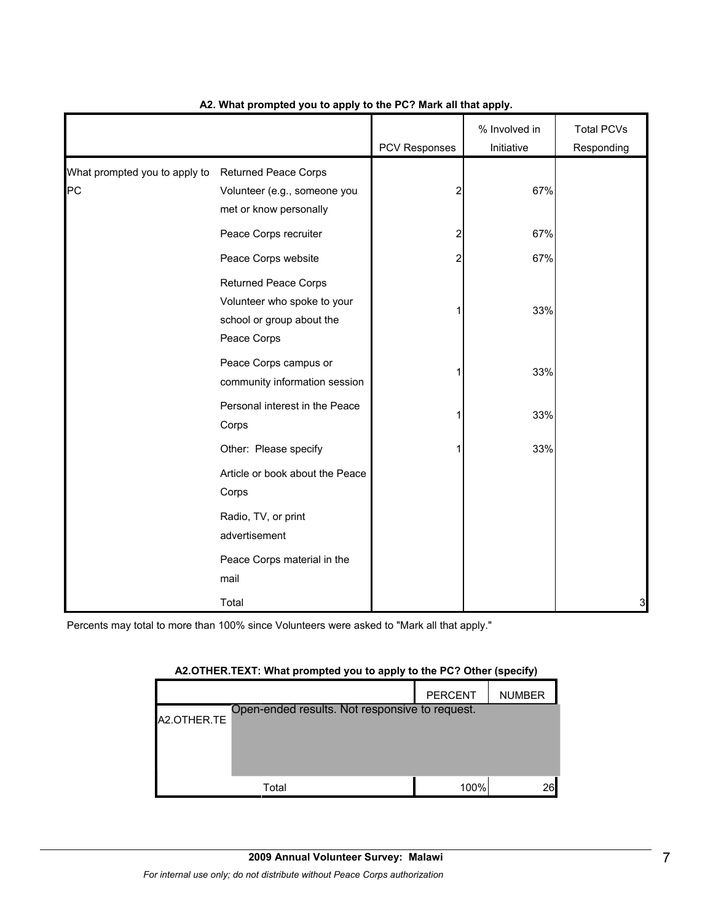**A2. What prompted you to apply to the PC? Mark all that apply.**

| | | PCV Responses | % Involved in Initiative | Total PCVs Responding |
|---|---|---|---|---|
| What prompted you to apply to PC | Returned Peace Corps Volunteer (e.g., someone you met or know personally | 2 | 67% | |
| | Peace Corps recruiter | 2 | 67% | |
| | Peace Corps website | 2 | 67% | |
| | Returned Peace Corps Volunteer who spoke to your school or group about the Peace Corps | 1 | 33% | |
| | Peace Corps campus or community information session | 1 | 33% | |
| | Personal interest in the Peace Corps | 1 | 33% | |
| | Other: Please specify | 1 | 33% | |
| | Article or book about the Peace Corps | | | |
| | Radio, TV, or print advertisement | | | |
| | Peace Corps material in the mail | | | |
| | Total | | | 3 |

Percents may total to more than 100% since Volunteers were asked to "Mark all that apply."

**A2.OTHER.TEXT: What prompted you to apply to the PC? Other (specify)**

| | | PERCENT | NUMBER |
|---|---|---|---|
| A2.OTHER.TE | Open-ended results. Not responsive to request. | | |
| | Total | 100% | 26 |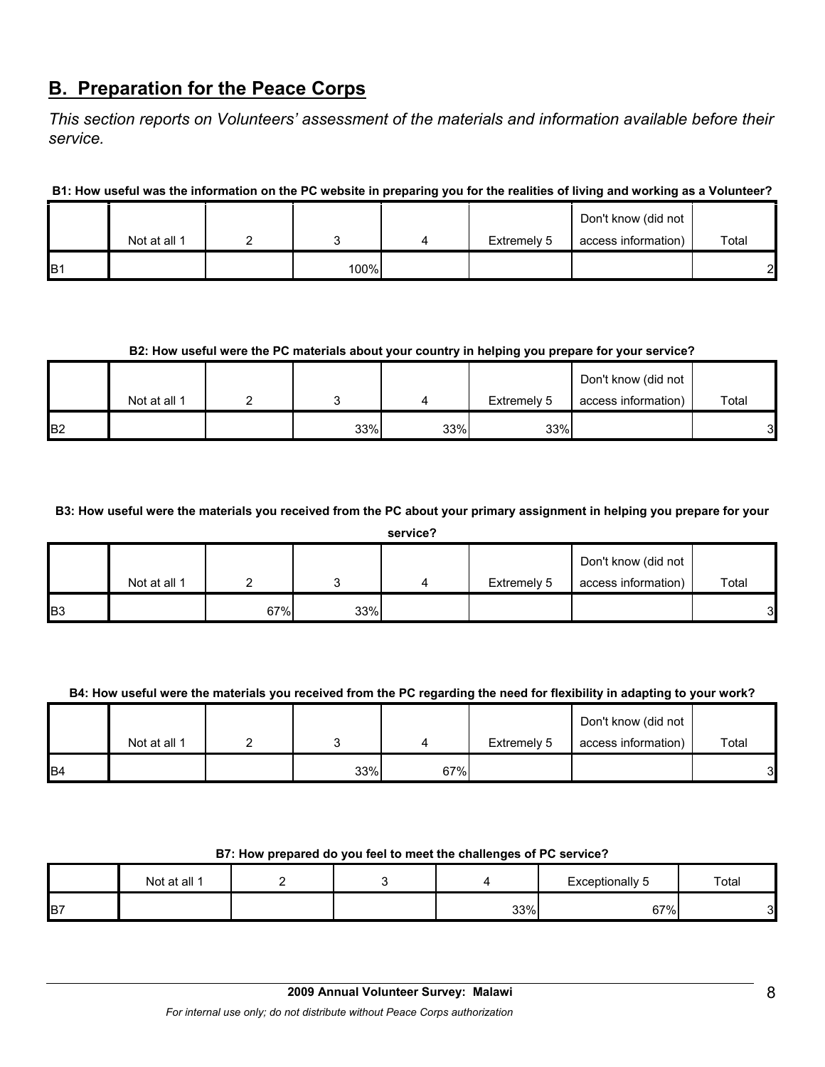## B. Preparation for the Peace Corps

*This section reports on Volunteers' assessment of the materials and information available before their service.*

**B1: How useful was the information on the PC website in preparing you for the realities of living and working as a Volunteer?**

| | Not at all 1 | 2 | 3 | 4 | Extremely 5 | Don't know (did not access information) | Total |
|---|---|---|---|---|---|---|---|
| B1 | | | 100% | | | | 2 |

**B2: How useful were the PC materials about your country in helping you prepare for your service?**

| | Not at all 1 | 2 | 3 | 4 | Extremely 5 | Don't know (did not access information) | Total |
|---|---|---|---|---|---|---|---|
| B2 | | | 33% | 33% | 33% | | 3 |

**B3: How useful were the materials you received from the PC about your primary assignment in helping you prepare for your service?**

| | Not at all 1 | 2 | 3 | 4 | Extremely 5 | Don't know (did not access information) | Total |
|---|---|---|---|---|---|---|---|
| B3 | | 67% | 33% | | | | 3 |

**B4: How useful were the materials you received from the PC regarding the need for flexibility in adapting to your work?**

| | Not at all 1 | 2 | 3 | 4 | Extremely 5 | Don't know (did not access information) | Total |
|---|---|---|---|---|---|---|---|
| B4 | | | 33% | 67% | | | 3 |

**B7: How prepared do you feel to meet the challenges of PC service?**

| | Not at all 1 | 2 | 3 | 4 | Exceptionally 5 | Total |
|---|---|---|---|---|---|---|
| B7 | | | | 33% | 67% | 3 |

**2009 Annual Volunteer Survey: Malawi**

*For internal use only; do not distribute without Peace Corps authorization*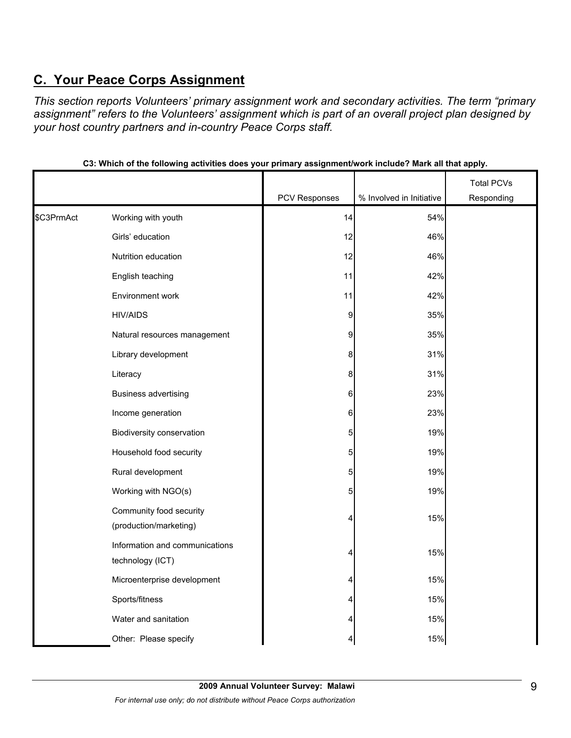## C. Your Peace Corps Assignment

*This section reports Volunteers' primary assignment work and secondary activities. The term "primary assignment" refers to the Volunteers' assignment which is part of an overall project plan designed by your host country partners and in-country Peace Corps staff.*

**C3: Which of the following activities does your primary assignment/work include? Mark all that apply.**

| | | PCV Responses | % Involved in Initiative | Total PCVs Responding |
|---|---|---|---|---|
| $C3PrmAct | Working with youth | 14 | 54% | |
| | Girls' education | 12 | 46% | |
| | Nutrition education | 12 | 46% | |
| | English teaching | 11 | 42% | |
| | Environment work | 11 | 42% | |
| | HIV/AIDS | 9 | 35% | |
| | Natural resources management | 9 | 35% | |
| | Library development | 8 | 31% | |
| | Literacy | 8 | 31% | |
| | Business advertising | 6 | 23% | |
| | Income generation | 6 | 23% | |
| | Biodiversity conservation | 5 | 19% | |
| | Household food security | 5 | 19% | |
| | Rural development | 5 | 19% | |
| | Working with NGO(s) | 5 | 19% | |
| | Community food security (production/marketing) | 4 | 15% | |
| | Information and communications technology (ICT) | 4 | 15% | |
| | Microenterprise development | 4 | 15% | |
| | Sports/fitness | 4 | 15% | |
| | Water and sanitation | 4 | 15% | |
| | Other: Please specify | 4 | 15% | |

**2009 Annual Volunteer Survey: Malawi**

*For internal use only; do not distribute without Peace Corps authorization*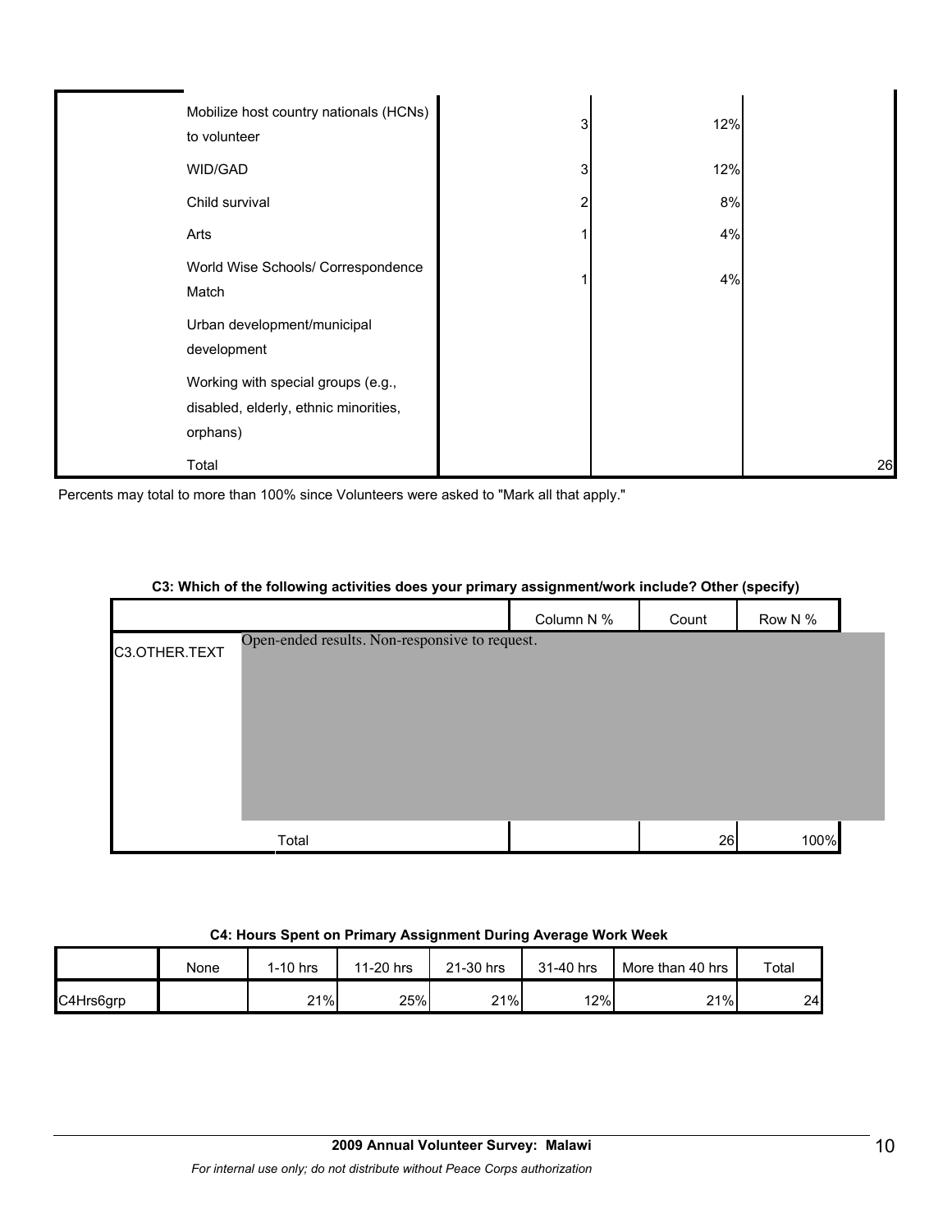| | | | | |
|---|---|---|---|---|
| | Mobilize host country nationals (HCNs) to volunteer | 3 | 12% | |
| | WID/GAD | 3 | 12% | |
| | Child survival | 2 | 8% | |
| | Arts | 1 | 4% | |
| | World Wise Schools/ Correspondence Match | 1 | 4% | |
| | Urban development/municipal development | | | |
| | Working with special groups (e.g., disabled, elderly, ethnic minorities, orphans) | | | |
| | Total | | | 26 |

Percents may total to more than 100% since Volunteers were asked to "Mark all that apply."

**C3: Which of the following activities does your primary assignment/work include? Other (specify)**

| | | Column N % | Count | Row N % |
|---|---|---|---|---|
| C3.OTHER.TEXT | Open-ended results. Non-responsive to request. | | | |
| | Total | | 26 | 100% |

**C4: Hours Spent on Primary Assignment During Average Work Week**

| | None | 1-10 hrs | 11-20 hrs | 21-30 hrs | 31-40 hrs | More than 40 hrs | Total |
|---|---|---|---|---|---|---|---|
| C4Hrs6grp | | 21% | 25% | 21% | 12% | 21% | 24 |

**2009 Annual Volunteer Survey: Malawi**

*For internal use only; do not distribute without Peace Corps authorization*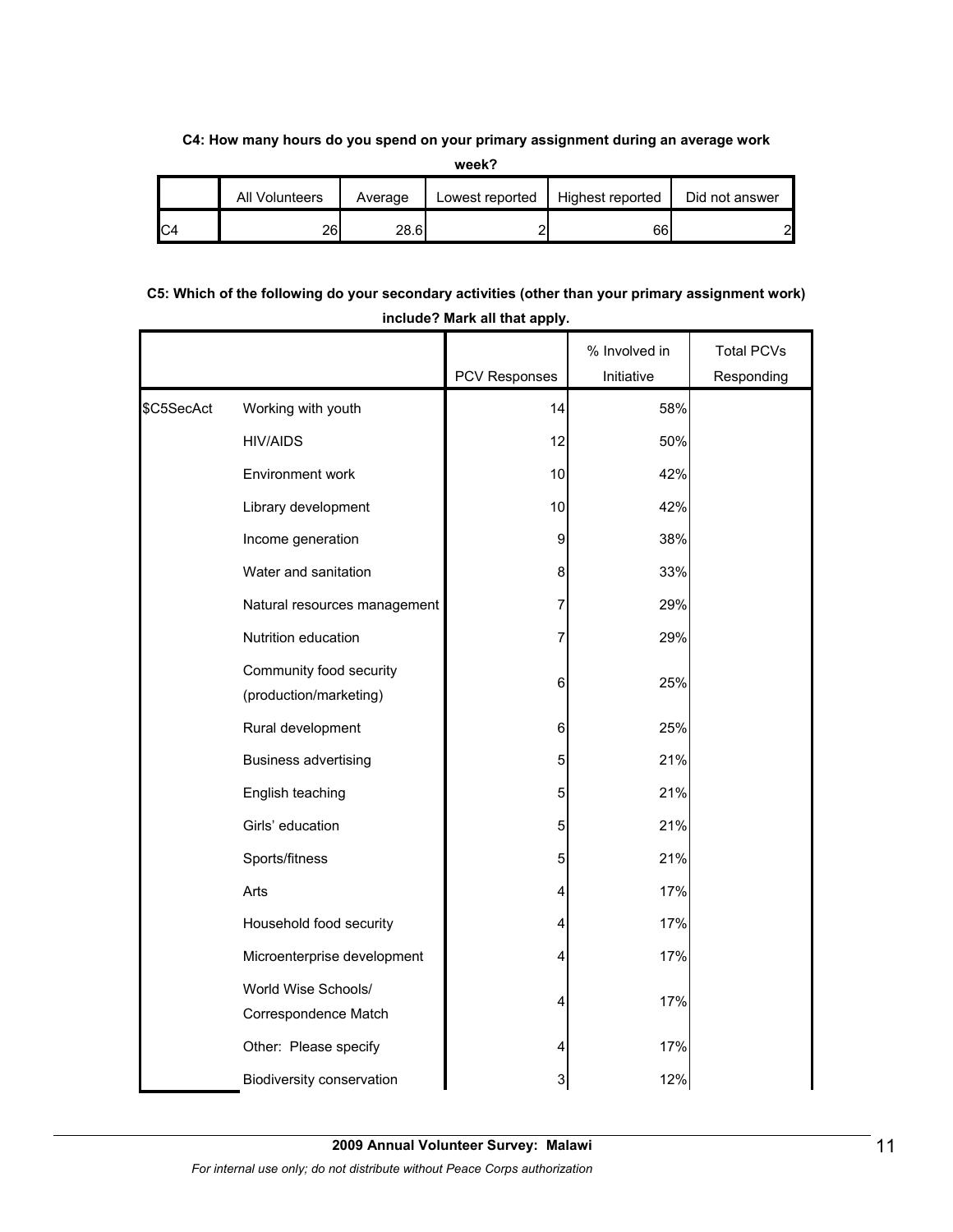**C4: How many hours do you spend on your primary assignment during an average work week?**

| | All Volunteers | Average | Lowest reported | Highest reported | Did not answer |
|---|---|---|---|---|---|
| C4 | 26 | 28.6 | 2 | 66 | 2 |

**C5: Which of the following do your secondary activities (other than your primary assignment work) include? Mark all that apply.**

| | | PCV Responses | % Involved in Initiative | Total PCVs Responding |
|---|---|---|---|---|
| $C5SecAct | Working with youth | 14 | 58% | |
| | HIV/AIDS | 12 | 50% | |
| | Environment work | 10 | 42% | |
| | Library development | 10 | 42% | |
| | Income generation | 9 | 38% | |
| | Water and sanitation | 8 | 33% | |
| | Natural resources management | 7 | 29% | |
| | Nutrition education | 7 | 29% | |
| | Community food security (production/marketing) | 6 | 25% | |
| | Rural development | 6 | 25% | |
| | Business advertising | 5 | 21% | |
| | English teaching | 5 | 21% | |
| | Girls' education | 5 | 21% | |
| | Sports/fitness | 5 | 21% | |
| | Arts | 4 | 17% | |
| | Household food security | 4 | 17% | |
| | Microenterprise development | 4 | 17% | |
| | World Wise Schools/ Correspondence Match | 4 | 17% | |
| | Other: Please specify | 4 | 17% | |
| | Biodiversity conservation | 3 | 12% | |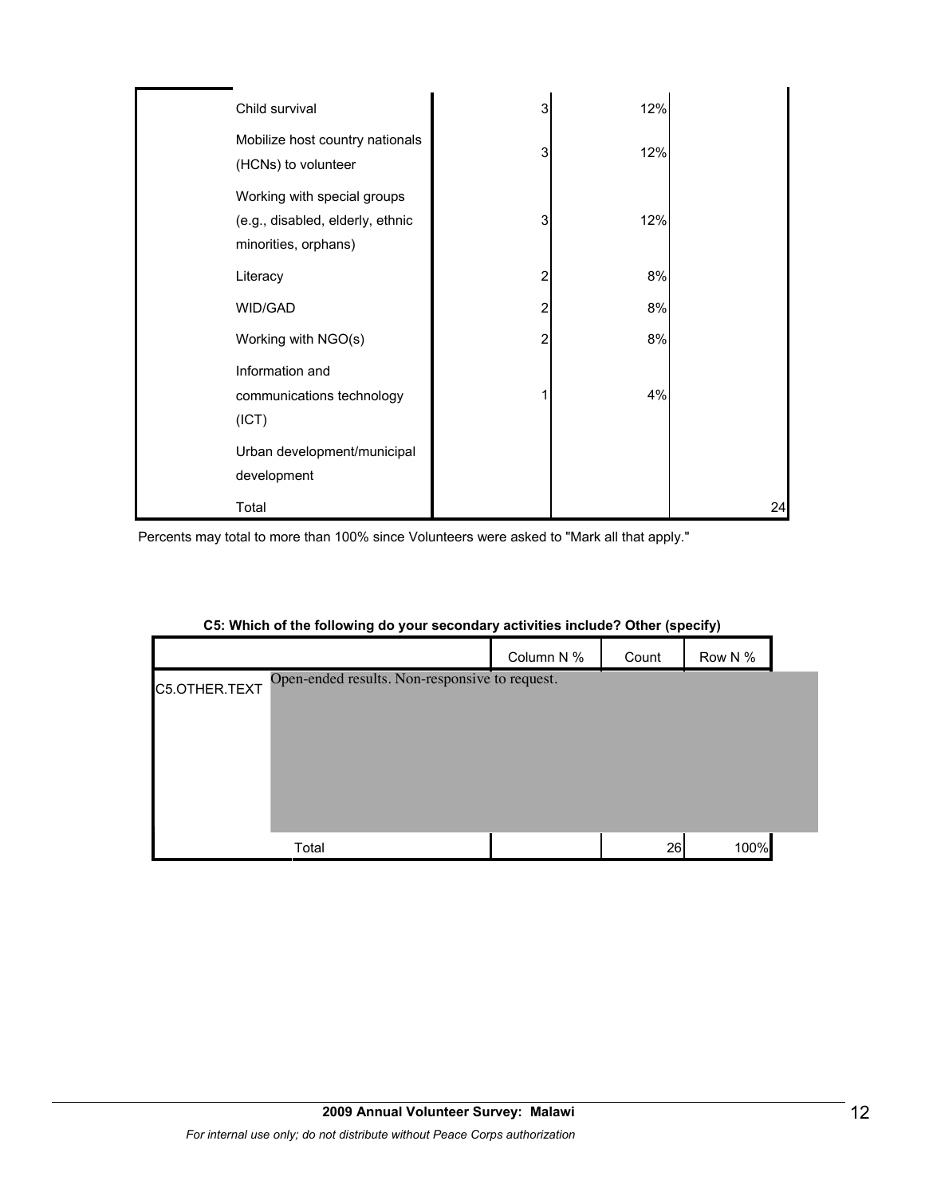| | | | | |
|---|---|---|---|---|
| | Child survival | 3 | 12% | |
| | Mobilize host country nationals (HCNs) to volunteer | 3 | 12% | |
| | Working with special groups (e.g., disabled, elderly, ethnic minorities, orphans) | 3 | 12% | |
| | Literacy | 2 | 8% | |
| | WID/GAD | 2 | 8% | |
| | Working with NGO(s) | 2 | 8% | |
| | Information and communications technology (ICT) | 1 | 4% | |
| | Urban development/municipal development | | | |
| | Total | | | 24 |

Percents may total to more than 100% since Volunteers were asked to "Mark all that apply."

**C5: Which of the following do your secondary activities include? Other (specify)**

| | | Column N % | Count | Row N % |
|---|---|---|---|---|
| C5.OTHER.TEXT | Open-ended results. Non-responsive to request. | | | |
| | Total | | 26 | 100% |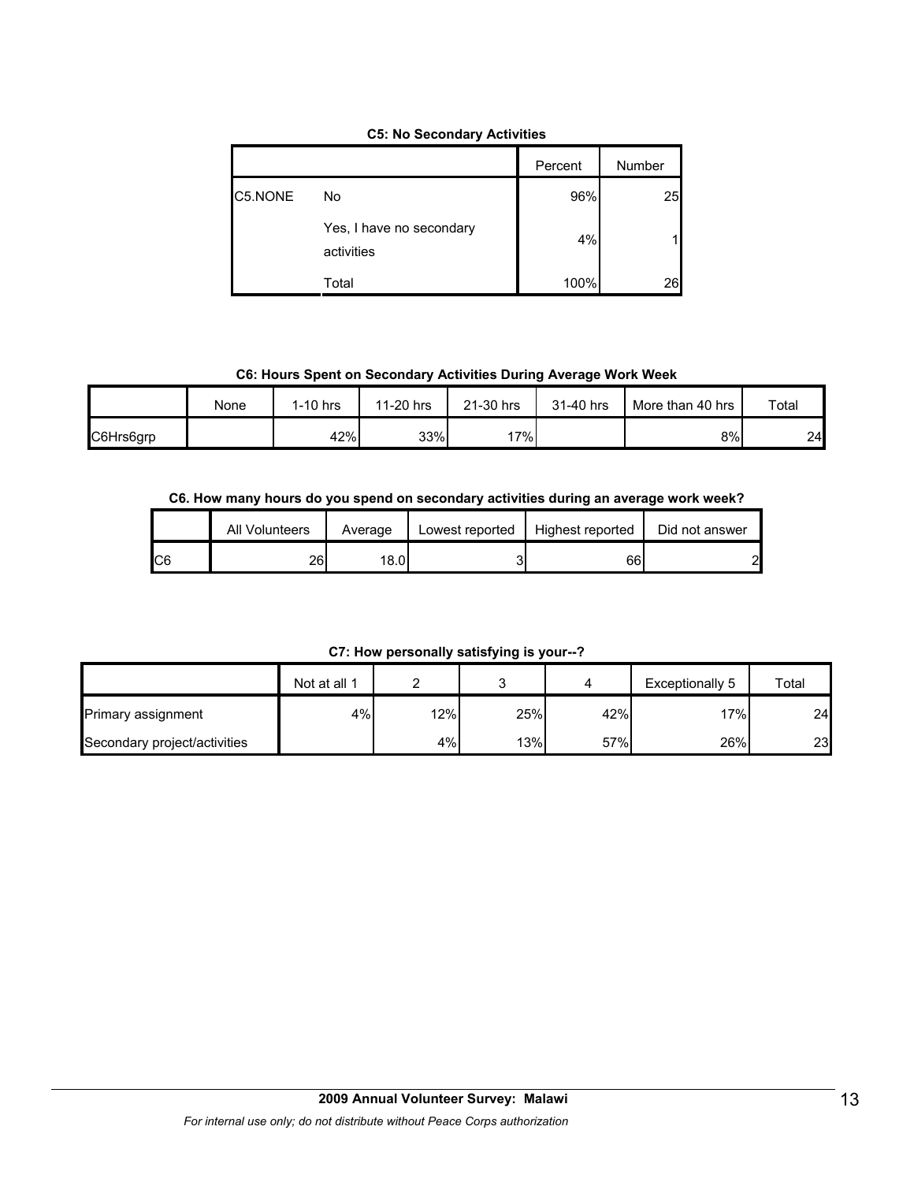**C5: No Secondary Activities**

| | | Percent | Number |
|---|---|---|---|
| C5.NONE | No | 96% | 25 |
| | Yes, I have no secondary activities | 4% | 1 |
| | Total | 100% | 26 |

**C6: Hours Spent on Secondary Activities During Average Work Week**

| | None | 1-10 hrs | 11-20 hrs | 21-30 hrs | 31-40 hrs | More than 40 hrs | Total |
|---|---|---|---|---|---|---|---|
| C6Hrs6grp | | 42% | 33% | 17% | | 8% | 24 |

**C6. How many hours do you spend on secondary activities during an average work week?**

| | All Volunteers | Average | Lowest reported | Highest reported | Did not answer |
|---|---|---|---|---|---|
| C6 | 26 | 18.0 | 3 | 66 | 2 |

**C7: How personally satisfying is your--?**

| | Not at all 1 | 2 | 3 | 4 | Exceptionally 5 | Total |
|---|---|---|---|---|---|---|
| Primary assignment | 4% | 12% | 25% | 42% | 17% | 24 |
| Secondary project/activities | | 4% | 13% | 57% | 26% | 23 |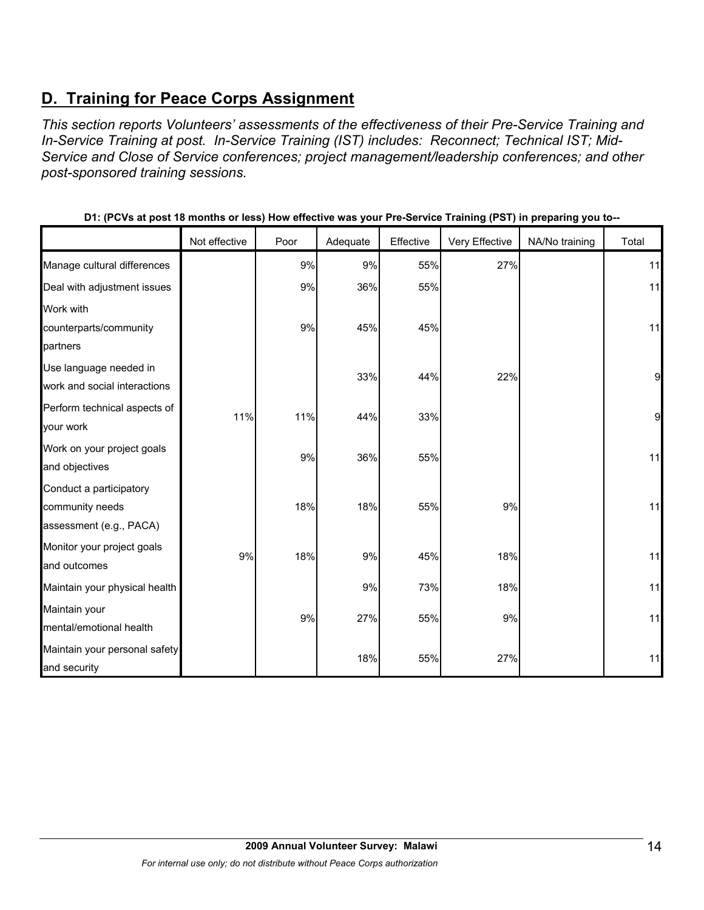## D.  Training for Peace Corps Assignment

*This section reports Volunteers' assessments of the effectiveness of their Pre-Service Training and In-Service Training at post.  In-Service Training (IST) includes:  Reconnect; Technical IST; Mid-Service and Close of Service conferences; project management/leadership conferences; and other post-sponsored training sessions.*

**D1: (PCVs at post 18 months or less) How effective was your Pre-Service Training (PST) in preparing you to--**

| | Not effective | Poor | Adequate | Effective | Very Effective | NA/No training | Total |
|---|---|---|---|---|---|---|---|
| Manage cultural differences | | 9% | 9% | 55% | 27% | | 11 |
| Deal with adjustment issues | | 9% | 36% | 55% | | | 11 |
| Work with counterparts/community partners | | 9% | 45% | 45% | | | 11 |
| Use language needed in work and social interactions | | | 33% | 44% | 22% | | 9 |
| Perform technical aspects of your work | 11% | 11% | 44% | 33% | | | 9 |
| Work on your project goals and objectives | | 9% | 36% | 55% | | | 11 |
| Conduct a participatory community needs assessment (e.g., PACA) | | 18% | 18% | 55% | 9% | | 11 |
| Monitor your project goals and outcomes | 9% | 18% | 9% | 45% | 18% | | 11 |
| Maintain your physical health | | | 9% | 73% | 18% | | 11 |
| Maintain your mental/emotional health | | 9% | 27% | 55% | 9% | | 11 |
| Maintain your personal safety and security | | | 18% | 55% | 27% | | 11 |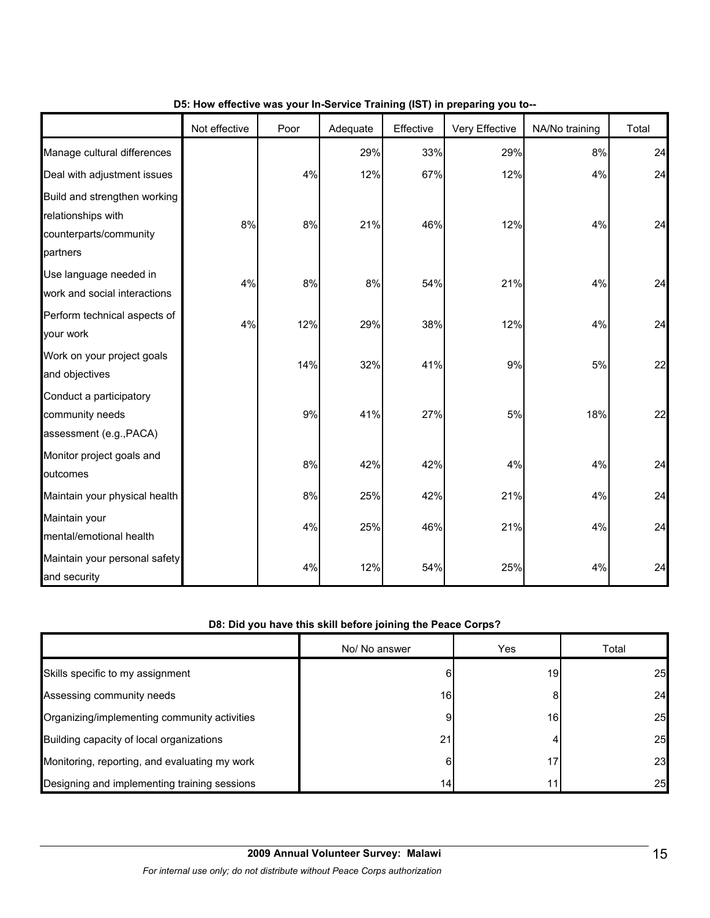**D5: How effective was your In-Service Training (IST) in preparing you to--**

| | Not effective | Poor | Adequate | Effective | Very Effective | NA/No training | Total |
|---|---|---|---|---|---|---|---|
| Manage cultural differences | | | 29% | 33% | 29% | 8% | 24 |
| Deal with adjustment issues | | 4% | 12% | 67% | 12% | 4% | 24 |
| Build and strengthen working relationships with counterparts/community partners | 8% | 8% | 21% | 46% | 12% | 4% | 24 |
| Use language needed in work and social interactions | 4% | 8% | 8% | 54% | 21% | 4% | 24 |
| Perform technical aspects of your work | 4% | 12% | 29% | 38% | 12% | 4% | 24 |
| Work on your project goals and objectives | | 14% | 32% | 41% | 9% | 5% | 22 |
| Conduct a participatory community needs assessment (e.g.,PACA) | | 9% | 41% | 27% | 5% | 18% | 22 |
| Monitor project goals and outcomes | | 8% | 42% | 42% | 4% | 4% | 24 |
| Maintain your physical health | | 8% | 25% | 42% | 21% | 4% | 24 |
| Maintain your mental/emotional health | | 4% | 25% | 46% | 21% | 4% | 24 |
| Maintain your personal safety and security | | 4% | 12% | 54% | 25% | 4% | 24 |

**D8: Did you have this skill before joining the Peace Corps?**

| | No/ No answer | Yes | Total |
|---|---|---|---|
| Skills specific to my assignment | 6 | 19 | 25 |
| Assessing community needs | 16 | 8 | 24 |
| Organizing/implementing community activities | 9 | 16 | 25 |
| Building capacity of local organizations | 21 | 4 | 25 |
| Monitoring, reporting, and evaluating my work | 6 | 17 | 23 |
| Designing and implementing training sessions | 14 | 11 | 25 |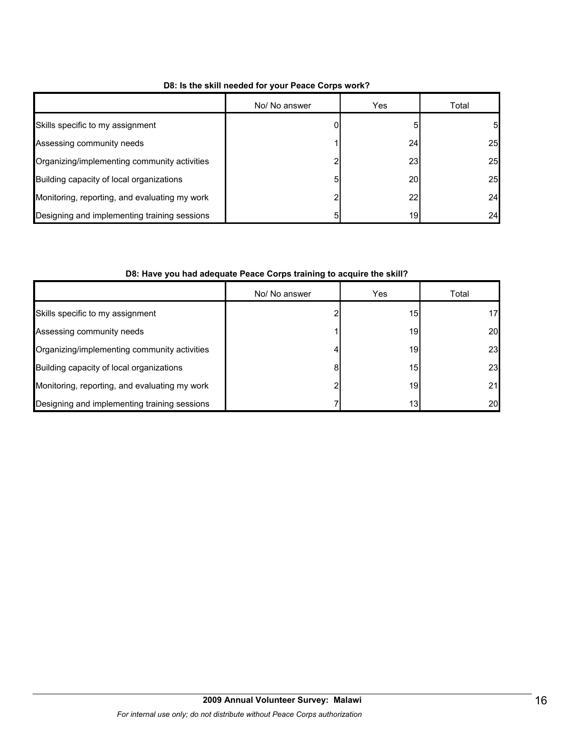**D8: Is the skill needed for your Peace Corps work?**

| | No/ No answer | Yes | Total |
|---|---|---|---|
| Skills specific to my assignment | 0 | 5 | 5 |
| Assessing community needs | 1 | 24 | 25 |
| Organizing/implementing community activities | 2 | 23 | 25 |
| Building capacity of local organizations | 5 | 20 | 25 |
| Monitoring, reporting, and evaluating my work | 2 | 22 | 24 |
| Designing and implementing training sessions | 5 | 19 | 24 |

**D8: Have you had adequate Peace Corps training to acquire the skill?**

| | No/ No answer | Yes | Total |
|---|---|---|---|
| Skills specific to my assignment | 2 | 15 | 17 |
| Assessing community needs | 1 | 19 | 20 |
| Organizing/implementing community activities | 4 | 19 | 23 |
| Building capacity of local organizations | 8 | 15 | 23 |
| Monitoring, reporting, and evaluating my work | 2 | 19 | 21 |
| Designing and implementing training sessions | 7 | 13 | 20 |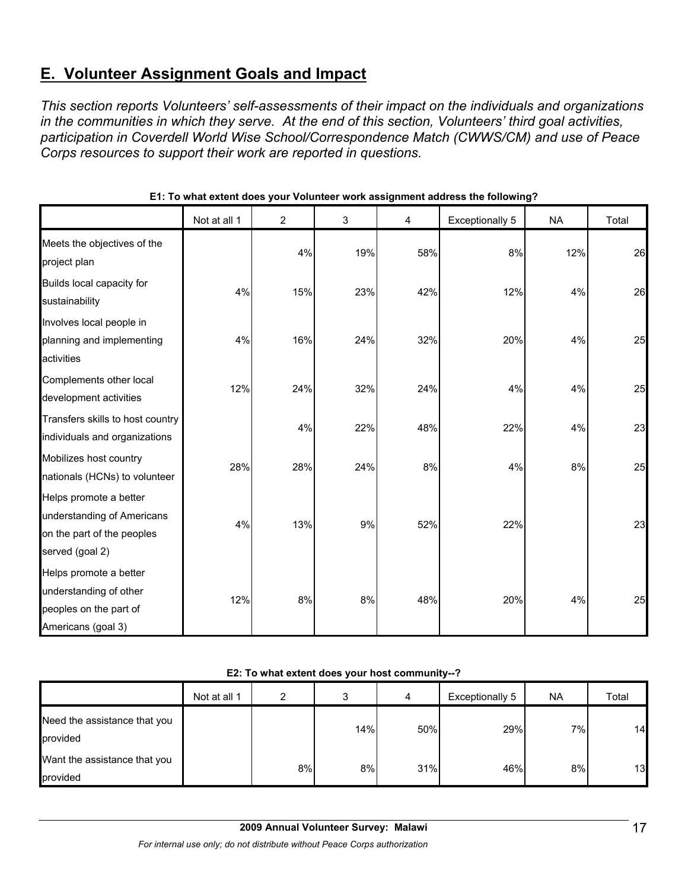## E. Volunteer Assignment Goals and Impact

*This section reports Volunteers' self-assessments of their impact on the individuals and organizations in the communities in which they serve. At the end of this section, Volunteers' third goal activities, participation in Coverdell World Wise School/Correspondence Match (CWWS/CM) and use of Peace Corps resources to support their work are reported in questions.*

**E1: To what extent does your Volunteer work assignment address the following?**

| | Not at all 1 | 2 | 3 | 4 | Exceptionally 5 | NA | Total |
|---|---|---|---|---|---|---|---|
| Meets the objectives of the project plan | | 4% | 19% | 58% | 8% | 12% | 26 |
| Builds local capacity for sustainability | 4% | 15% | 23% | 42% | 12% | 4% | 26 |
| Involves local people in planning and implementing activities | 4% | 16% | 24% | 32% | 20% | 4% | 25 |
| Complements other local development activities | 12% | 24% | 32% | 24% | 4% | 4% | 25 |
| Transfers skills to host country individuals and organizations | | 4% | 22% | 48% | 22% | 4% | 23 |
| Mobilizes host country nationals (HCNs) to volunteer | 28% | 28% | 24% | 8% | 4% | 8% | 25 |
| Helps promote a better understanding of Americans on the part of the peoples served (goal 2) | 4% | 13% | 9% | 52% | 22% | | 23 |
| Helps promote a better understanding of other peoples on the part of Americans (goal 3) | 12% | 8% | 8% | 48% | 20% | 4% | 25 |

**E2: To what extent does your host community--?**

| | Not at all 1 | 2 | 3 | 4 | Exceptionally 5 | NA | Total |
|---|---|---|---|---|---|---|---|
| Need the assistance that you provided | | | 14% | 50% | 29% | 7% | 14 |
| Want the assistance that you provided | | 8% | 8% | 31% | 46% | 8% | 13 |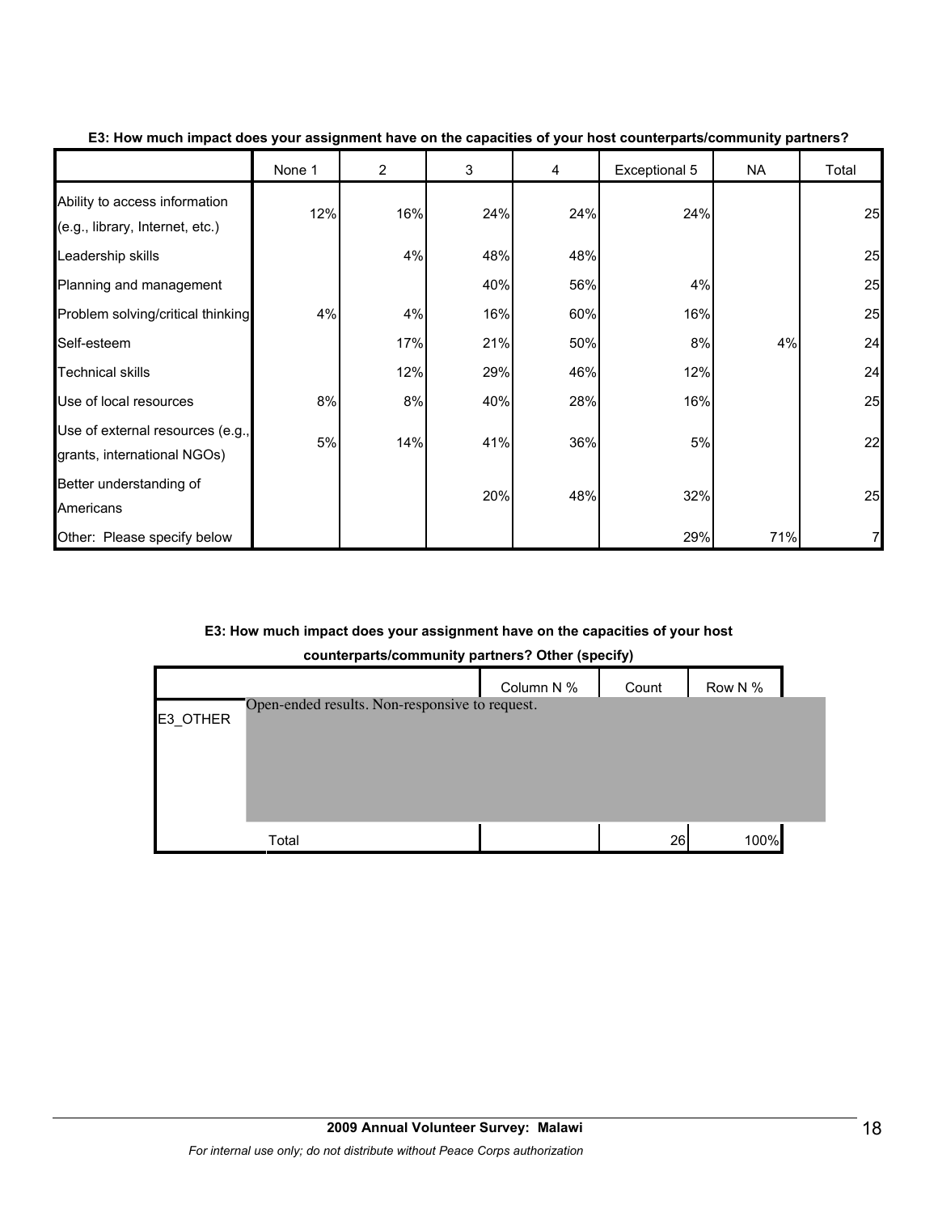**E3: How much impact does your assignment have on the capacities of your host counterparts/community partners?**

| | None 1 | 2 | 3 | 4 | Exceptional 5 | NA | Total |
|---|---|---|---|---|---|---|---|
| Ability to access information (e.g., library, Internet, etc.) | 12% | 16% | 24% | 24% | 24% | | 25 |
| Leadership skills | | 4% | 48% | 48% | | | 25 |
| Planning and management | | | 40% | 56% | 4% | | 25 |
| Problem solving/critical thinking | 4% | 4% | 16% | 60% | 16% | | 25 |
| Self-esteem | | 17% | 21% | 50% | 8% | 4% | 24 |
| Technical skills | | 12% | 29% | 46% | 12% | | 24 |
| Use of local resources | 8% | 8% | 40% | 28% | 16% | | 25 |
| Use of external resources (e.g., grants, international NGOs) | 5% | 14% | 41% | 36% | 5% | | 22 |
| Better understanding of Americans | | | 20% | 48% | 32% | | 25 |
| Other: Please specify below | | | | | 29% | 71% | 7 |

**E3: How much impact does your assignment have on the capacities of your host counterparts/community partners? Other (specify)**

| | | Column N % | Count | Row N % |
|---|---|---|---|---|
| E3_OTHER | Open-ended results. Non-responsive to request. | | | |
| | Total | | 26 | 100% |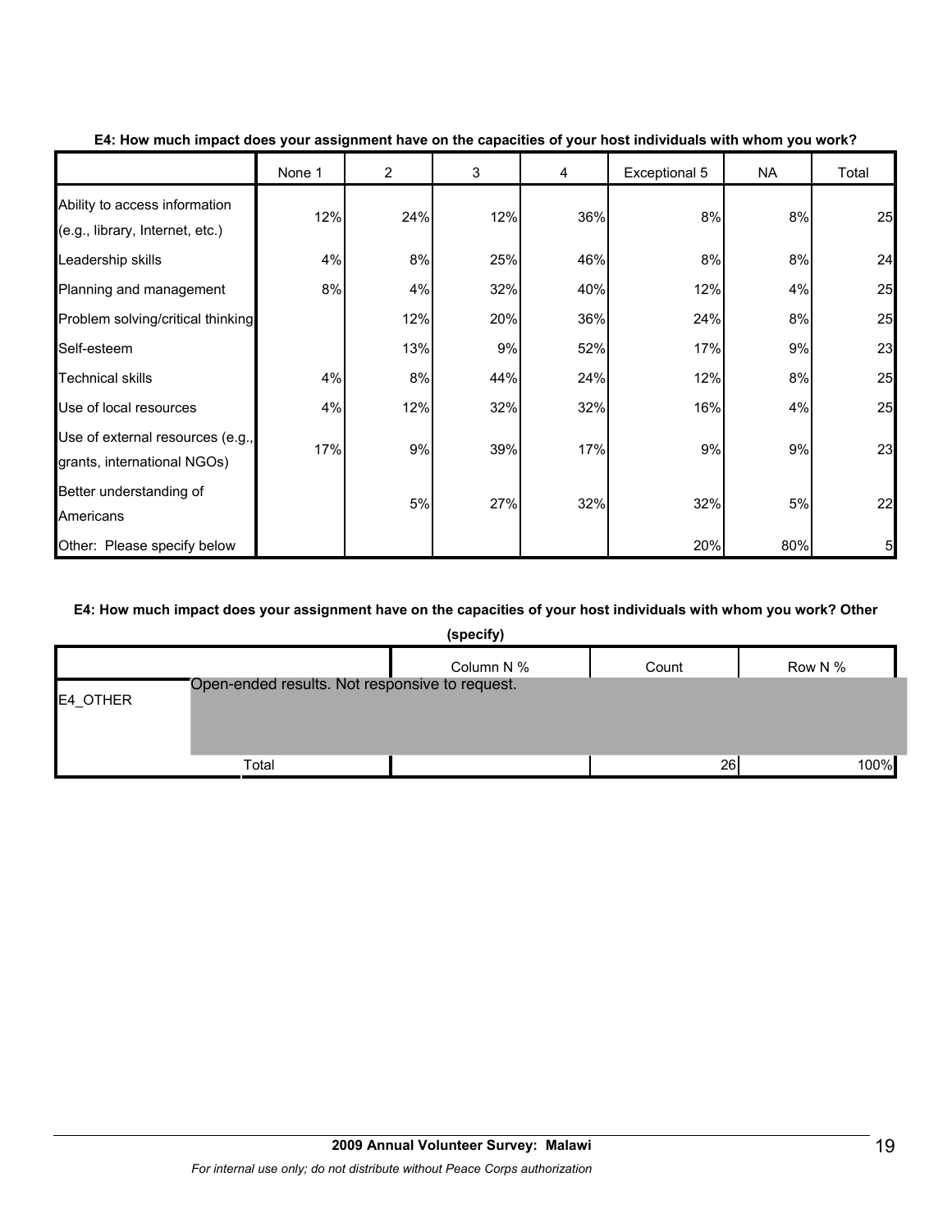**E4: How much impact does your assignment have on the capacities of your host individuals with whom you work?**

| | None 1 | 2 | 3 | 4 | Exceptional 5 | NA | Total |
|---|---|---|---|---|---|---|---|
| Ability to access information (e.g., library, Internet, etc.) | 12% | 24% | 12% | 36% | 8% | 8% | 25 |
| Leadership skills | 4% | 8% | 25% | 46% | 8% | 8% | 24 |
| Planning and management | 8% | 4% | 32% | 40% | 12% | 4% | 25 |
| Problem solving/critical thinking | | 12% | 20% | 36% | 24% | 8% | 25 |
| Self-esteem | | 13% | 9% | 52% | 17% | 9% | 23 |
| Technical skills | 4% | 8% | 44% | 24% | 12% | 8% | 25 |
| Use of local resources | 4% | 12% | 32% | 32% | 16% | 4% | 25 |
| Use of external resources (e.g., grants, international NGOs) | 17% | 9% | 39% | 17% | 9% | 9% | 23 |
| Better understanding of Americans | | 5% | 27% | 32% | 32% | 5% | 22 |
| Other: Please specify below | | | | | 20% | 80% | 5 |

**E4: How much impact does your assignment have on the capacities of your host individuals with whom you work? Other (specify)**

| | | Column N % | Count | Row N % |
|---|---|---|---|---|
| E4_OTHER | Open-ended results. Not responsive to request. | | | |
| | Total | | 26 | 100% |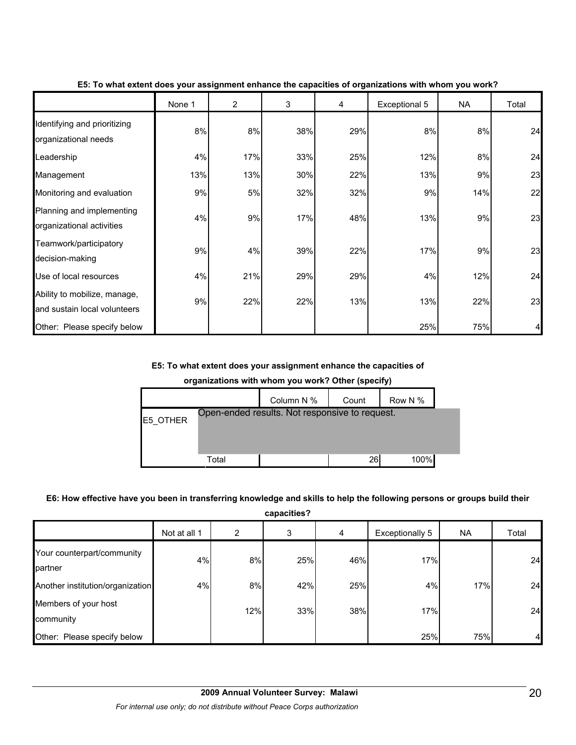**E5: To what extent does your assignment enhance the capacities of organizations with whom you work?**

| | None 1 | 2 | 3 | 4 | Exceptional 5 | NA | Total |
|---|---|---|---|---|---|---|---|
| Identifying and prioritizing organizational needs | 8% | 8% | 38% | 29% | 8% | 8% | 24 |
| Leadership | 4% | 17% | 33% | 25% | 12% | 8% | 24 |
| Management | 13% | 13% | 30% | 22% | 13% | 9% | 23 |
| Monitoring and evaluation | 9% | 5% | 32% | 32% | 9% | 14% | 22 |
| Planning and implementing organizational activities | 4% | 9% | 17% | 48% | 13% | 9% | 23 |
| Teamwork/participatory decision-making | 9% | 4% | 39% | 22% | 17% | 9% | 23 |
| Use of local resources | 4% | 21% | 29% | 29% | 4% | 12% | 24 |
| Ability to mobilize, manage, and sustain local volunteers | 9% | 22% | 22% | 13% | 13% | 22% | 23 |
| Other: Please specify below | | | | | 25% | 75% | 4 |

**E5: To what extent does your assignment enhance the capacities of organizations with whom you work? Other (specify)**

| | | Column N % | Count | Row N % |
|---|---|---|---|---|
| E5_OTHER | Open-ended results. Not responsive to request. | | | |
| | Total | | 26 | 100% |

**E6: How effective have you been in transferring knowledge and skills to help the following persons or groups build their capacities?**

| | Not at all 1 | 2 | 3 | 4 | Exceptionally 5 | NA | Total |
|---|---|---|---|---|---|---|---|
| Your counterpart/community partner | 4% | 8% | 25% | 46% | 17% | | 24 |
| Another institution/organization | 4% | 8% | 42% | 25% | 4% | 17% | 24 |
| Members of your host community | | 12% | 33% | 38% | 17% | | 24 |
| Other: Please specify below | | | | | 25% | 75% | 4 |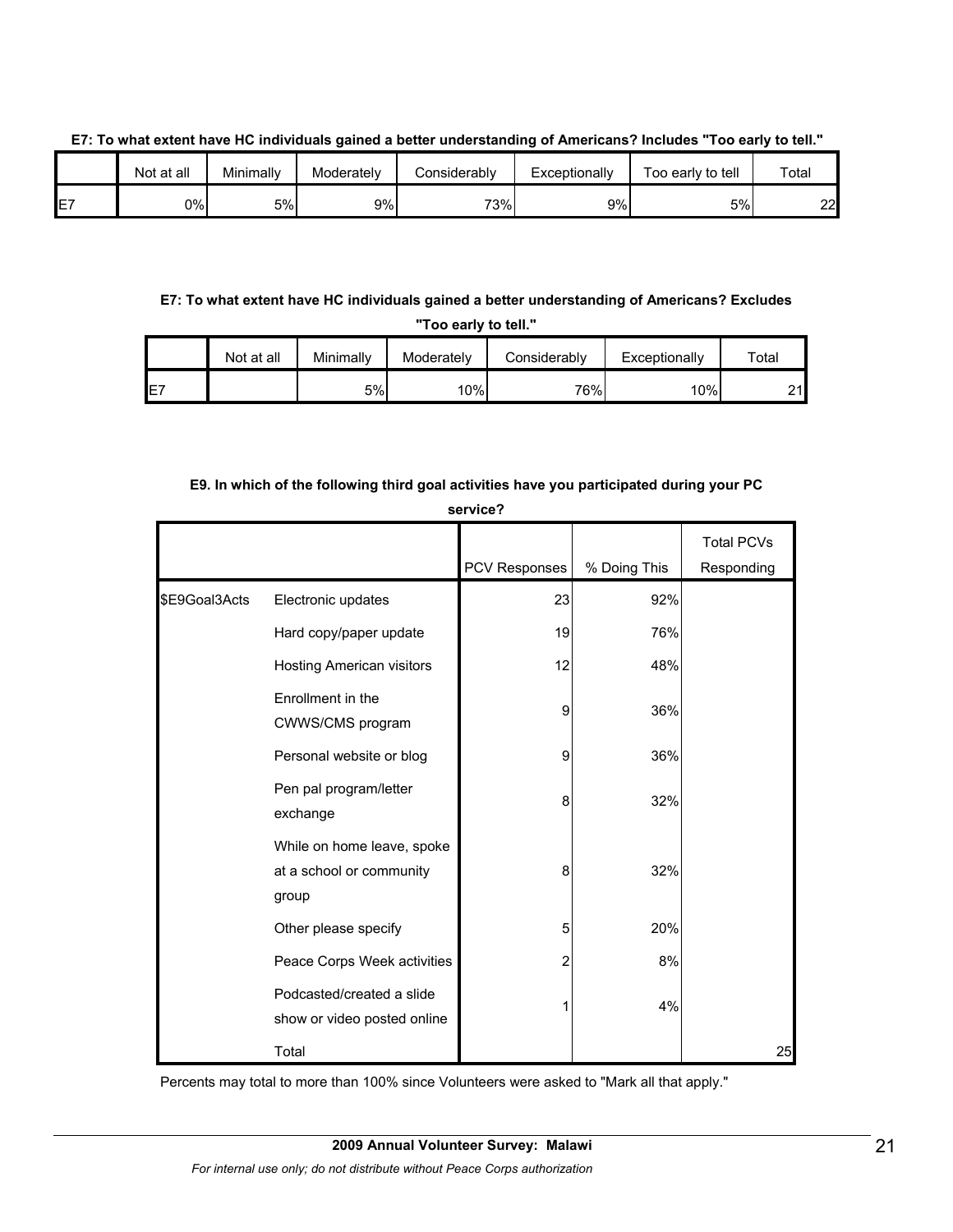**E7: To what extent have HC individuals gained a better understanding of Americans? Includes "Too early to tell."**

| | Not at all | Minimally | Moderately | Considerably | Exceptionally | Too early to tell | Total |
|---|---|---|---|---|---|---|---|
| E7 | 0% | 5% | 9% | 73% | 9% | 5% | 22 |

**E7: To what extent have HC individuals gained a better understanding of Americans? Excludes "Too early to tell."**

| | Not at all | Minimally | Moderately | Considerably | Exceptionally | Total |
|---|---|---|---|---|---|---|
| E7 | | 5% | 10% | 76% | 10% | 21 |

**E9. In which of the following third goal activities have you participated during your PC service?**

| | | PCV Responses | % Doing This | Total PCVs Responding |
|---|---|---|---|---|
| $E9Goal3Acts | Electronic updates | 23 | 92% | |
| | Hard copy/paper update | 19 | 76% | |
| | Hosting American visitors | 12 | 48% | |
| | Enrollment in the CWWS/CMS program | 9 | 36% | |
| | Personal website or blog | 9 | 36% | |
| | Pen pal program/letter exchange | 8 | 32% | |
| | While on home leave, spoke at a school or community group | 8 | 32% | |
| | Other please specify | 5 | 20% | |
| | Peace Corps Week activities | 2 | 8% | |
| | Podcasted/created a slide show or video posted online | 1 | 4% | |
| | Total | | | 25 |

Percents may total to more than 100% since Volunteers were asked to "Mark all that apply."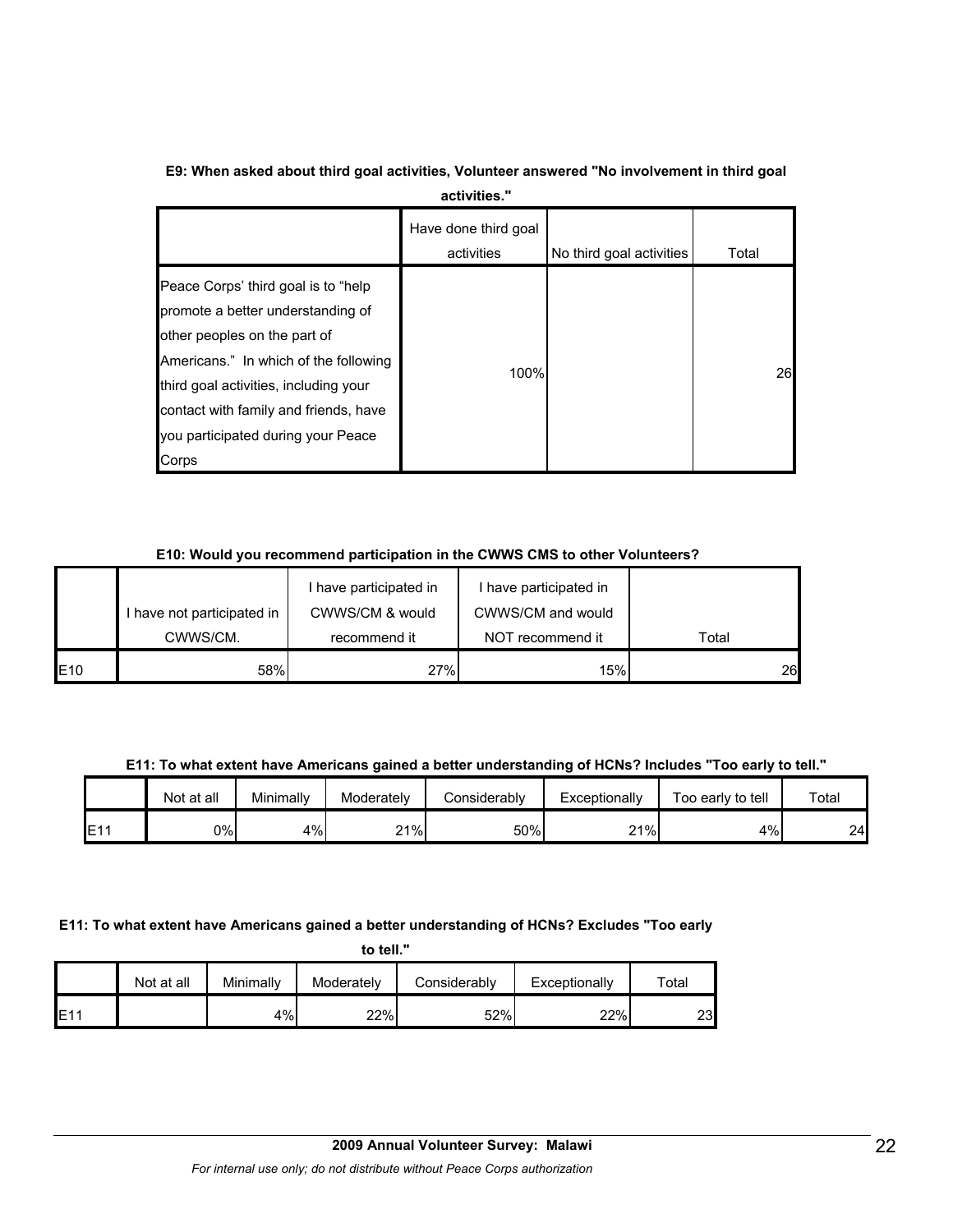**E9: When asked about third goal activities, Volunteer answered "No involvement in third goal activities."**

| | Have done third goal activities | No third goal activities | Total |
|---|---|---|---|
| Peace Corps' third goal is to "help promote a better understanding of other peoples on the part of Americans." In which of the following third goal activities, including your contact with family and friends, have you participated during your Peace Corps | 100% | | 26 |

**E10: Would you recommend participation in the CWWS CMS to other Volunteers?**

| | I have not participated in CWWS/CM. | I have participated in CWWS/CM & would recommend it | I have participated in CWWS/CM and would NOT recommend it | Total |
|---|---|---|---|---|
| E10 | 58% | 27% | 15% | 26 |

**E11: To what extent have Americans gained a better understanding of HCNs? Includes "Too early to tell."**

| | Not at all | Minimally | Moderately | Considerably | Exceptionally | Too early to tell | Total |
|---|---|---|---|---|---|---|---|
| E11 | 0% | 4% | 21% | 50% | 21% | 4% | 24 |

**E11: To what extent have Americans gained a better understanding of HCNs? Excludes "Too early to tell."**

| | Not at all | Minimally | Moderately | Considerably | Exceptionally | Total |
|---|---|---|---|---|---|---|
| E11 | | 4% | 22% | 52% | 22% | 23 |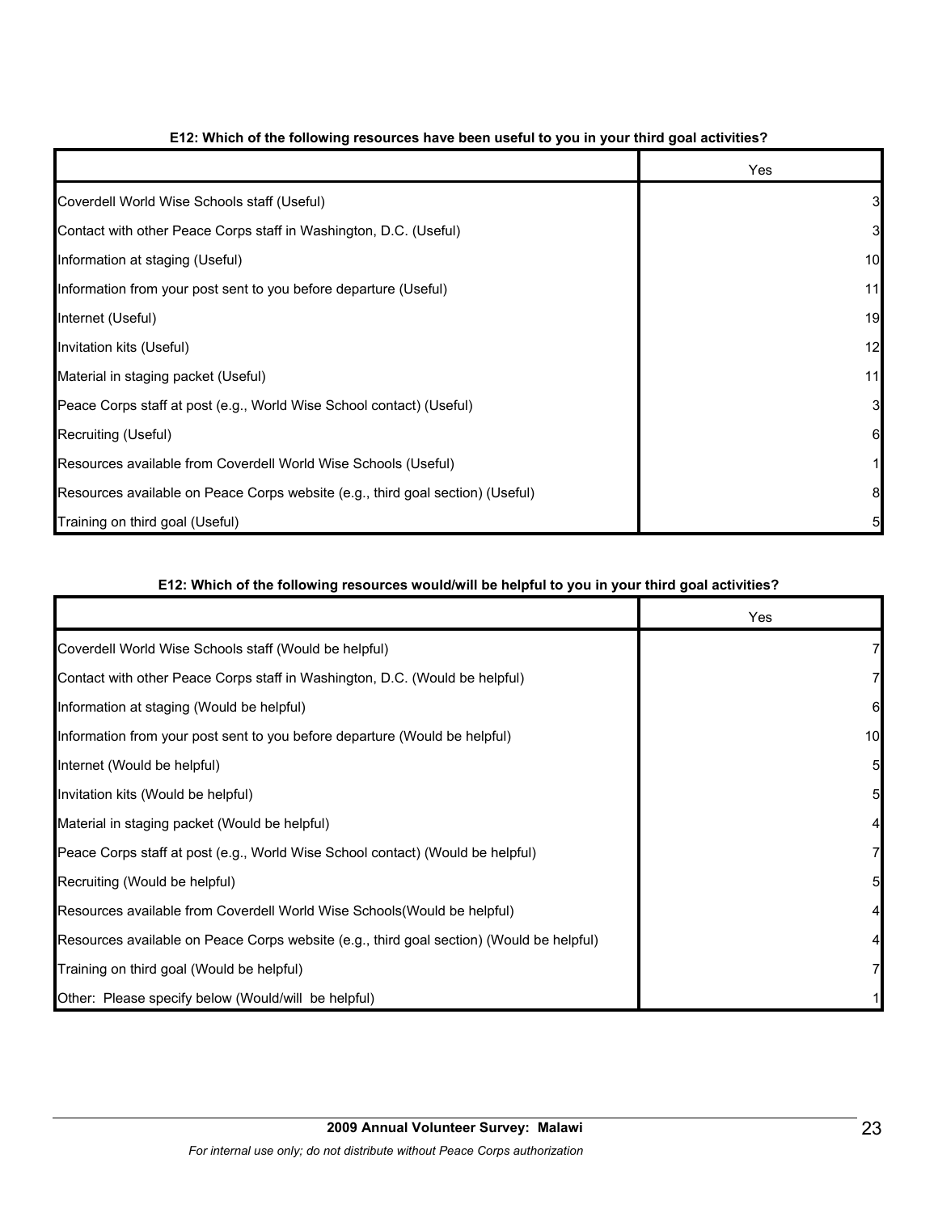**E12: Which of the following resources have been useful to you in your third goal activities?**

| | Yes |
|---|---|
| Coverdell World Wise Schools staff (Useful) | 3 |
| Contact with other Peace Corps staff in Washington, D.C. (Useful) | 3 |
| Information at staging (Useful) | 10 |
| Information from your post sent to you before departure (Useful) | 11 |
| Internet (Useful) | 19 |
| Invitation kits (Useful) | 12 |
| Material in staging packet (Useful) | 11 |
| Peace Corps staff at post (e.g., World Wise School contact) (Useful) | 3 |
| Recruiting (Useful) | 6 |
| Resources available from Coverdell World Wise Schools (Useful) | 1 |
| Resources available on Peace Corps website (e.g., third goal section) (Useful) | 8 |
| Training on third goal (Useful) | 5 |

**E12: Which of the following resources would/will be helpful to you in your third goal activities?**

| | Yes |
|---|---|
| Coverdell World Wise Schools staff (Would be helpful) | 7 |
| Contact with other Peace Corps staff in Washington, D.C. (Would be helpful) | 7 |
| Information at staging (Would be helpful) | 6 |
| Information from your post sent to you before departure (Would be helpful) | 10 |
| Internet (Would be helpful) | 5 |
| Invitation kits (Would be helpful) | 5 |
| Material in staging packet (Would be helpful) | 4 |
| Peace Corps staff at post (e.g., World Wise School contact) (Would be helpful) | 7 |
| Recruiting (Would be helpful) | 5 |
| Resources available from Coverdell World Wise Schools(Would be helpful) | 4 |
| Resources available on Peace Corps website (e.g., third goal section) (Would be helpful) | 4 |
| Training on third goal (Would be helpful) | 7 |
| Other: Please specify below (Would/will be helpful) | 1 |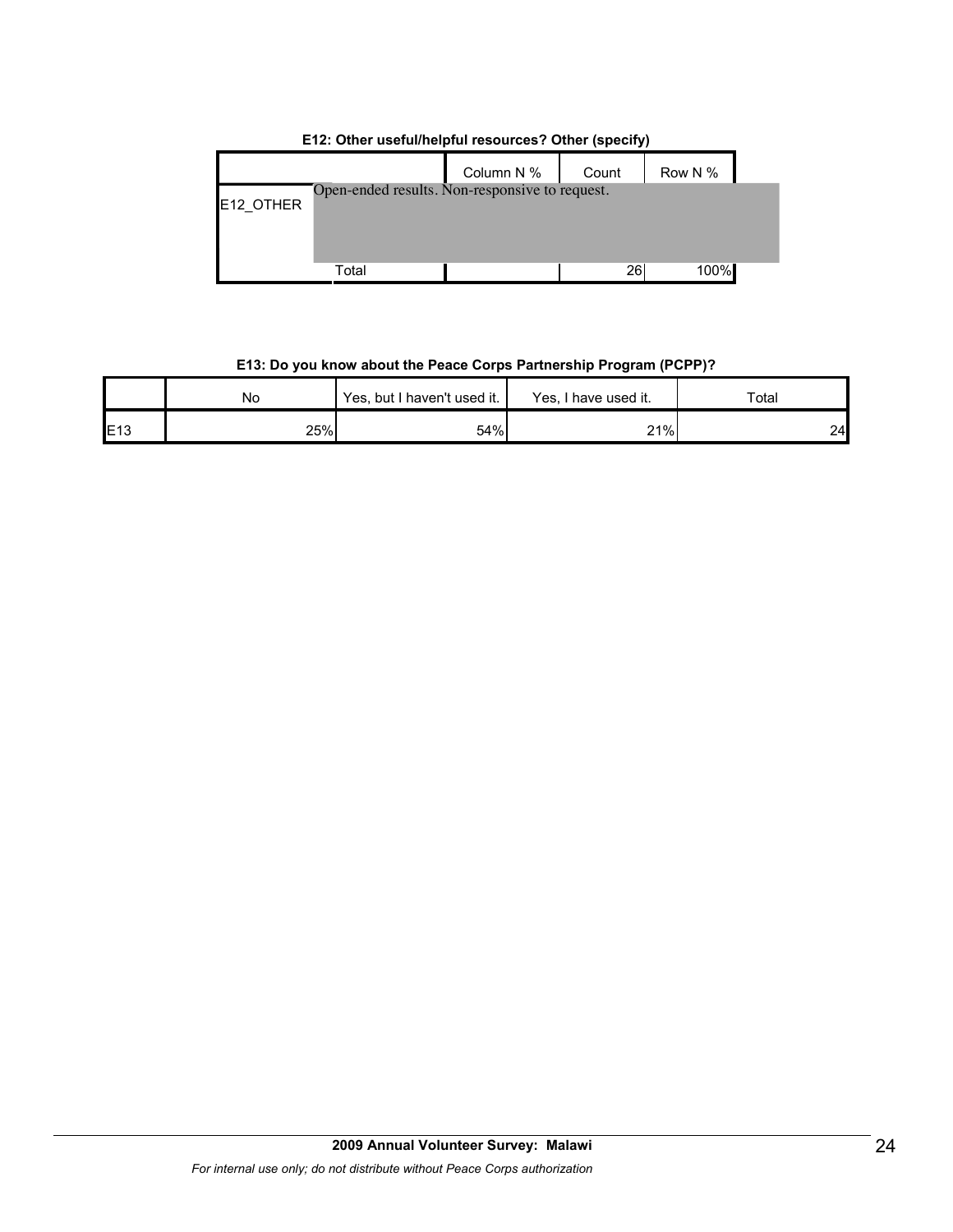**E12: Other useful/helpful resources? Other (specify)**

| | | Column N % | Count | Row N % |
|---|---|---|---|---|
| E12_OTHER | Open-ended results. Non-responsive to request. | | | |
| | Total | | 26 | 100% |

**E13: Do you know about the Peace Corps Partnership Program (PCPP)?**

| | No | Yes, but I haven't used it. | Yes, I have used it. | Total |
|---|---|---|---|---|
| E13 | 25% | 54% | 21% | 24 |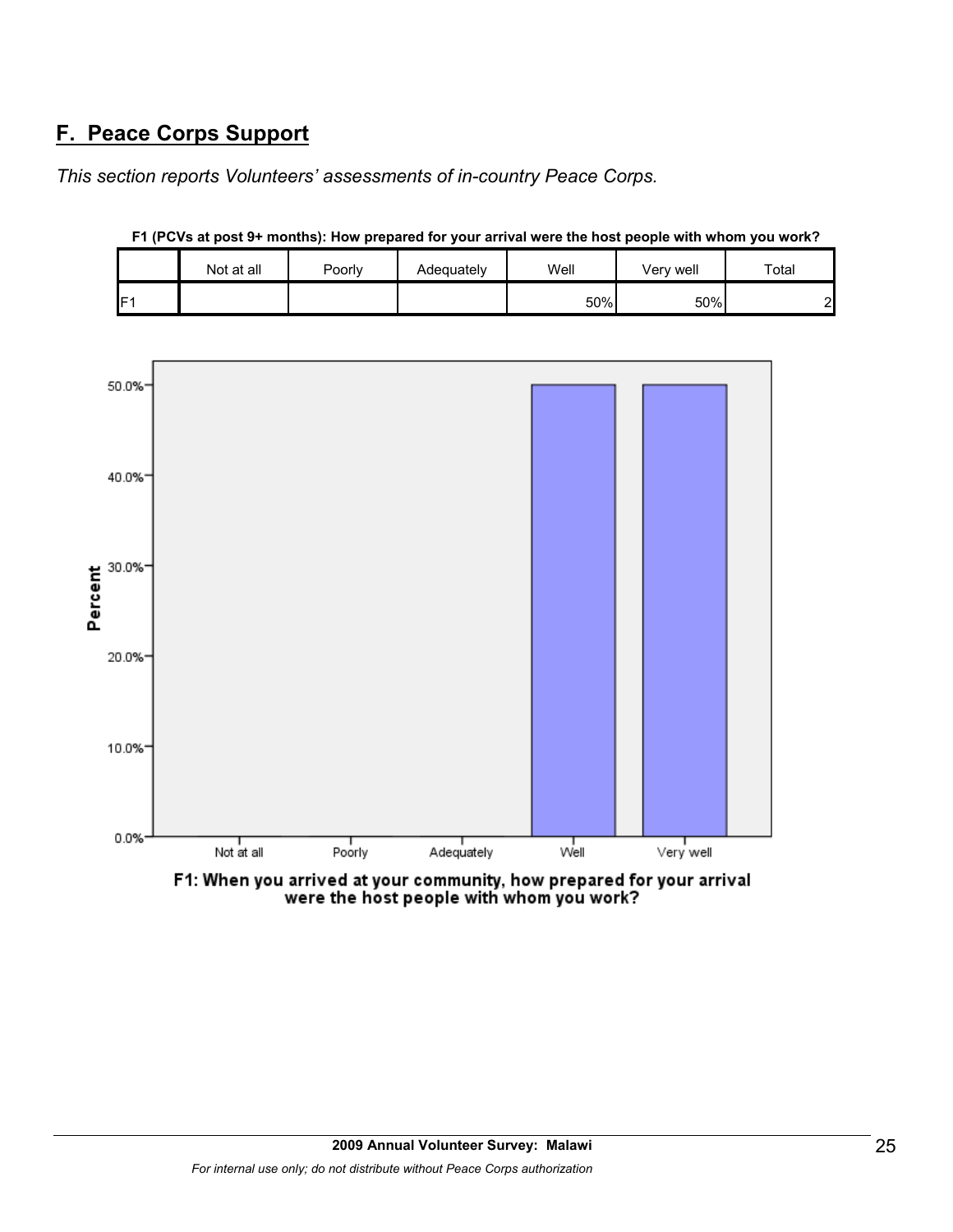## F. Peace Corps Support

*This section reports Volunteers' assessments of in-country Peace Corps.*

**F1 (PCVs at post 9+ months): How prepared for your arrival were the host people with whom you work?**

| | Not at all | Poorly | Adequately | Well | Very well | Total |
|---|---|---|---|---|---|---|
| F1 | | | | 50% | 50% | 2 |

F1: When you arrived at your community, how prepared for your arrival were the host people with whom you work?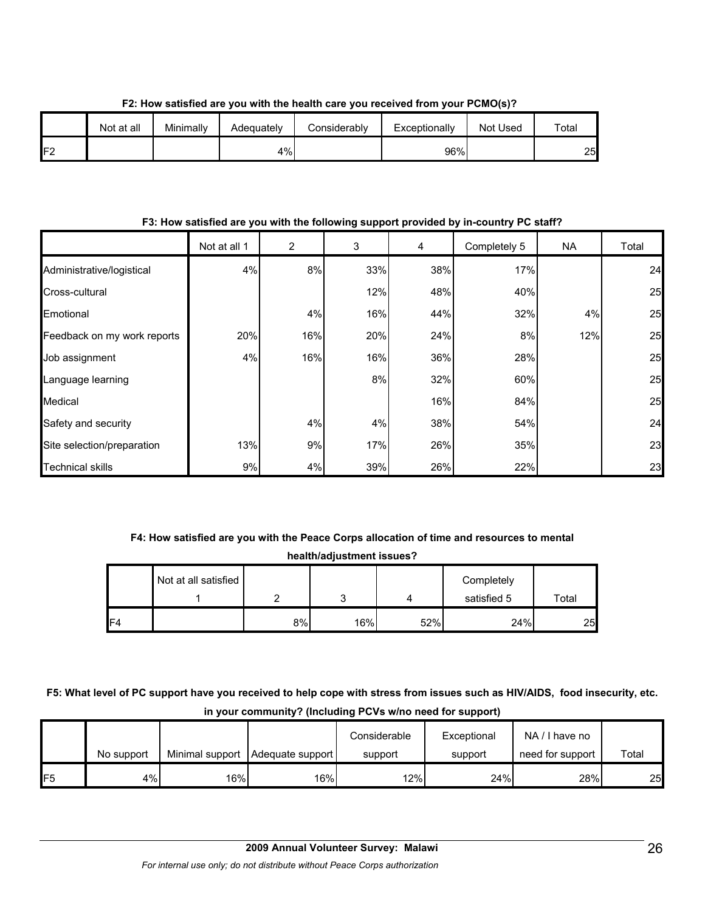**F2: How satisfied are you with the health care you received from your PCMO(s)?**

| | Not at all | Minimally | Adequately | Considerably | Exceptionally | Not Used | Total |
|---|---|---|---|---|---|---|---|
| F2 | | | 4% | | 96% | | 25 |

**F3: How satisfied are you with the following support provided by in-country PC staff?**

| | Not at all 1 | 2 | 3 | 4 | Completely 5 | NA | Total |
|---|---|---|---|---|---|---|---|
| Administrative/logistical | 4% | 8% | 33% | 38% | 17% | | 24 |
| Cross-cultural | | | 12% | 48% | 40% | | 25 |
| Emotional | | 4% | 16% | 44% | 32% | 4% | 25 |
| Feedback on my work reports | 20% | 16% | 20% | 24% | 8% | 12% | 25 |
| Job assignment | 4% | 16% | 16% | 36% | 28% | | 25 |
| Language learning | | | 8% | 32% | 60% | | 25 |
| Medical | | | | 16% | 84% | | 25 |
| Safety and security | | 4% | 4% | 38% | 54% | | 24 |
| Site selection/preparation | 13% | 9% | 17% | 26% | 35% | | 23 |
| Technical skills | 9% | 4% | 39% | 26% | 22% | | 23 |

**F4: How satisfied are you with the Peace Corps allocation of time and resources to mental health/adjustment issues?**

| | Not at all satisfied 1 | 2 | 3 | 4 | Completely satisfied 5 | Total |
|---|---|---|---|---|---|---|
| F4 | | 8% | 16% | 52% | 24% | 25 |

**F5: What level of PC support have you received to help cope with stress from issues such as HIV/AIDS, food insecurity, etc. in your community? (Including PCVs w/no need for support)**

| | No support | Minimal support | Adequate support | Considerable support | Exceptional support | NA / I have no need for support | Total |
|---|---|---|---|---|---|---|---|
| F5 | 4% | 16% | 16% | 12% | 24% | 28% | 25 |

**2009 Annual Volunteer Survey: Malawi**

*For internal use only; do not distribute without Peace Corps authorization*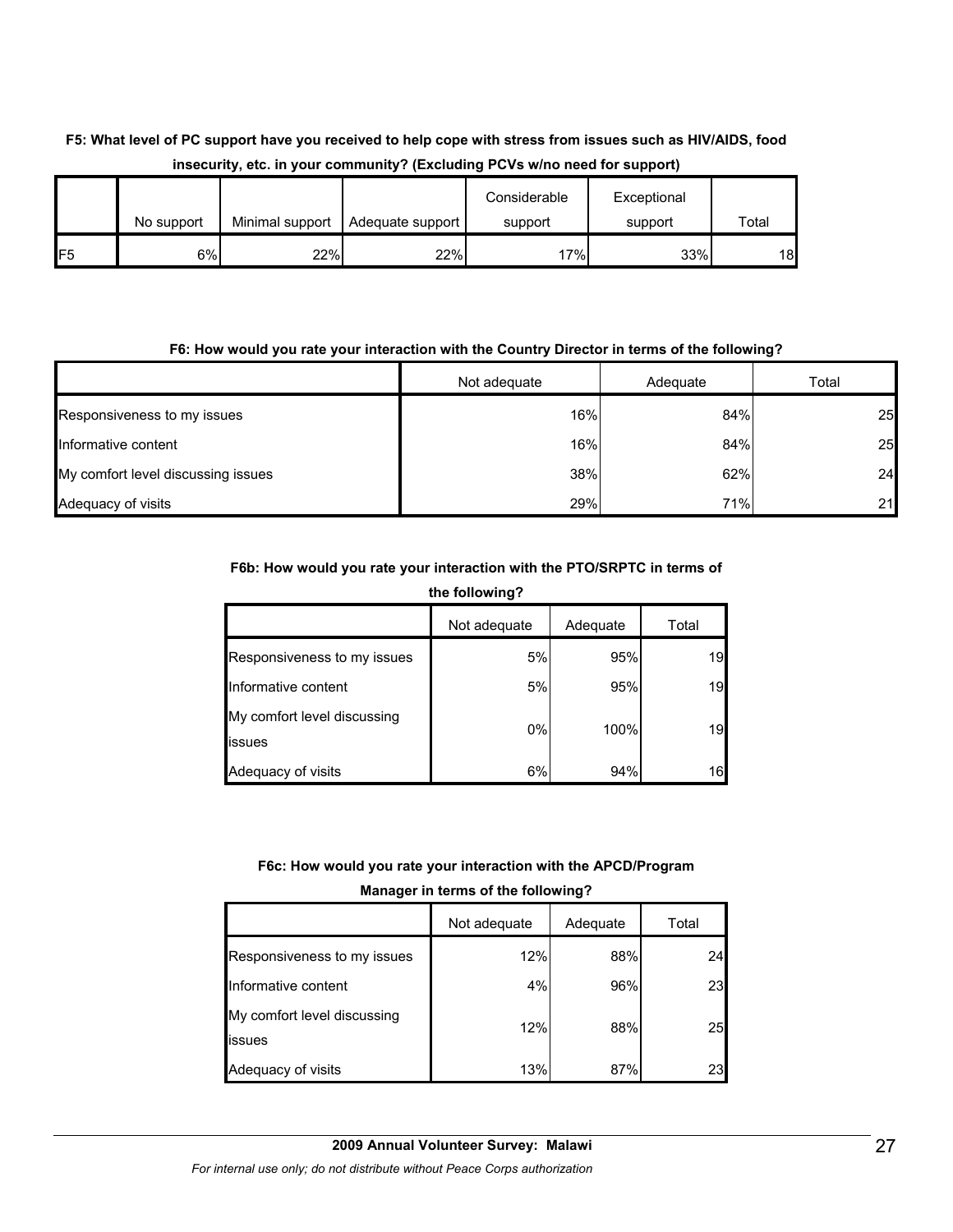**F5: What level of PC support have you received to help cope with stress from issues such as HIV/AIDS, food insecurity, etc. in your community? (Excluding PCVs w/no need for support)**

| | No support | Minimal support | Adequate support | Considerable support | Exceptional support | Total |
|---|---|---|---|---|---|---|
| F5 | 6% | 22% | 22% | 17% | 33% | 18 |

**F6: How would you rate your interaction with the Country Director in terms of the following?**

| | Not adequate | Adequate | Total |
|---|---|---|---|
| Responsiveness to my issues | 16% | 84% | 25 |
| Informative content | 16% | 84% | 25 |
| My comfort level discussing issues | 38% | 62% | 24 |
| Adequacy of visits | 29% | 71% | 21 |

**F6b: How would you rate your interaction with the PTO/SRPTC in terms of the following?**

| | Not adequate | Adequate | Total |
|---|---|---|---|
| Responsiveness to my issues | 5% | 95% | 19 |
| Informative content | 5% | 95% | 19 |
| My comfort level discussing issues | 0% | 100% | 19 |
| Adequacy of visits | 6% | 94% | 16 |

**F6c: How would you rate your interaction with the APCD/Program Manager in terms of the following?**

| | Not adequate | Adequate | Total |
|---|---|---|---|
| Responsiveness to my issues | 12% | 88% | 24 |
| Informative content | 4% | 96% | 23 |
| My comfort level discussing issues | 12% | 88% | 25 |
| Adequacy of visits | 13% | 87% | 23 |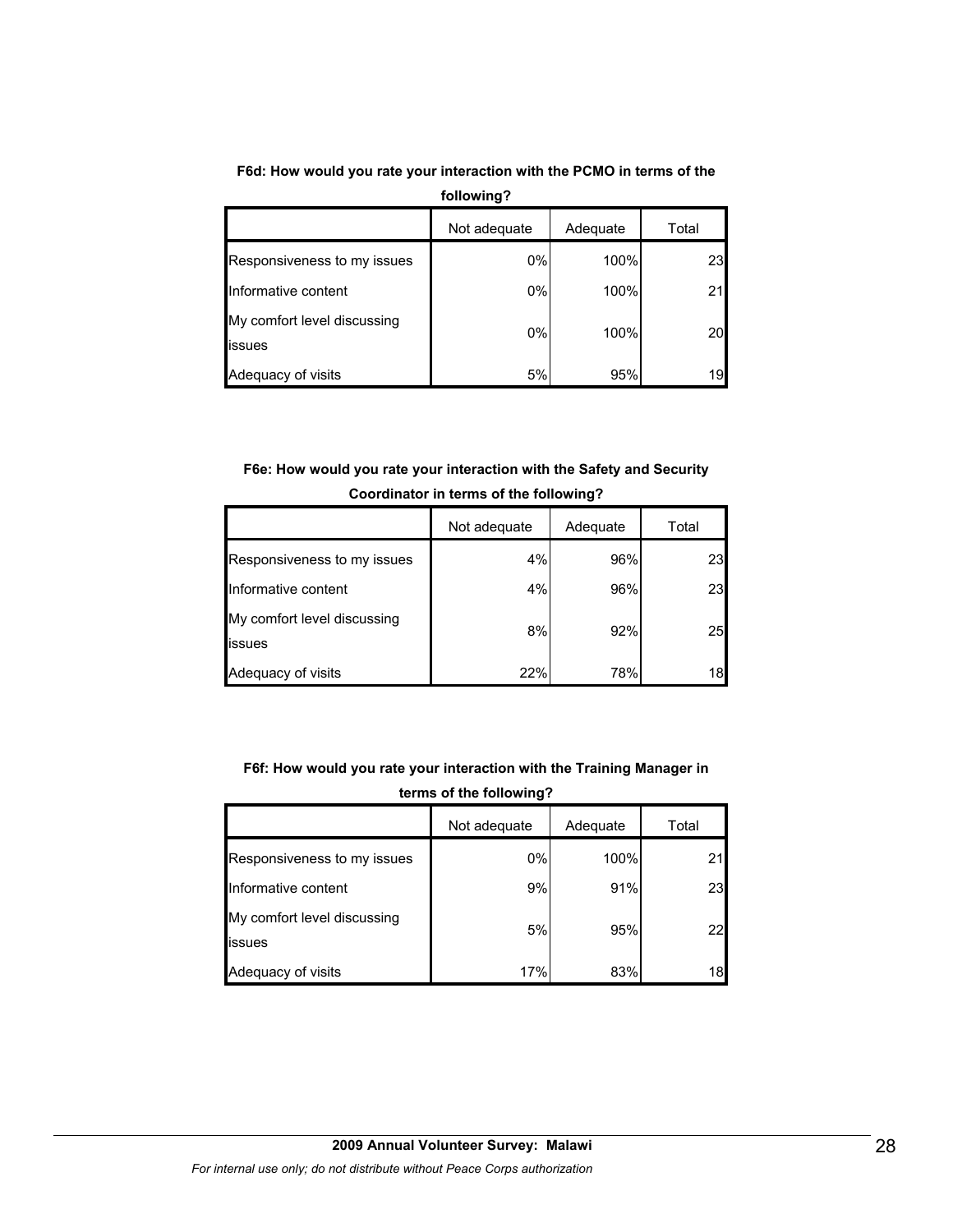**F6d: How would you rate your interaction with the PCMO in terms of the following?**

| | Not adequate | Adequate | Total |
|---|---|---|---|
| Responsiveness to my issues | 0% | 100% | 23 |
| Informative content | 0% | 100% | 21 |
| My comfort level discussing issues | 0% | 100% | 20 |
| Adequacy of visits | 5% | 95% | 19 |

**F6e: How would you rate your interaction with the Safety and Security Coordinator in terms of the following?**

| | Not adequate | Adequate | Total |
|---|---|---|---|
| Responsiveness to my issues | 4% | 96% | 23 |
| Informative content | 4% | 96% | 23 |
| My comfort level discussing issues | 8% | 92% | 25 |
| Adequacy of visits | 22% | 78% | 18 |

**F6f: How would you rate your interaction with the Training Manager in terms of the following?**

| | Not adequate | Adequate | Total |
|---|---|---|---|
| Responsiveness to my issues | 0% | 100% | 21 |
| Informative content | 9% | 91% | 23 |
| My comfort level discussing issues | 5% | 95% | 22 |
| Adequacy of visits | 17% | 83% | 18 |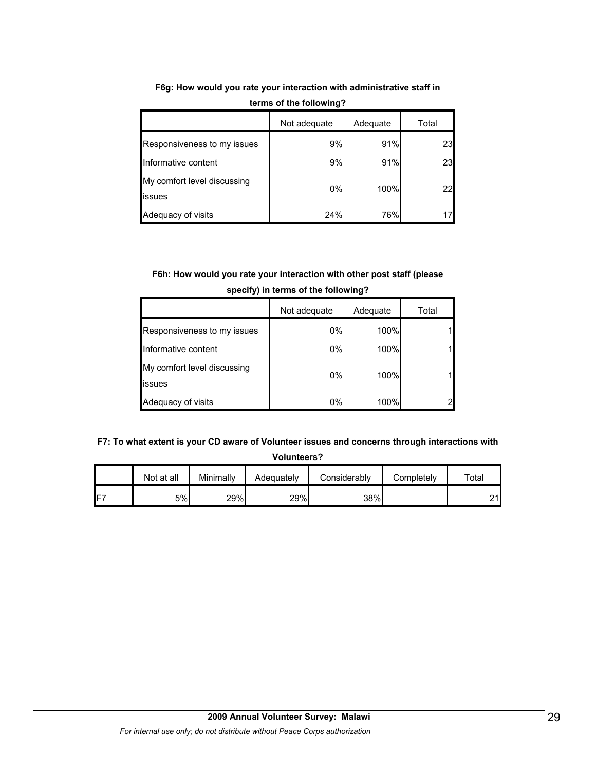**F6g: How would you rate your interaction with administrative staff in terms of the following?**

| | Not adequate | Adequate | Total |
|---|---|---|---|
| Responsiveness to my issues | 9% | 91% | 23 |
| Informative content | 9% | 91% | 23 |
| My comfort level discussing issues | 0% | 100% | 22 |
| Adequacy of visits | 24% | 76% | 17 |

**F6h: How would you rate your interaction with other post staff (please specify) in terms of the following?**

| | Not adequate | Adequate | Total |
|---|---|---|---|
| Responsiveness to my issues | 0% | 100% | 1 |
| Informative content | 0% | 100% | 1 |
| My comfort level discussing issues | 0% | 100% | 1 |
| Adequacy of visits | 0% | 100% | 2 |

**F7: To what extent is your CD aware of Volunteer issues and concerns through interactions with Volunteers?**

| | Not at all | Minimally | Adequately | Considerably | Completely | Total |
|---|---|---|---|---|---|---|
| F7 | 5% | 29% | 29% | 38% | | 21 |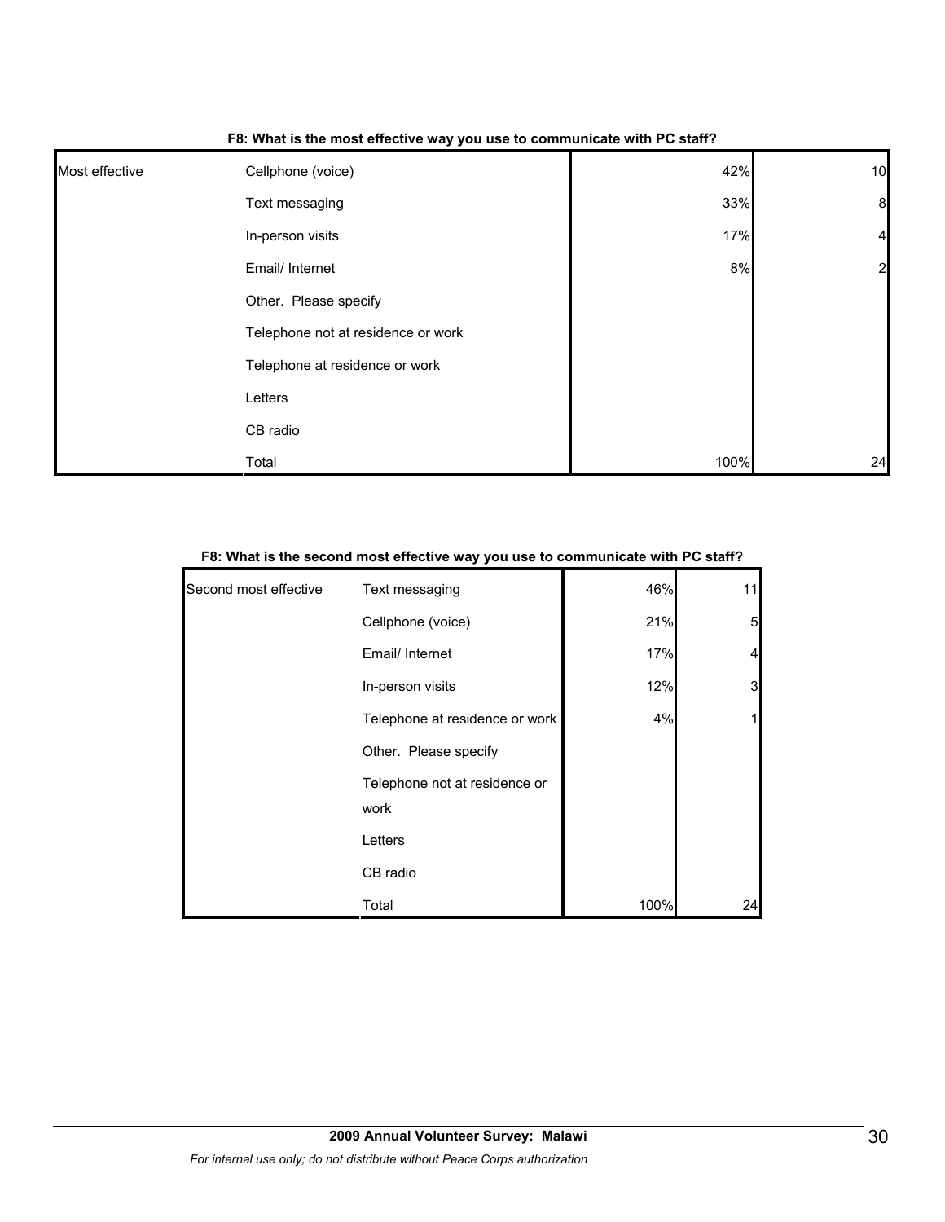**F8: What is the most effective way you use to communicate with PC staff?**

| | | | |
|---|---|---|---|
| Most effective | Cellphone (voice) | 42% | 10 |
| | Text messaging | 33% | 8 |
| | In-person visits | 17% | 4 |
| | Email/ Internet | 8% | 2 |
| | Other. Please specify | | |
| | Telephone not at residence or work | | |
| | Telephone at residence or work | | |
| | Letters | | |
| | CB radio | | |
| | Total | 100% | 24 |

**F8: What is the second most effective way you use to communicate with PC staff?**

| | | | |
|---|---|---|---|
| Second most effective | Text messaging | 46% | 11 |
| | Cellphone (voice) | 21% | 5 |
| | Email/ Internet | 17% | 4 |
| | In-person visits | 12% | 3 |
| | Telephone at residence or work | 4% | 1 |
| | Other. Please specify | | |
| | Telephone not at residence or work | | |
| | Letters | | |
| | CB radio | | |
| | Total | 100% | 24 |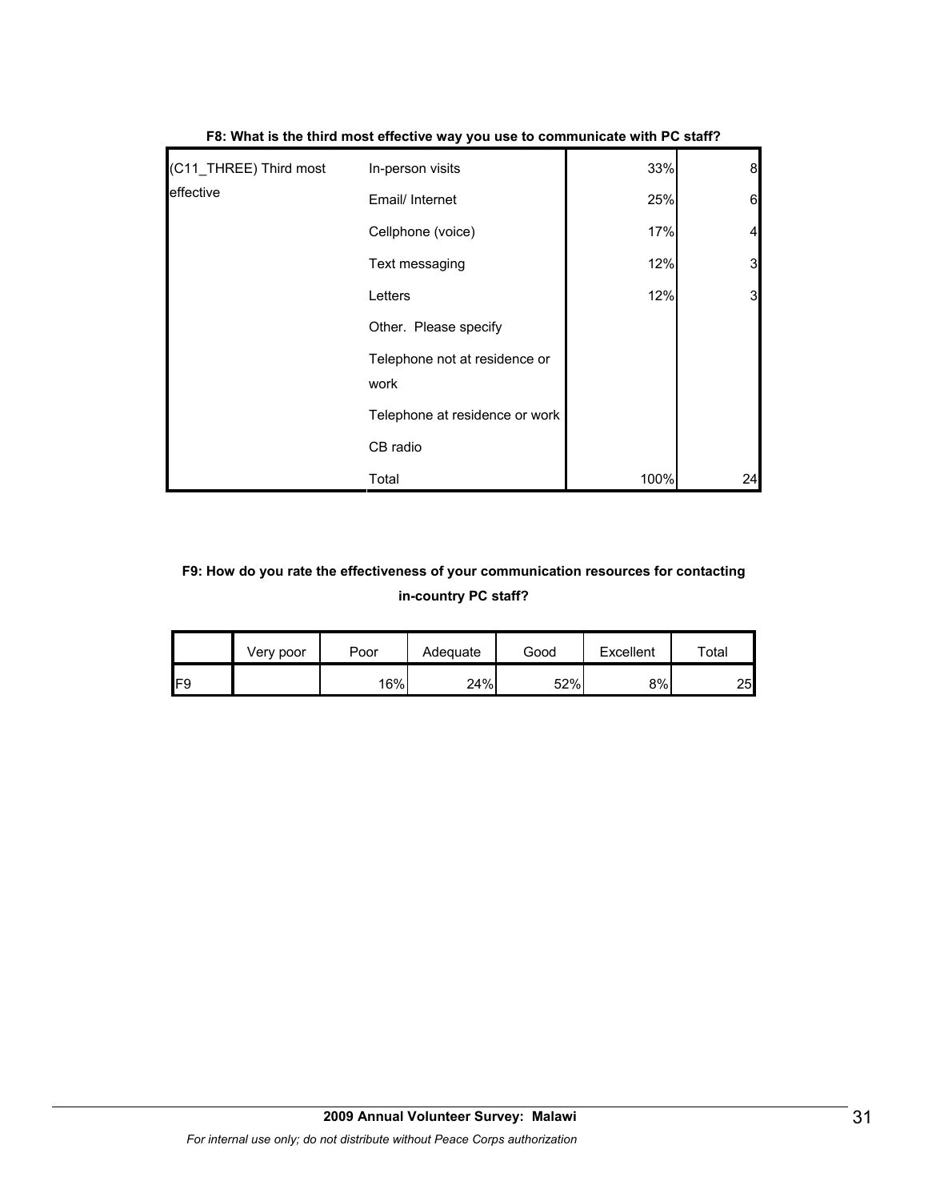**F8: What is the third most effective way you use to communicate with PC staff?**

| | | | |
|---|---|---|---|
| (C11_THREE) Third most effective | In-person visits | 33% | 8 |
| | Email/ Internet | 25% | 6 |
| | Cellphone (voice) | 17% | 4 |
| | Text messaging | 12% | 3 |
| | Letters | 12% | 3 |
| | Other. Please specify | | |
| | Telephone not at residence or work | | |
| | Telephone at residence or work | | |
| | CB radio | | |
| | Total | 100% | 24 |

**F9: How do you rate the effectiveness of your communication resources for contacting in-country PC staff?**

| | Very poor | Poor | Adequate | Good | Excellent | Total |
|---|---|---|---|---|---|---|
| F9 | | 16% | 24% | 52% | 8% | 25 |

**2009 Annual Volunteer Survey: Malawi**

*For internal use only; do not distribute without Peace Corps authorization*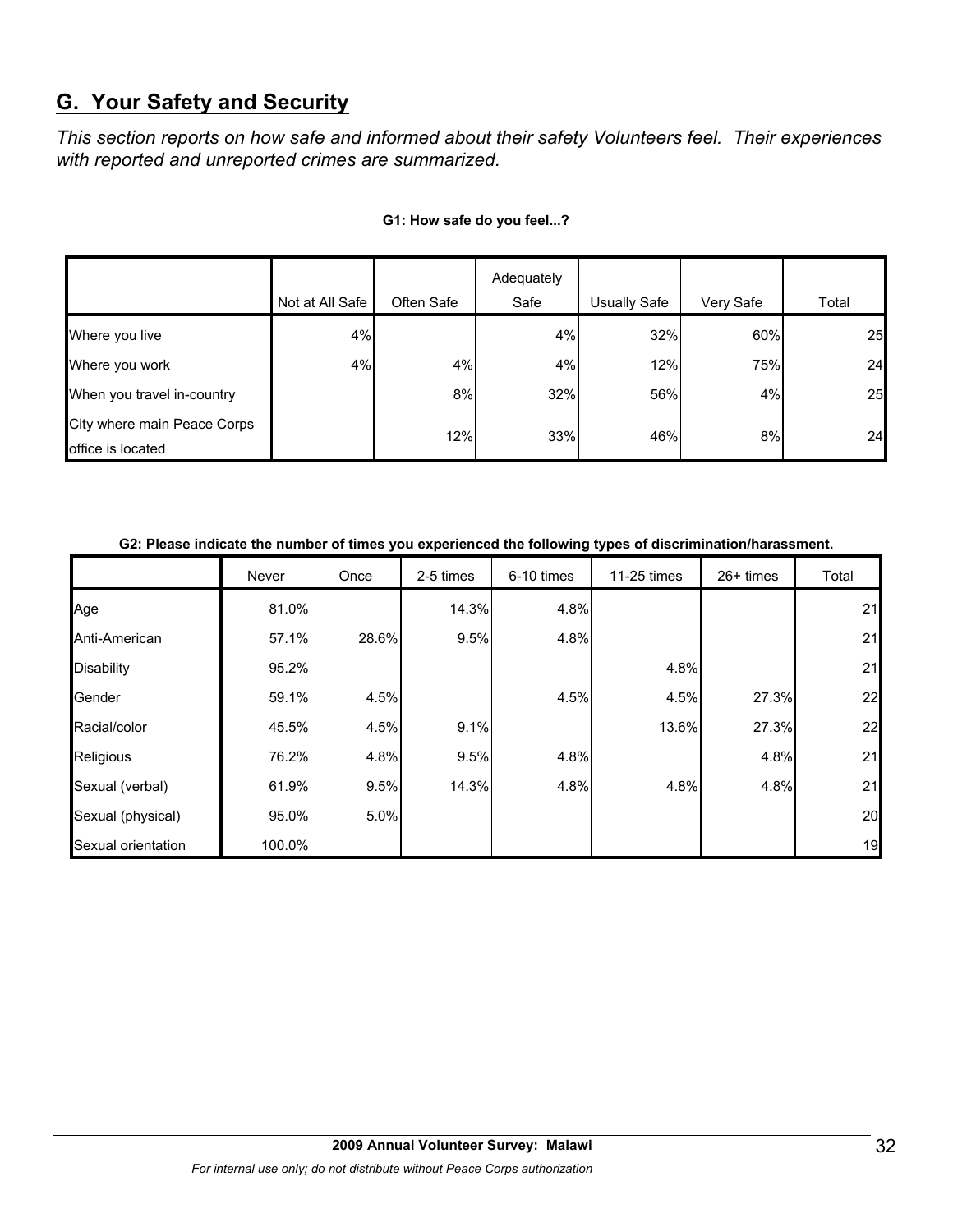## G. Your Safety and Security

*This section reports on how safe and informed about their safety Volunteers feel. Their experiences with reported and unreported crimes are summarized.*

**G1: How safe do you feel...?**

| | Not at All Safe | Often Safe | Adequately Safe | Usually Safe | Very Safe | Total |
|---|---|---|---|---|---|---|
| Where you live | 4% | | 4% | 32% | 60% | 25 |
| Where you work | 4% | 4% | 4% | 12% | 75% | 24 |
| When you travel in-country | | 8% | 32% | 56% | 4% | 25 |
| City where main Peace Corps office is located | | 12% | 33% | 46% | 8% | 24 |

**G2: Please indicate the number of times you experienced the following types of discrimination/harassment.**

| | Never | Once | 2-5 times | 6-10 times | 11-25 times | 26+ times | Total |
|---|---|---|---|---|---|---|---|
| Age | 81.0% | | 14.3% | 4.8% | | | 21 |
| Anti-American | 57.1% | 28.6% | 9.5% | 4.8% | | | 21 |
| Disability | 95.2% | | | | 4.8% | | 21 |
| Gender | 59.1% | 4.5% | | 4.5% | 4.5% | 27.3% | 22 |
| Racial/color | 45.5% | 4.5% | 9.1% | | 13.6% | 27.3% | 22 |
| Religious | 76.2% | 4.8% | 9.5% | 4.8% | | 4.8% | 21 |
| Sexual (verbal) | 61.9% | 9.5% | 14.3% | 4.8% | 4.8% | 4.8% | 21 |
| Sexual (physical) | 95.0% | 5.0% | | | | | 20 |
| Sexual orientation | 100.0% | | | | | | 19 |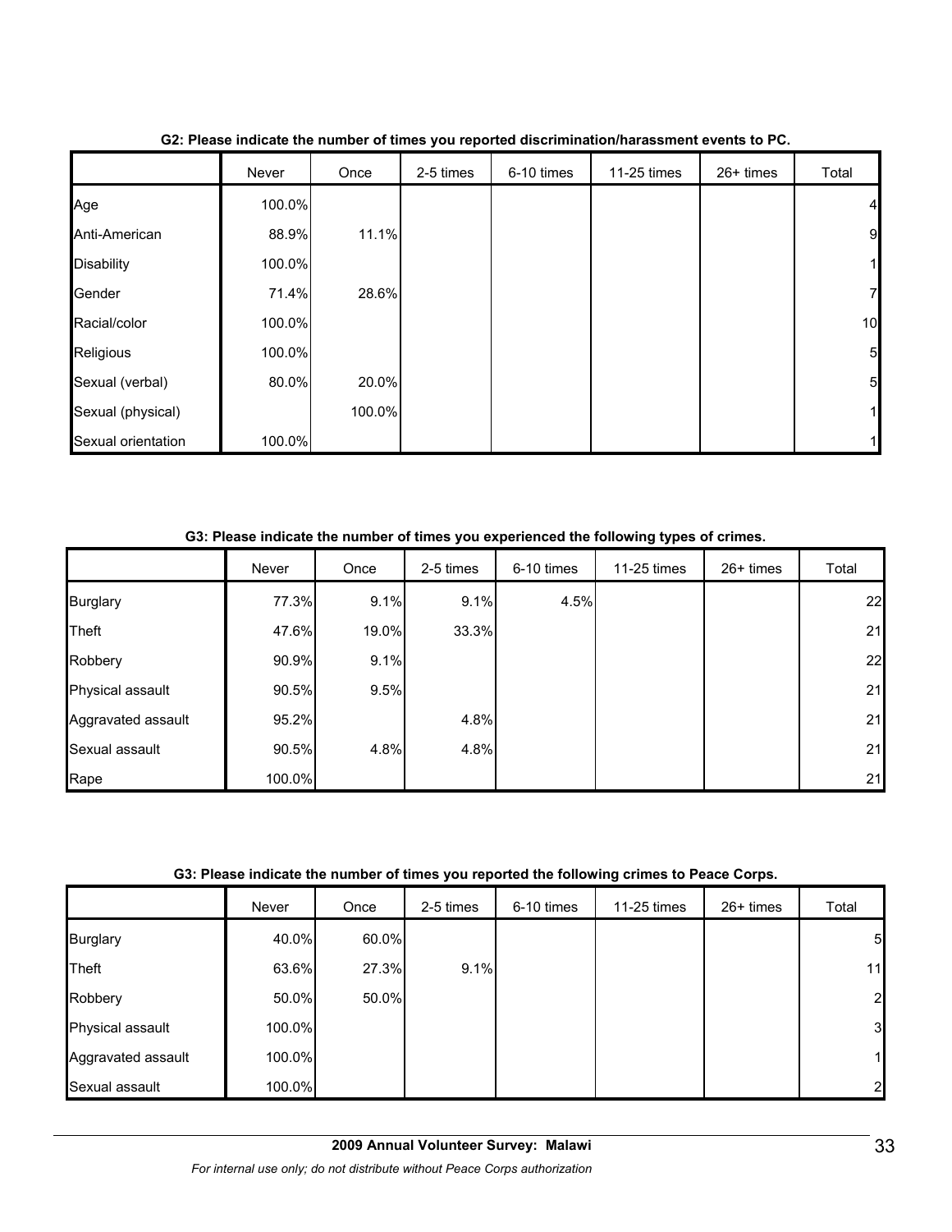**G2: Please indicate the number of times you reported discrimination/harassment events to PC.**

| | Never | Once | 2-5 times | 6-10 times | 11-25 times | 26+ times | Total |
|---|---|---|---|---|---|---|---|
| Age | 100.0% | | | | | | 4 |
| Anti-American | 88.9% | 11.1% | | | | | 9 |
| Disability | 100.0% | | | | | | 1 |
| Gender | 71.4% | 28.6% | | | | | 7 |
| Racial/color | 100.0% | | | | | | 10 |
| Religious | 100.0% | | | | | | 5 |
| Sexual (verbal) | 80.0% | 20.0% | | | | | 5 |
| Sexual (physical) | | 100.0% | | | | | 1 |
| Sexual orientation | 100.0% | | | | | | 1 |

**G3: Please indicate the number of times you experienced the following types of crimes.**

| | Never | Once | 2-5 times | 6-10 times | 11-25 times | 26+ times | Total |
|---|---|---|---|---|---|---|---|
| Burglary | 77.3% | 9.1% | 9.1% | 4.5% | | | 22 |
| Theft | 47.6% | 19.0% | 33.3% | | | | 21 |
| Robbery | 90.9% | 9.1% | | | | | 22 |
| Physical assault | 90.5% | 9.5% | | | | | 21 |
| Aggravated assault | 95.2% | | 4.8% | | | | 21 |
| Sexual assault | 90.5% | 4.8% | 4.8% | | | | 21 |
| Rape | 100.0% | | | | | | 21 |

**G3: Please indicate the number of times you reported the following crimes to Peace Corps.**

| | Never | Once | 2-5 times | 6-10 times | 11-25 times | 26+ times | Total |
|---|---|---|---|---|---|---|---|
| Burglary | 40.0% | 60.0% | | | | | 5 |
| Theft | 63.6% | 27.3% | 9.1% | | | | 11 |
| Robbery | 50.0% | 50.0% | | | | | 2 |
| Physical assault | 100.0% | | | | | | 3 |
| Aggravated assault | 100.0% | | | | | | 1 |
| Sexual assault | 100.0% | | | | | | 2 |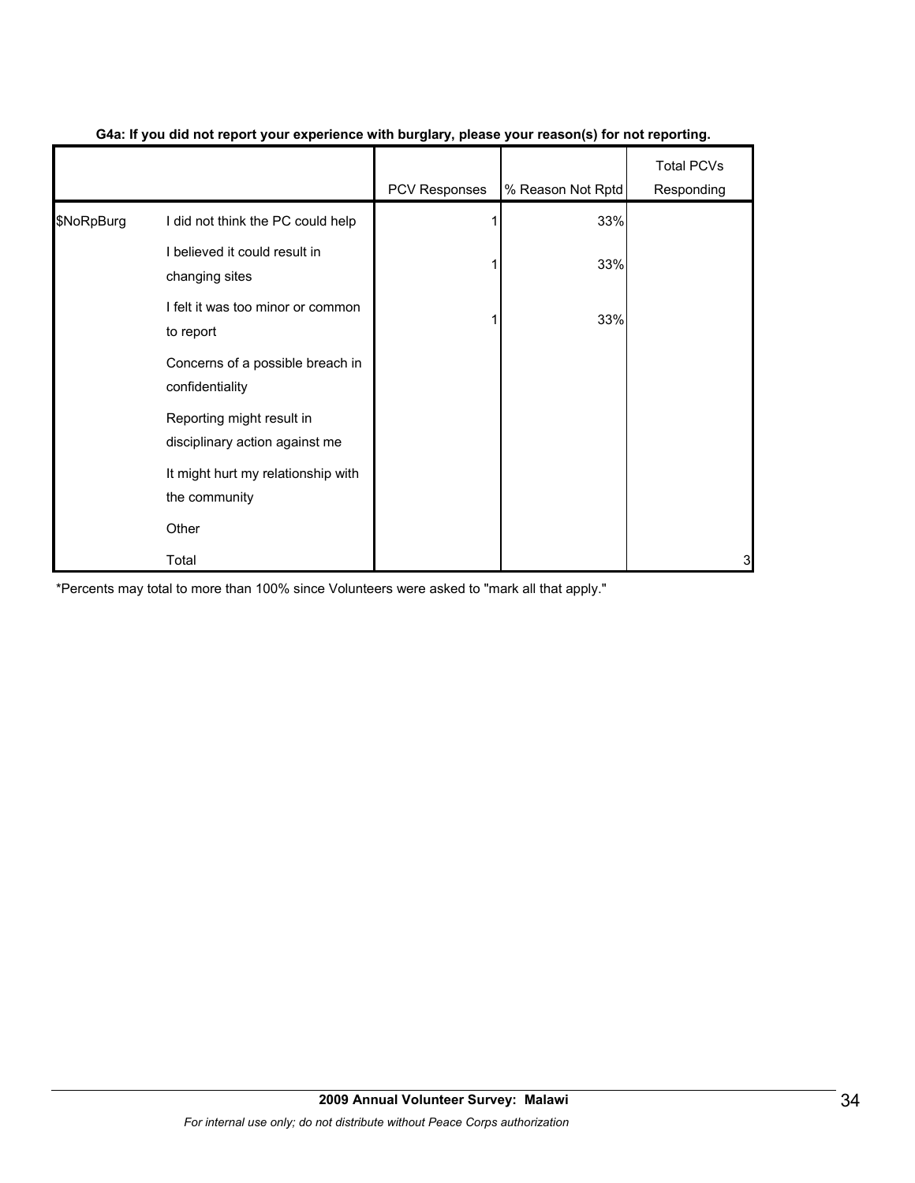**G4a: If you did not report your experience with burglary, please your reason(s) for not reporting.**

| | | PCV Responses | % Reason Not Rptd | Total PCVs Responding |
|---|---|---|---|---|
| $NoRpBurg | I did not think the PC could help | 1 | 33% | |
| | I believed it could result in changing sites | 1 | 33% | |
| | I felt it was too minor or common to report | 1 | 33% | |
| | Concerns of a possible breach in confidentiality | | | |
| | Reporting might result in disciplinary action against me | | | |
| | It might hurt my relationship with the community | | | |
| | Other | | | |
| | Total | | | 3 |

*Percents may total to more than 100% since Volunteers were asked to "mark all that apply."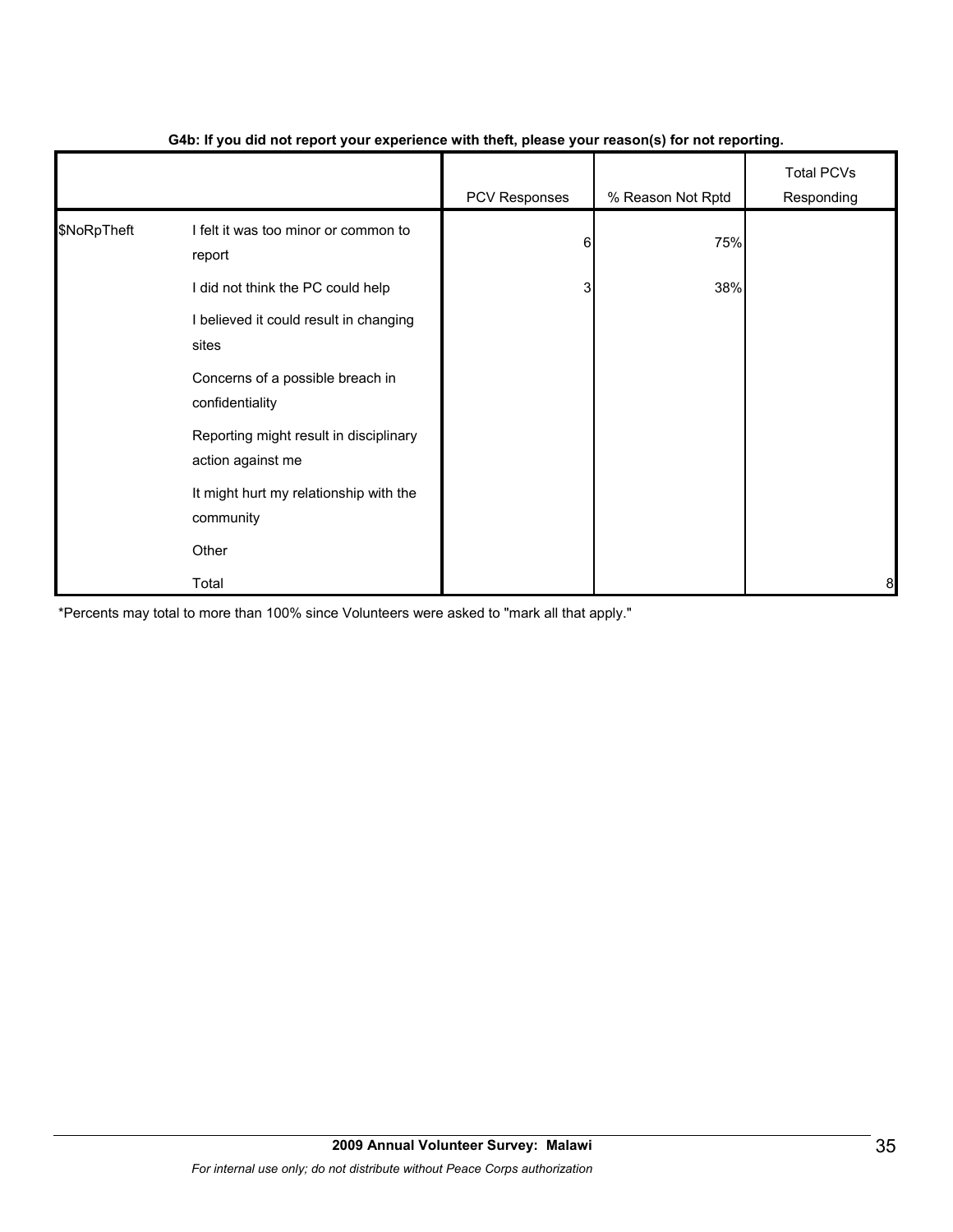**G4b: If you did not report your experience with theft, please your reason(s) for not reporting.**

| | | PCV Responses | % Reason Not Rptd | Total PCVs Responding |
|---|---|---|---|---|
| $NoRpTheft | I felt it was too minor or common to report | 6 | 75% | |
| | I did not think the PC could help | 3 | 38% | |
| | I believed it could result in changing sites | | | |
| | Concerns of a possible breach in confidentiality | | | |
| | Reporting might result in disciplinary action against me | | | |
| | It might hurt my relationship with the community | | | |
| | Other | | | |
| | Total | | | 8 |

*Percents may total to more than 100% since Volunteers were asked to "mark all that apply."

**2009 Annual Volunteer Survey: Malawi**

*For internal use only; do not distribute without Peace Corps authorization*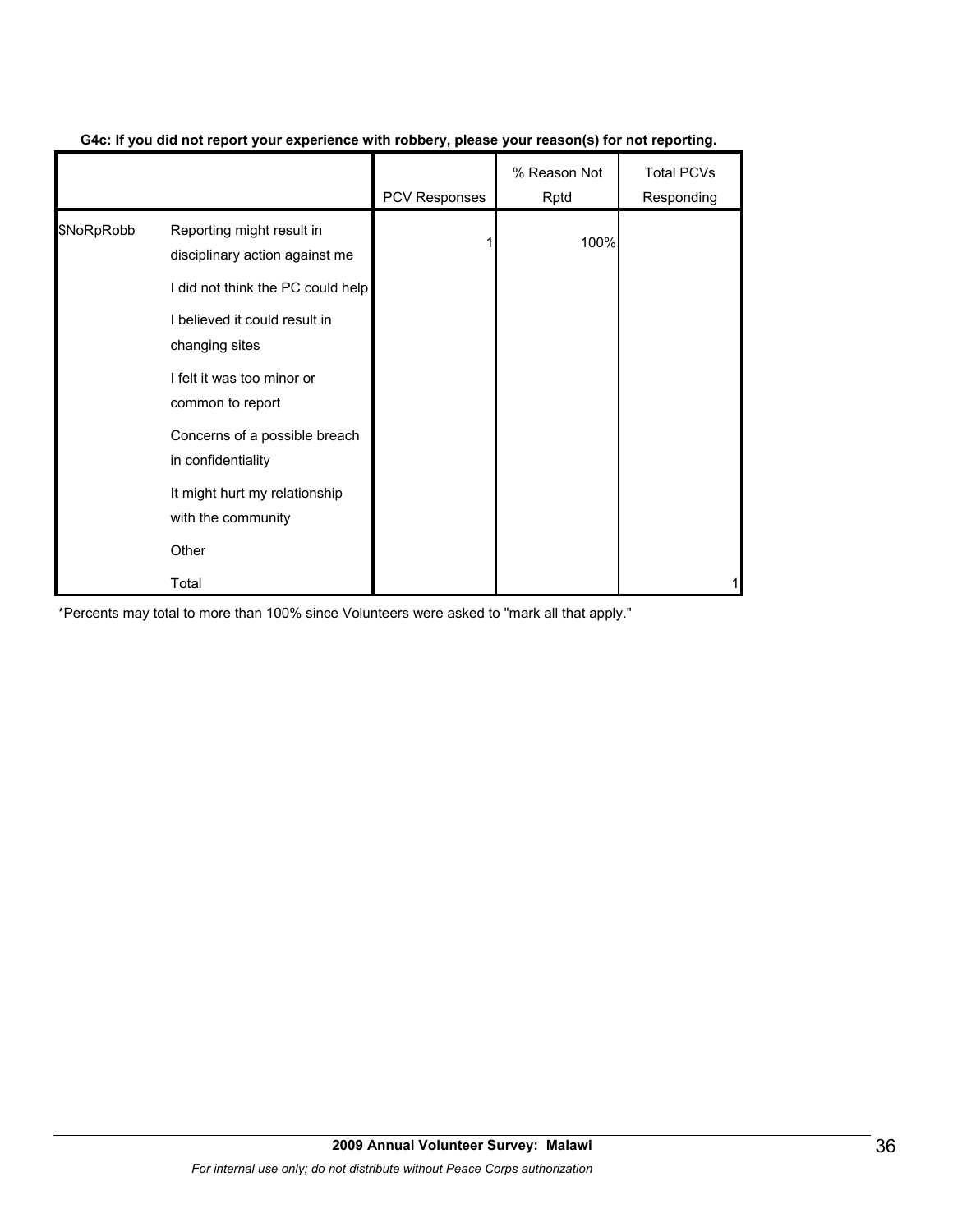**G4c: If you did not report your experience with robbery, please your reason(s) for not reporting.**

| | | PCV Responses | % Reason Not Rptd | Total PCVs Responding |
|---|---|---|---|---|
| $NoRpRobb | Reporting might result in disciplinary action against me | 1 | 100% | |
| | I did not think the PC could help | | | |
| | I believed it could result in changing sites | | | |
| | I felt it was too minor or common to report | | | |
| | Concerns of a possible breach in confidentiality | | | |
| | It might hurt my relationship with the community | | | |
| | Other | | | |
| | Total | | | 1 |

*Percents may total to more than 100% since Volunteers were asked to "mark all that apply."

**2009 Annual Volunteer Survey: Malawi**

*For internal use only; do not distribute without Peace Corps authorization*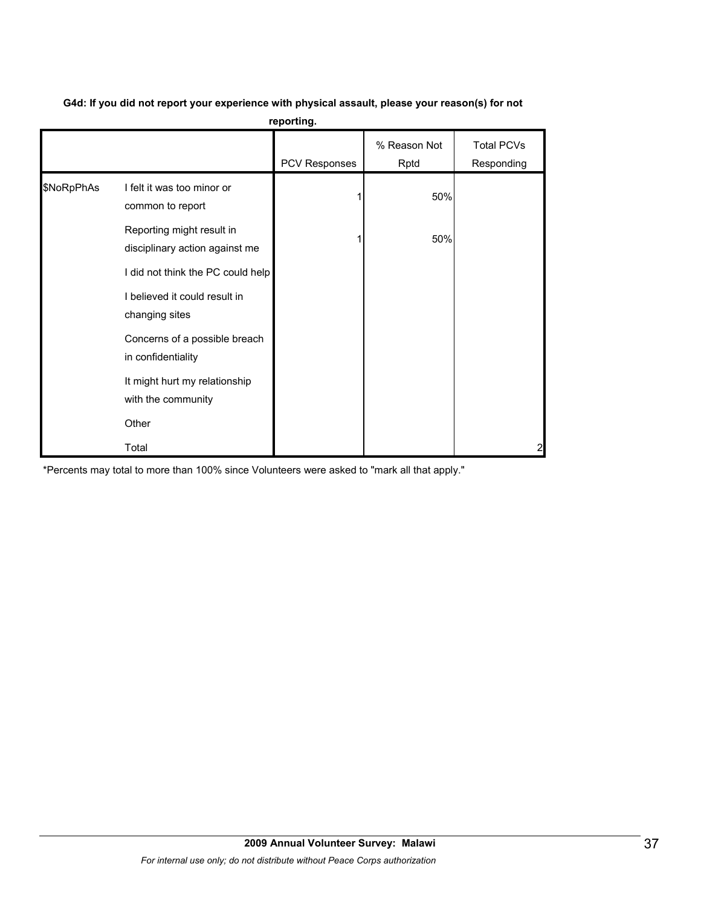**G4d: If you did not report your experience with physical assault, please your reason(s) for not reporting.**

| | | PCV Responses | % Reason Not Rptd | Total PCVs Responding |
|---|---|---|---|---|
| $NoRpPhAs | I felt it was too minor or common to report | 1 | 50% | |
| | Reporting might result in disciplinary action against me | 1 | 50% | |
| | I did not think the PC could help | | | |
| | I believed it could result in changing sites | | | |
| | Concerns of a possible breach in confidentiality | | | |
| | It might hurt my relationship with the community | | | |
| | Other | | | |
| | Total | | | 2 |

*Percents may total to more than 100% since Volunteers were asked to "mark all that apply."

**2009 Annual Volunteer Survey: Malawi**

*For internal use only; do not distribute without Peace Corps authorization*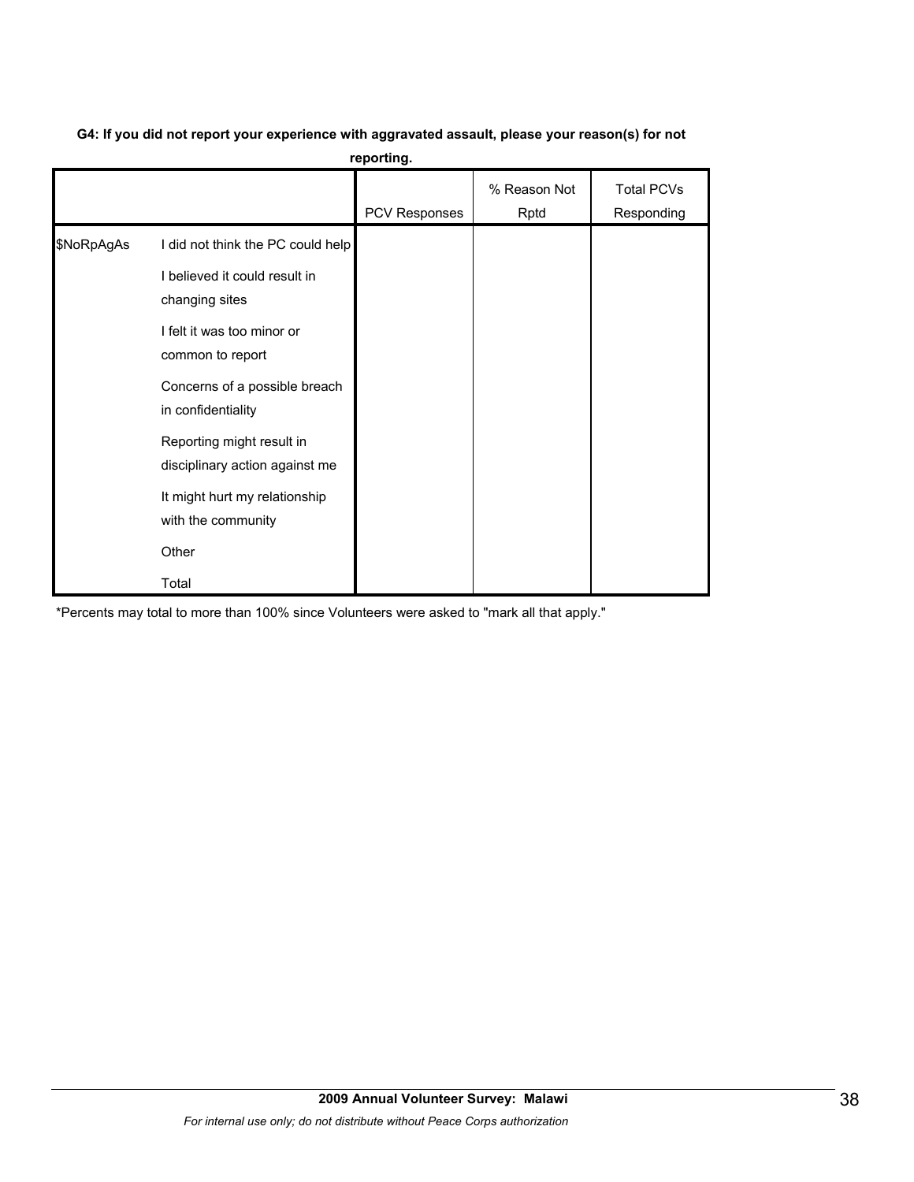**G4: If you did not report your experience with aggravated assault, please your reason(s) for not reporting.**

| | | PCV Responses | % Reason Not Rptd | Total PCVs Responding |
|---|---|---|---|---|
| $NoRpAgAs | I did not think the PC could help | | | |
| | I believed it could result in changing sites | | | |
| | I felt it was too minor or common to report | | | |
| | Concerns of a possible breach in confidentiality | | | |
| | Reporting might result in disciplinary action against me | | | |
| | It might hurt my relationship with the community | | | |
| | Other | | | |
| | Total | | | |

*Percents may total to more than 100% since Volunteers were asked to "mark all that apply."

**2009 Annual Volunteer Survey: Malawi**

*For internal use only; do not distribute without Peace Corps authorization*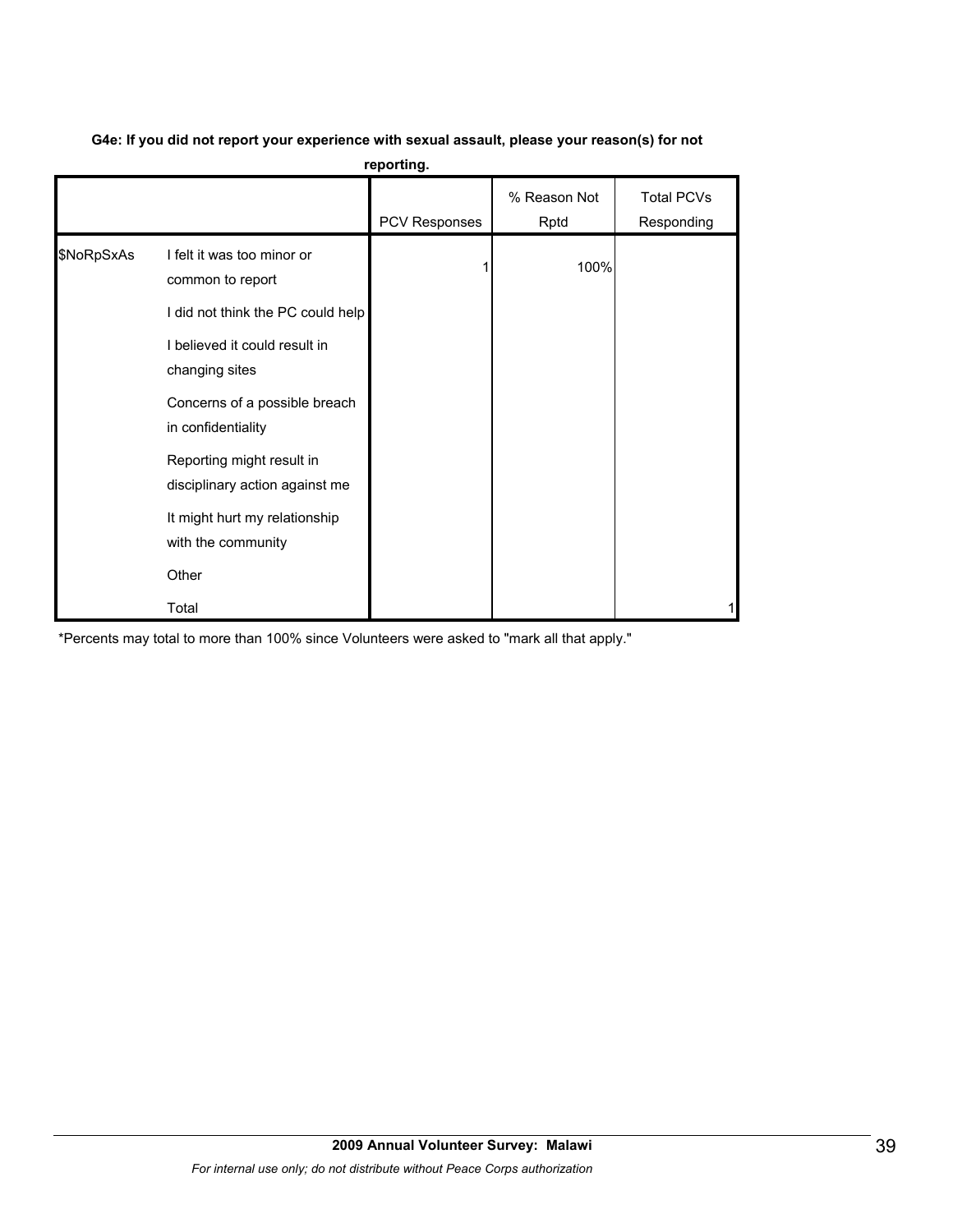**G4e: If you did not report your experience with sexual assault, please your reason(s) for not reporting.**

| | | PCV Responses | % Reason Not Rptd | Total PCVs Responding |
|---|---|---|---|---|
| $NoRpSxAs | I felt it was too minor or common to report | 1 | 100% | |
| | I did not think the PC could help | | | |
| | I believed it could result in changing sites | | | |
| | Concerns of a possible breach in confidentiality | | | |
| | Reporting might result in disciplinary action against me | | | |
| | It might hurt my relationship with the community | | | |
| | Other | | | |
| | Total | | | 1 |

*Percents may total to more than 100% since Volunteers were asked to "mark all that apply."

**2009 Annual Volunteer Survey: Malawi**

*For internal use only; do not distribute without Peace Corps authorization*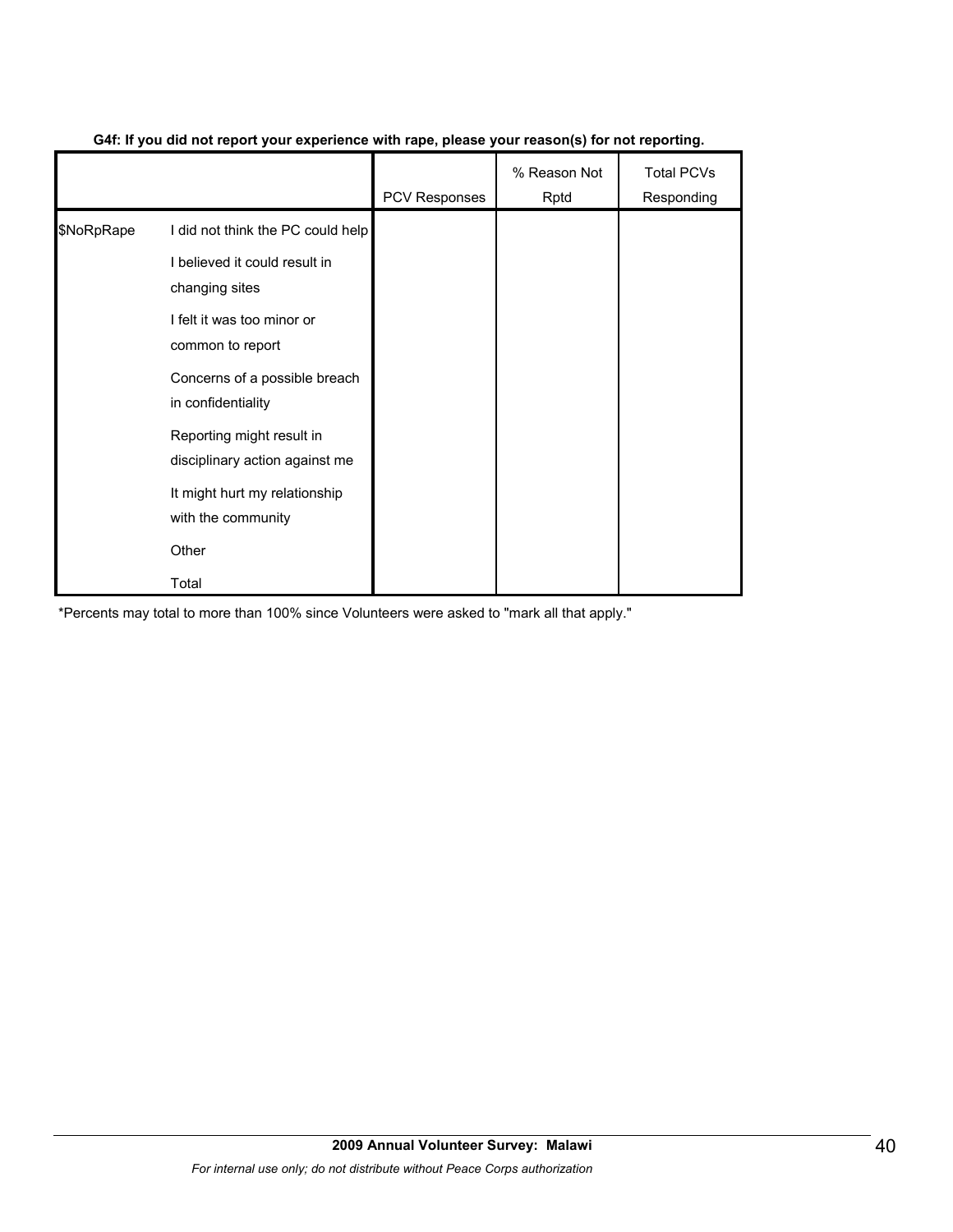**G4f: If you did not report your experience with rape, please your reason(s) for not reporting.**

| | | PCV Responses | % Reason Not Rptd | Total PCVs Responding |
|---|---|---|---|---|
| $NoRpRape | I did not think the PC could help | | | |
| | I believed it could result in changing sites | | | |
| | I felt it was too minor or common to report | | | |
| | Concerns of a possible breach in confidentiality | | | |
| | Reporting might result in disciplinary action against me | | | |
| | It might hurt my relationship with the community | | | |
| | Other | | | |
| | Total | | | |

*Percents may total to more than 100% since Volunteers were asked to "mark all that apply."

**2009 Annual Volunteer Survey: Malawi**

*For internal use only; do not distribute without Peace Corps authorization*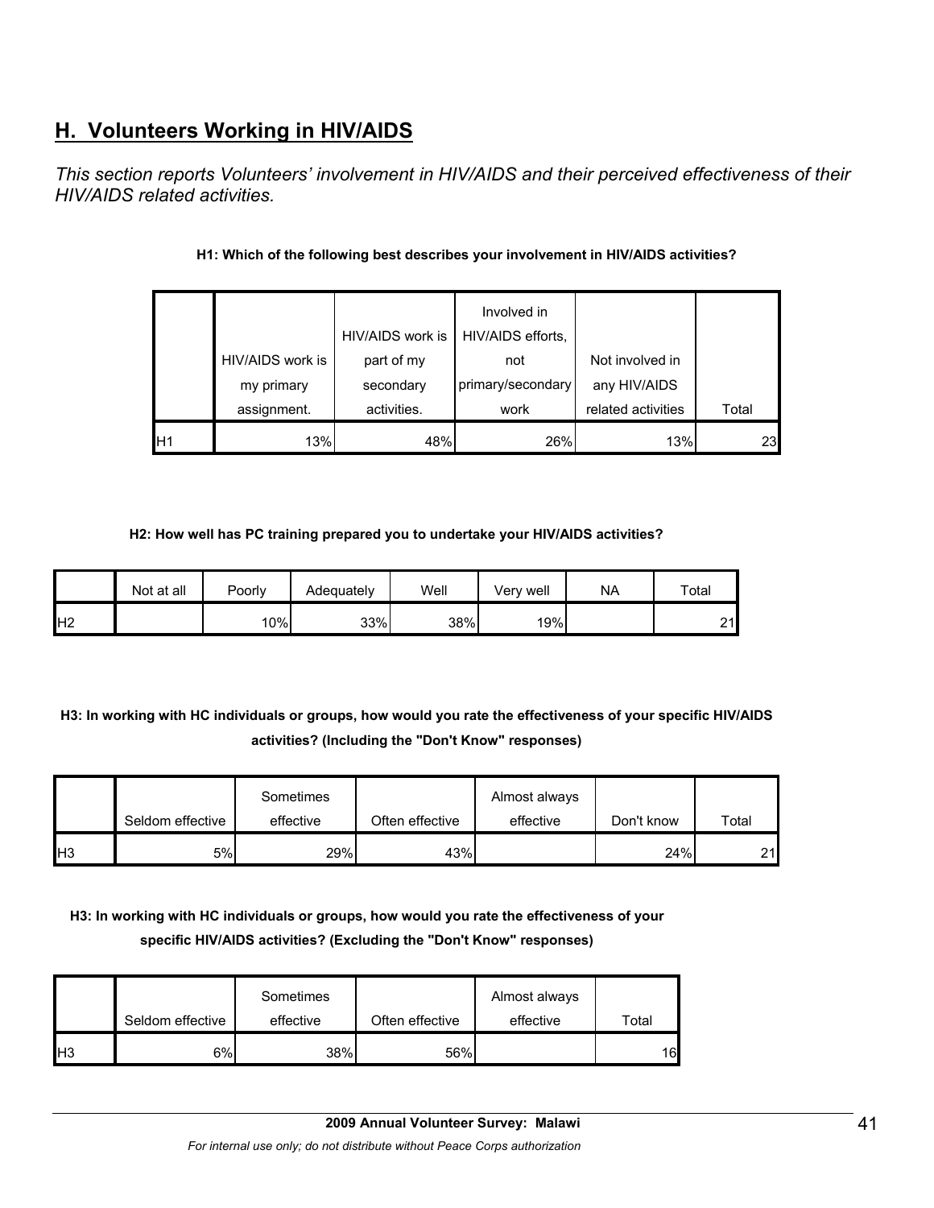## H. Volunteers Working in HIV/AIDS

*This section reports Volunteers' involvement in HIV/AIDS and their perceived effectiveness of their HIV/AIDS related activities.*

**H1: Which of the following best describes your involvement in HIV/AIDS activities?**

| | HIV/AIDS work is my primary assignment. | HIV/AIDS work is part of my secondary activities. | Involved in HIV/AIDS efforts, not primary/secondary work | Not involved in any HIV/AIDS related activities | Total |
|---|---|---|---|---|---|
| H1 | 13% | 48% | 26% | 13% | 23 |

**H2: How well has PC training prepared you to undertake your HIV/AIDS activities?**

| | Not at all | Poorly | Adequately | Well | Very well | NA | Total |
|---|---|---|---|---|---|---|---|
| H2 | | 10% | 33% | 38% | 19% | | 21 |

**H3: In working with HC individuals or groups, how would you rate the effectiveness of your specific HIV/AIDS activities? (Including the "Don't Know" responses)**

| | Seldom effective | Sometimes effective | Often effective | Almost always effective | Don't know | Total |
|---|---|---|---|---|---|---|
| H3 | 5% | 29% | 43% | | 24% | 21 |

**H3: In working with HC individuals or groups, how would you rate the effectiveness of your specific HIV/AIDS activities? (Excluding the "Don't Know" responses)**

| | Seldom effective | Sometimes effective | Often effective | Almost always effective | Total |
|---|---|---|---|---|---|
| H3 | 6% | 38% | 56% | | 16 |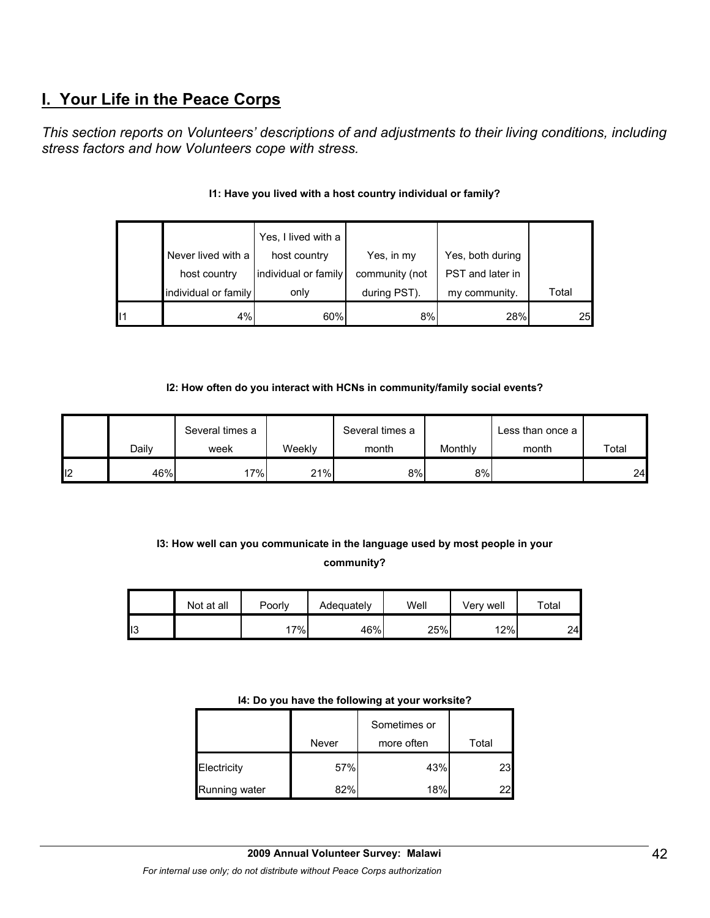## I. Your Life in the Peace Corps

*This section reports on Volunteers' descriptions of and adjustments to their living conditions, including stress factors and how Volunteers cope with stress.*

**I1: Have you lived with a host country individual or family?**

| | Never lived with a host country individual or family | Yes, I lived with a host country individual or family only | Yes, in my community (not during PST). | Yes, both during PST and later in my community. | Total |
|---|---|---|---|---|---|
| I1 | 4% | 60% | 8% | 28% | 25 |

**I2: How often do you interact with HCNs in community/family social events?**

| | Daily | Several times a week | Weekly | Several times a month | Monthly | Less than once a month | Total |
|---|---|---|---|---|---|---|---|
| I2 | 46% | 17% | 21% | 8% | 8% | | 24 |

**I3: How well can you communicate in the language used by most people in your community?**

| | Not at all | Poorly | Adequately | Well | Very well | Total |
|---|---|---|---|---|---|---|
| I3 | | 17% | 46% | 25% | 12% | 24 |

**I4: Do you have the following at your worksite?**

| | Never | Sometimes or more often | Total |
|---|---|---|---|
| Electricity | 57% | 43% | 23 |
| Running water | 82% | 18% | 22 |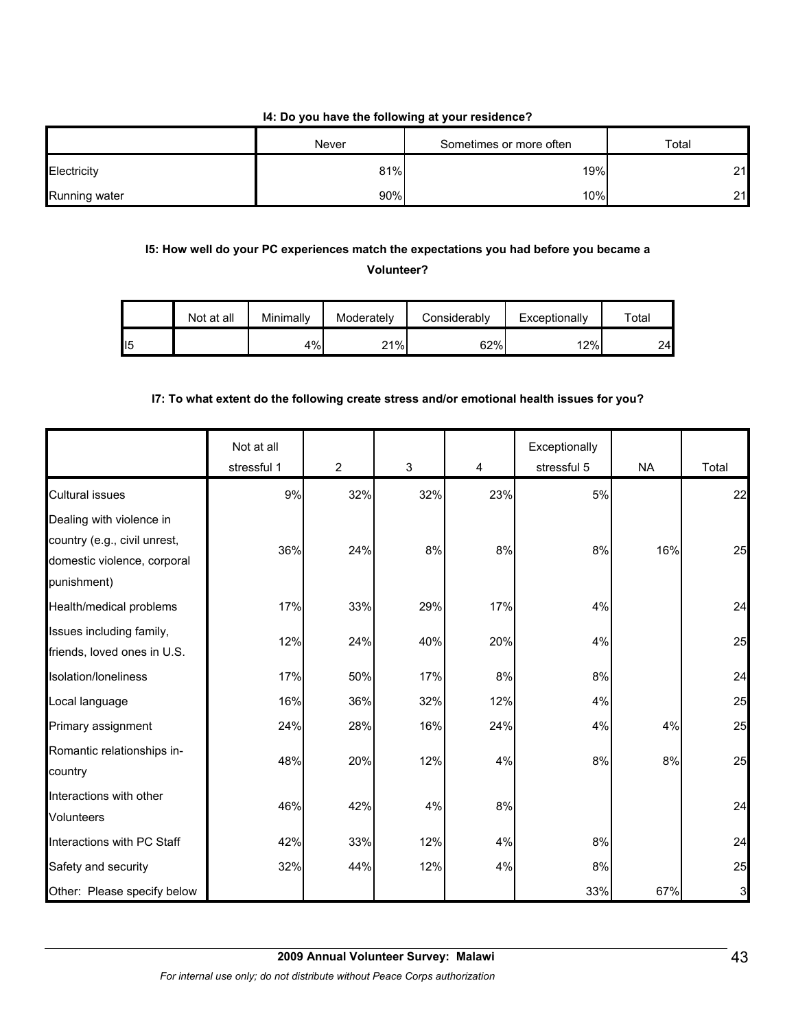**I4: Do you have the following at your residence?**

| | Never | Sometimes or more often | Total |
|---|---|---|---|
| Electricity | 81% | 19% | 21 |
| Running water | 90% | 10% | 21 |

**I5: How well do your PC experiences match the expectations you had before you became a Volunteer?**

| | Not at all | Minimally | Moderately | Considerably | Exceptionally | Total |
|---|---|---|---|---|---|---|
| I5 | | 4% | 21% | 62% | 12% | 24 |

**I7: To what extent do the following create stress and/or emotional health issues for you?**

| | Not at all stressful 1 | 2 | 3 | 4 | Exceptionally stressful 5 | NA | Total |
|---|---|---|---|---|---|---|---|
| Cultural issues | 9% | 32% | 32% | 23% | 5% | | 22 |
| Dealing with violence in country (e.g., civil unrest, domestic violence, corporal punishment) | 36% | 24% | 8% | 8% | 8% | 16% | 25 |
| Health/medical problems | 17% | 33% | 29% | 17% | 4% | | 24 |
| Issues including family, friends, loved ones in U.S. | 12% | 24% | 40% | 20% | 4% | | 25 |
| Isolation/loneliness | 17% | 50% | 17% | 8% | 8% | | 24 |
| Local language | 16% | 36% | 32% | 12% | 4% | | 25 |
| Primary assignment | 24% | 28% | 16% | 24% | 4% | 4% | 25 |
| Romantic relationships in-country | 48% | 20% | 12% | 4% | 8% | 8% | 25 |
| Interactions with other Volunteers | 46% | 42% | 4% | 8% | | | 24 |
| Interactions with PC Staff | 42% | 33% | 12% | 4% | 8% | | 24 |
| Safety and security | 32% | 44% | 12% | 4% | 8% | | 25 |
| Other: Please specify below | | | | | 33% | 67% | 3 |

**2009 Annual Volunteer Survey: Malawi**

*For internal use only; do not distribute without Peace Corps authorization*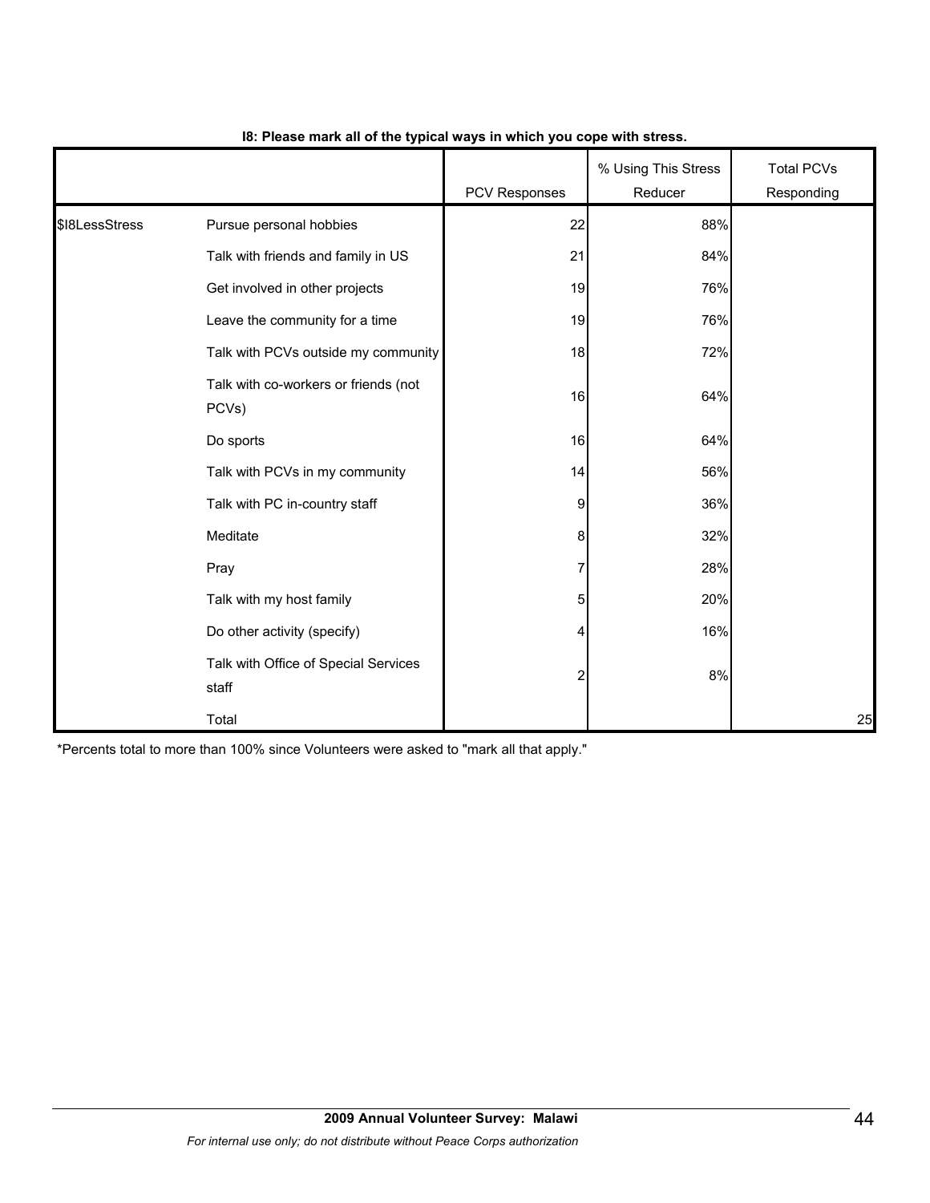**I8: Please mark all of the typical ways in which you cope with stress.**

| | | PCV Responses | % Using This Stress Reducer | Total PCVs Responding |
|---|---|---|---|---|
| $I8LessStress | Pursue personal hobbies | 22 | 88% | |
| | Talk with friends and family in US | 21 | 84% | |
| | Get involved in other projects | 19 | 76% | |
| | Leave the community for a time | 19 | 76% | |
| | Talk with PCVs outside my community | 18 | 72% | |
| | Talk with co-workers or friends (not PCVs) | 16 | 64% | |
| | Do sports | 16 | 64% | |
| | Talk with PCVs in my community | 14 | 56% | |
| | Talk with PC in-country staff | 9 | 36% | |
| | Meditate | 8 | 32% | |
| | Pray | 7 | 28% | |
| | Talk with my host family | 5 | 20% | |
| | Do other activity (specify) | 4 | 16% | |
| | Talk with Office of Special Services staff | 2 | 8% | |
| | Total | | | 25 |

*Percents total to more than 100% since Volunteers were asked to "mark all that apply."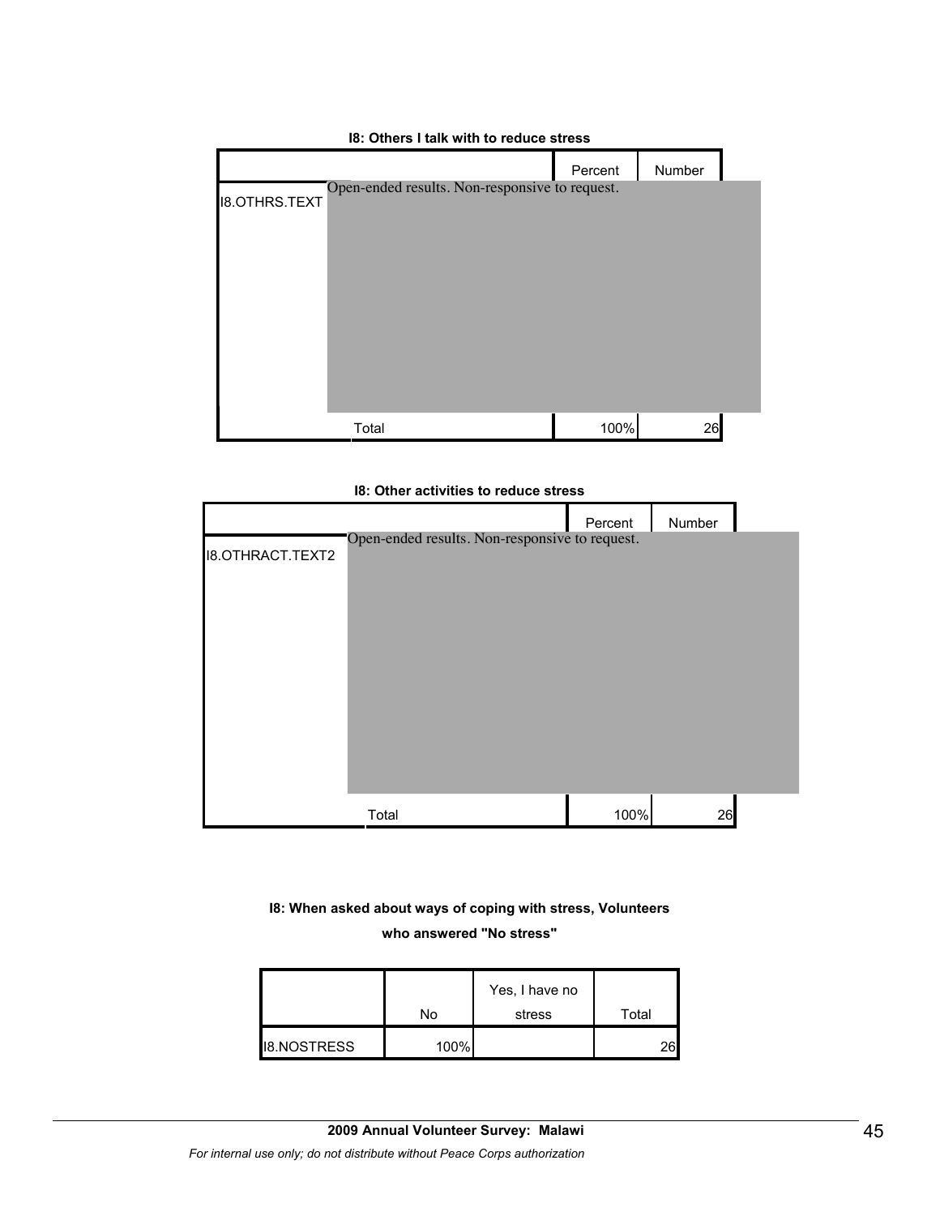**I8: Others I talk with to reduce stress**

| | | Percent | Number |
|---|---|---|---|
| I8.OTHRS.TEXT | Open-ended results. Non-responsive to request. | | |
| | Total | 100% | 26 |

**I8: Other activities to reduce stress**

| | | Percent | Number |
|---|---|---|---|
| I8.OTHRACT.TEXT2 | Open-ended results. Non-responsive to request. | | |
| | Total | 100% | 26 |

**I8: When asked about ways of coping with stress, Volunteers who answered "No stress"**

| | No | Yes, I have no stress | Total |
|---|---|---|---|
| I8.NOSTRESS | 100% | | 26 |

**2009 Annual Volunteer Survey: Malawi**

*For internal use only; do not distribute without Peace Corps authorization*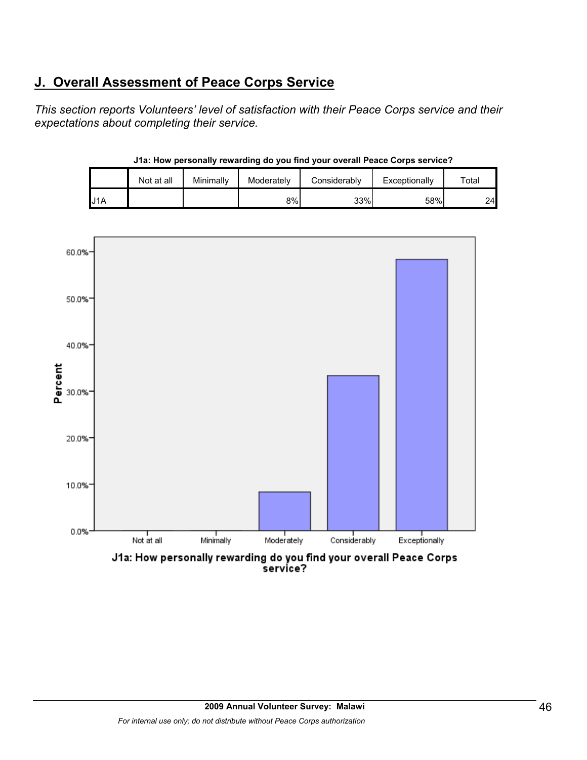## J. Overall Assessment of Peace Corps Service

*This section reports Volunteers' level of satisfaction with their Peace Corps service and their expectations about completing their service.*

**J1a: How personally rewarding do you find your overall Peace Corps service?**

| | Not at all | Minimally | Moderately | Considerably | Exceptionally | Total |
|---|---|---|---|---|---|---|
| J1A | | | 8% | 33% | 58% | 24 |

J1a: How personally rewarding do you find your overall Peace Corps service?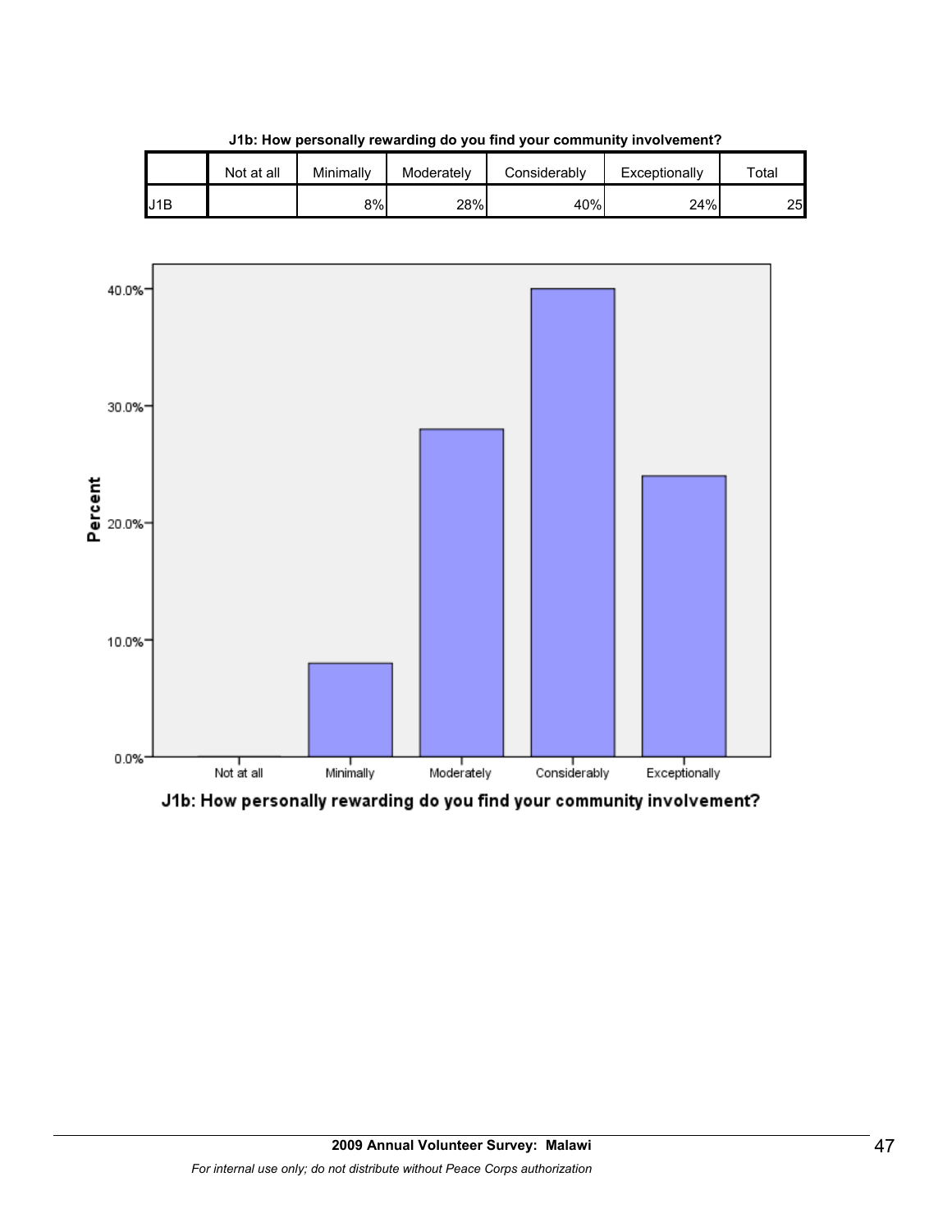**J1b: How personally rewarding do you find your community involvement?**

| | Not at all | Minimally | Moderately | Considerably | Exceptionally | Total |
|---|---|---|---|---|---|---|
| J1B | | 8% | 28% | 40% | 24% | 25 |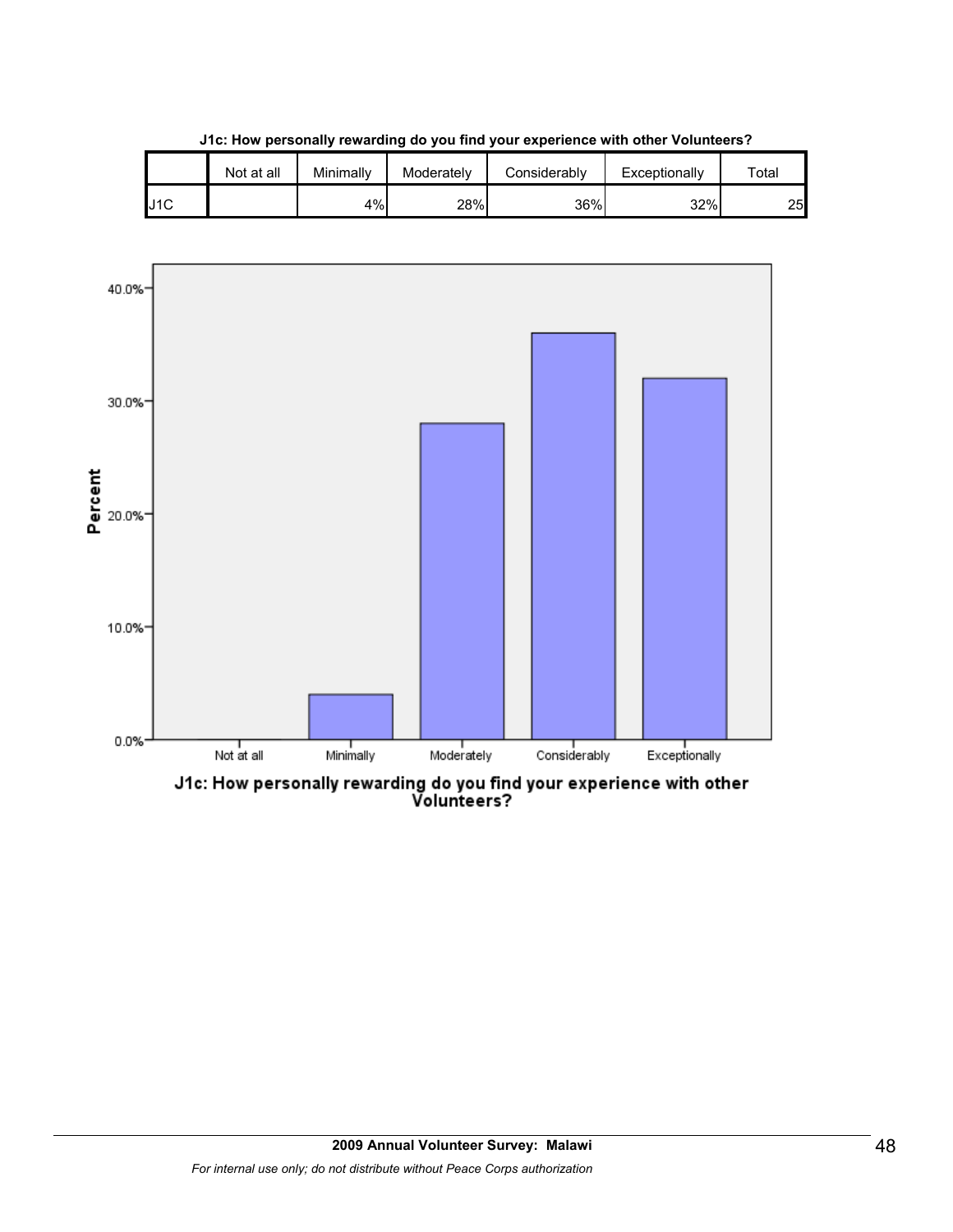**J1c: How personally rewarding do you find your experience with other Volunteers?**

| | Not at all | Minimally | Moderately | Considerably | Exceptionally | Total |
|---|---|---|---|---|---|---|
| J1C | | 4% | 28% | 36% | 32% | 25 |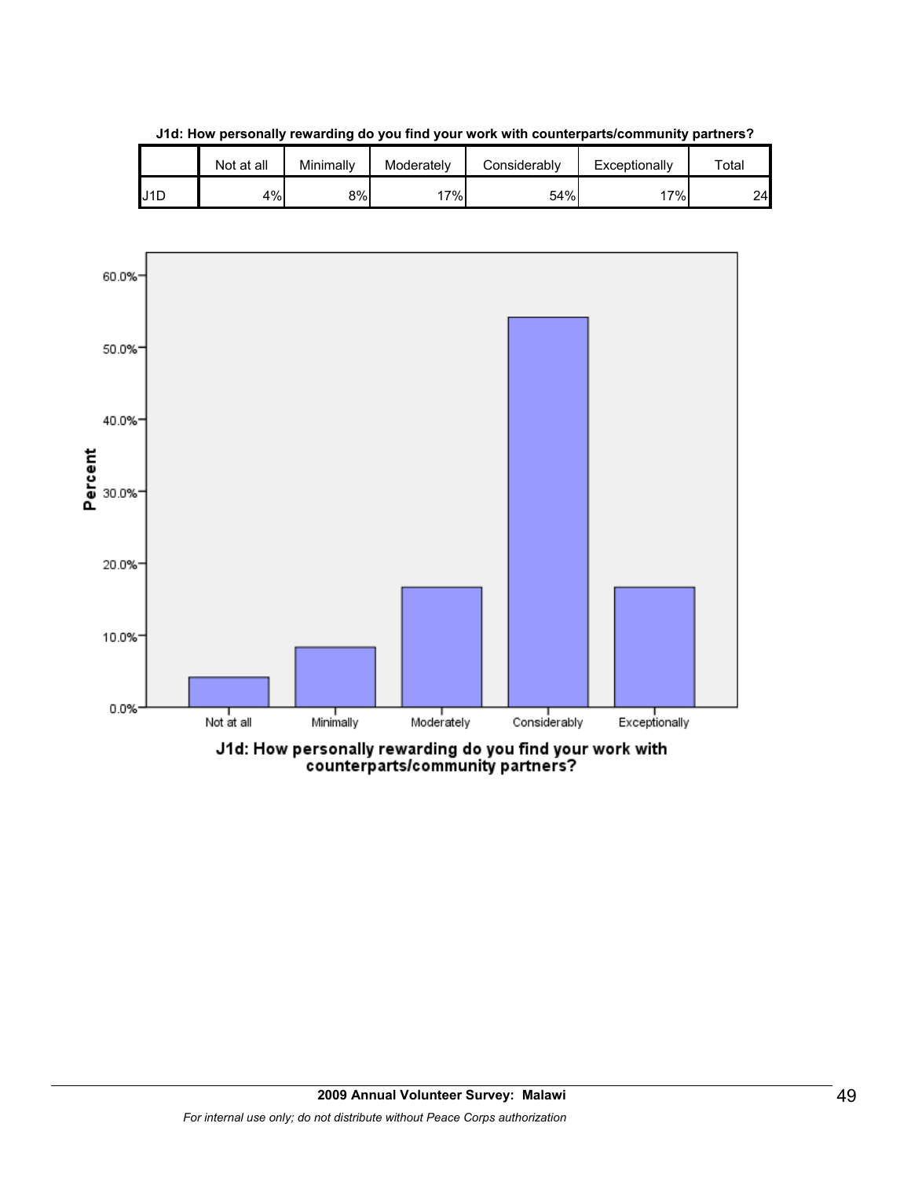**J1d: How personally rewarding do you find your work with counterparts/community partners?**

| | Not at all | Minimally | Moderately | Considerably | Exceptionally | Total |
|---|---|---|---|---|---|---|
| J1D | 4% | 8% | 17% | 54% | 17% | 24 |

J1d: How personally rewarding do you find your work with counterparts/community partners?

*For internal use only; do not distribute without Peace Corps authorization*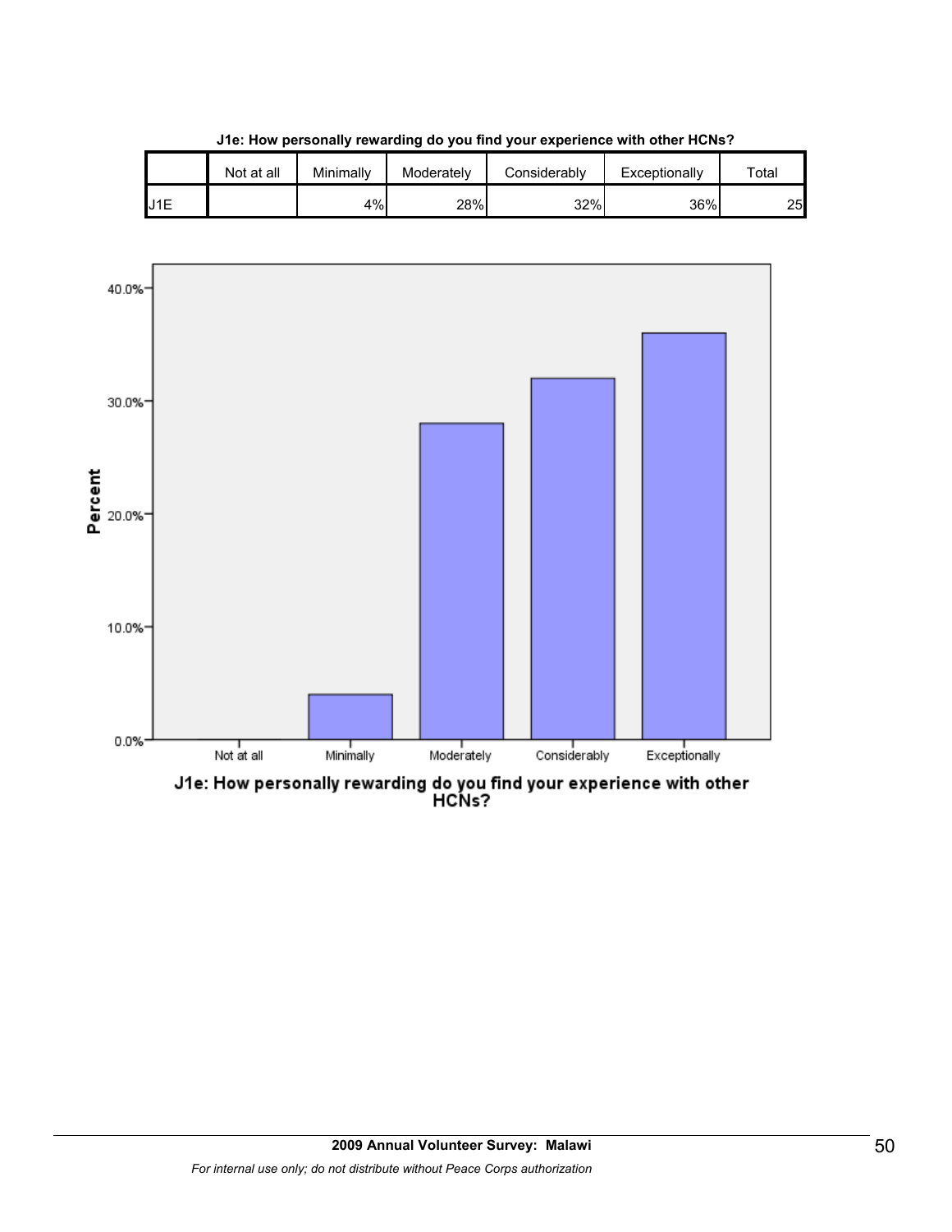**J1e: How personally rewarding do you find your experience with other HCNs?**

| | Not at all | Minimally | Moderately | Considerably | Exceptionally | Total |
|---|---|---|---|---|---|---|
| J1E | | 4% | 28% | 32% | 36% | 25 |

J1e: How personally rewarding do you find your experience with other HCNs?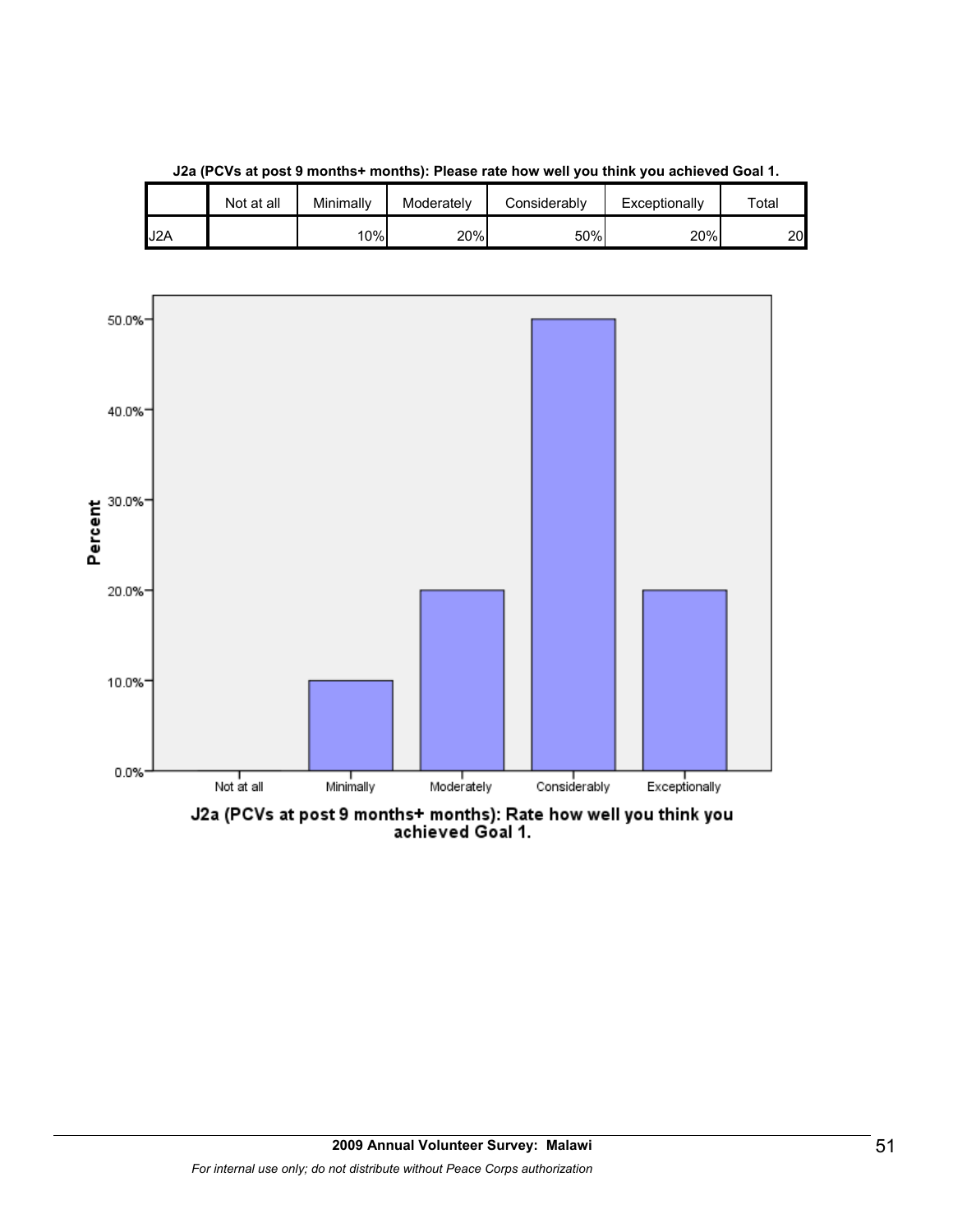**J2a (PCVs at post 9 months+ months): Please rate how well you think you achieved Goal 1.**

| | Not at all | Minimally | Moderately | Considerably | Exceptionally | Total |
|---|---|---|---|---|---|---|
| J2A | | 10% | 20% | 50% | 20% | 20 |

J2a (PCVs at post 9 months+ months): Rate how well you think you achieved Goal 1.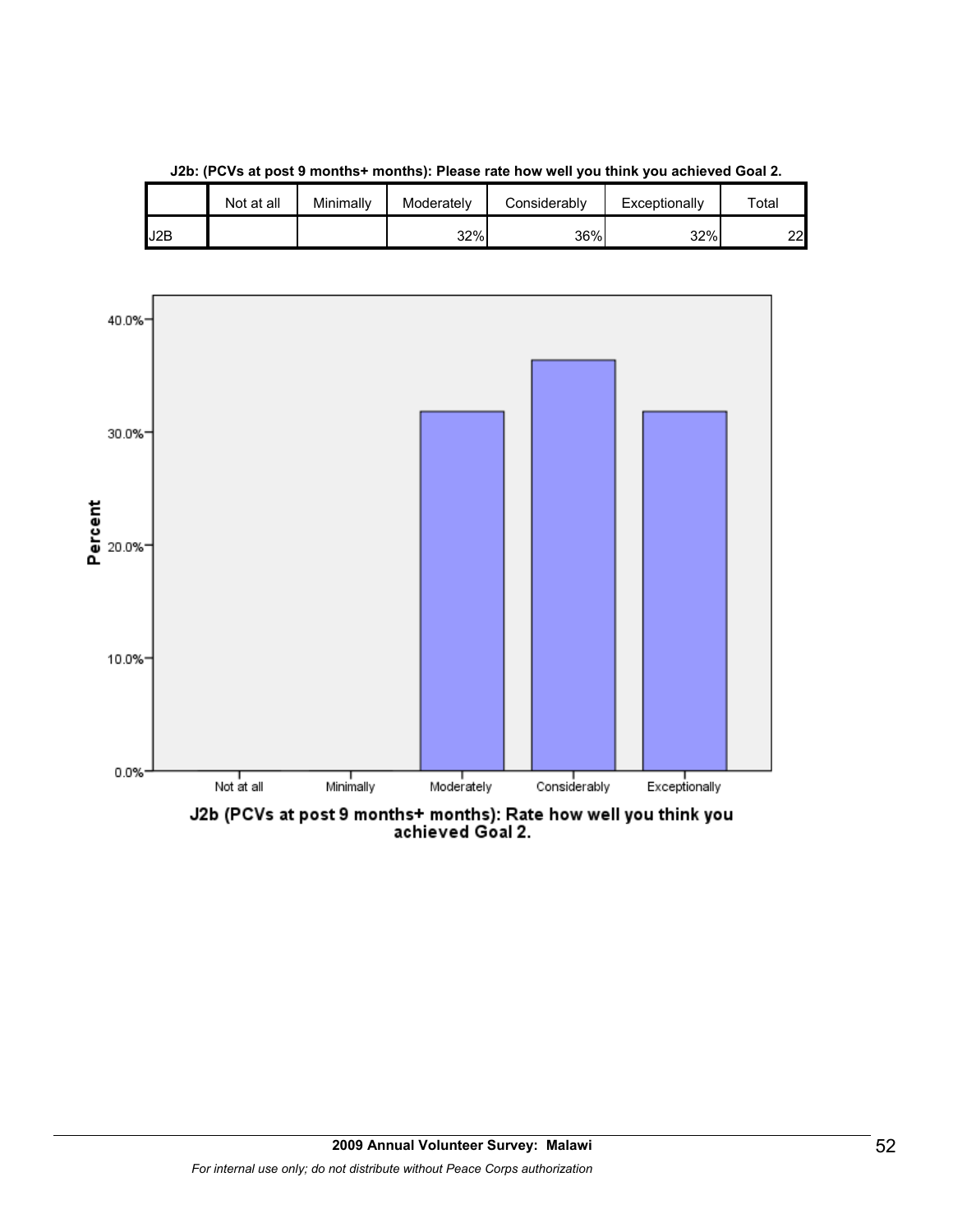**J2b: (PCVs at post 9 months+ months): Please rate how well you think you achieved Goal 2.**

| | Not at all | Minimally | Moderately | Considerably | Exceptionally | Total |
|---|---|---|---|---|---|---|
| J2B | | | 32% | 36% | 32% | 22 |

J2b (PCVs at post 9 months+ months): Rate how well you think you achieved Goal 2.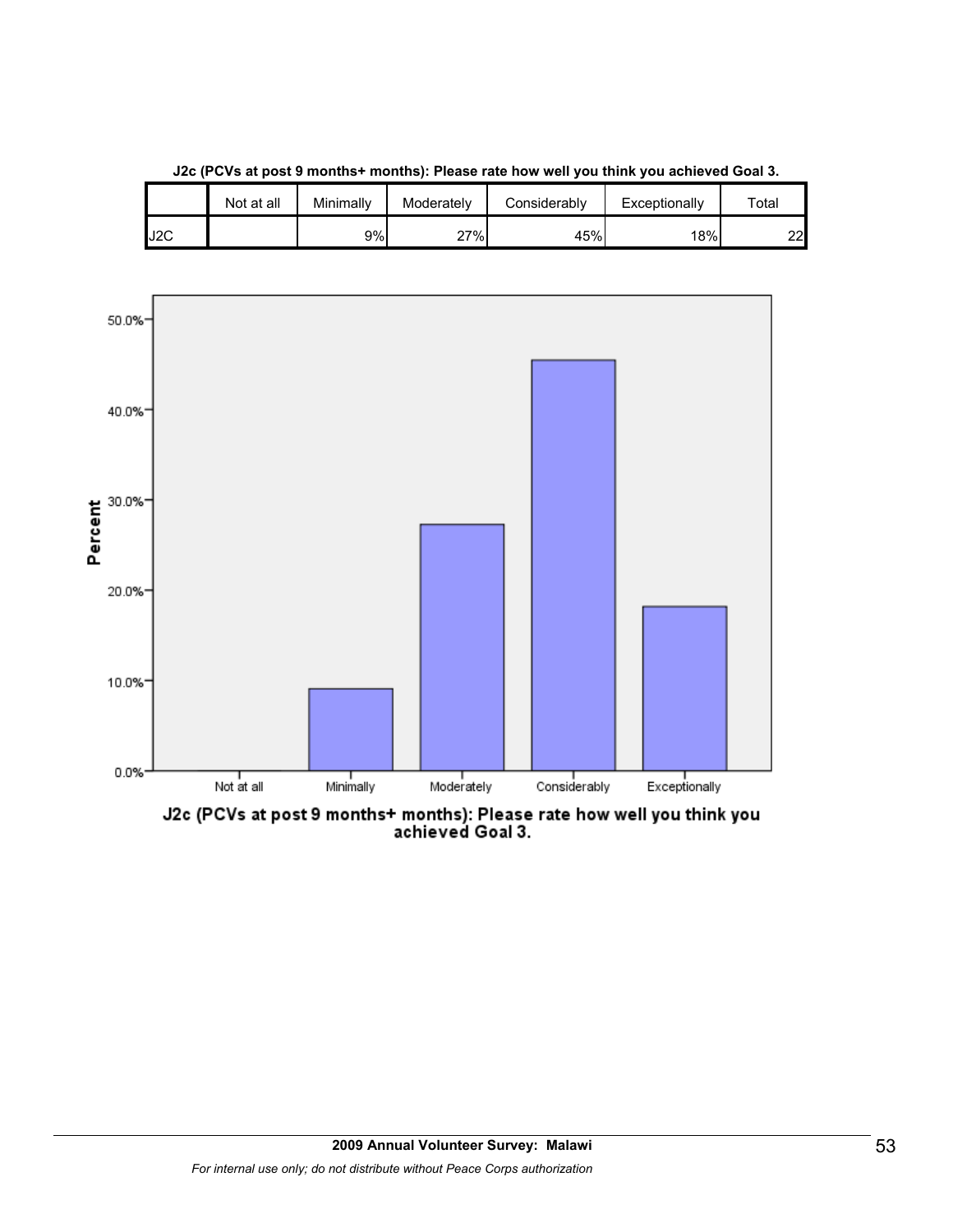**J2c (PCVs at post 9 months+ months): Please rate how well you think you achieved Goal 3.**

| | Not at all | Minimally | Moderately | Considerably | Exceptionally | Total |
|---|---|---|---|---|---|---|
| J2C | | 9% | 27% | 45% | 18% | 22 |

J2c (PCVs at post 9 months+ months): Please rate how well you think you achieved Goal 3.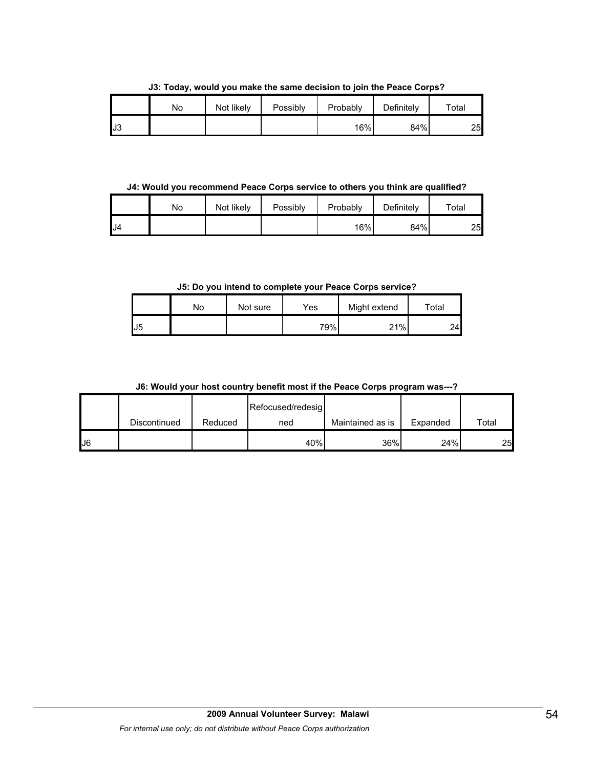**J3: Today, would you make the same decision to join the Peace Corps?**

| | No | Not likely | Possibly | Probably | Definitely | Total |
|---|---|---|---|---|---|---|
| J3 | | | | 16% | 84% | 25 |

**J4: Would you recommend Peace Corps service to others you think are qualified?**

| | No | Not likely | Possibly | Probably | Definitely | Total |
|---|---|---|---|---|---|---|
| J4 | | | | 16% | 84% | 25 |

**J5: Do you intend to complete your Peace Corps service?**

| | No | Not sure | Yes | Might extend | Total |
|---|---|---|---|---|---|
| J5 | | | 79% | 21% | 24 |

**J6: Would your host country benefit most if the Peace Corps program was---?**

| | Discontinued | Reduced | Refocused/redesigned | Maintained as is | Expanded | Total |
|---|---|---|---|---|---|---|
| J6 | | | 40% | 36% | 24% | 25 |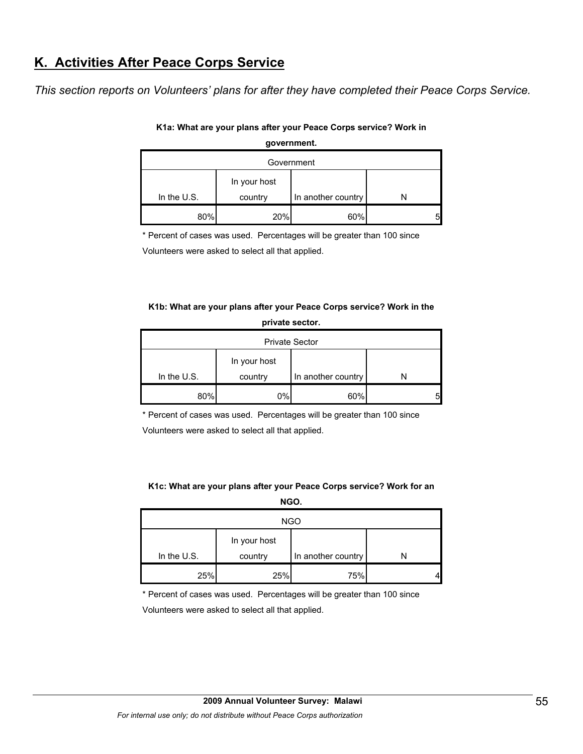## K. Activities After Peace Corps Service

*This section reports on Volunteers' plans for after they have completed their Peace Corps Service.*

**K1a: What are your plans after your Peace Corps service? Work in government.**

| Government | | | |
|---|---|---|---|
| In the U.S. | In your host country | In another country | N |
| 80% | 20% | 60% | 5 |

* Percent of cases was used. Percentages will be greater than 100 since Volunteers were asked to select all that applied.

**K1b: What are your plans after your Peace Corps service? Work in the private sector.**

| Private Sector | | | |
|---|---|---|---|
| In the U.S. | In your host country | In another country | N |
| 80% | 0% | 60% | 5 |

* Percent of cases was used. Percentages will be greater than 100 since Volunteers were asked to select all that applied.

**K1c: What are your plans after your Peace Corps service? Work for an NGO.**

| NGO | | | |
|---|---|---|---|
| In the U.S. | In your host country | In another country | N |
| 25% | 25% | 75% | 4 |

* Percent of cases was used. Percentages will be greater than 100 since Volunteers were asked to select all that applied.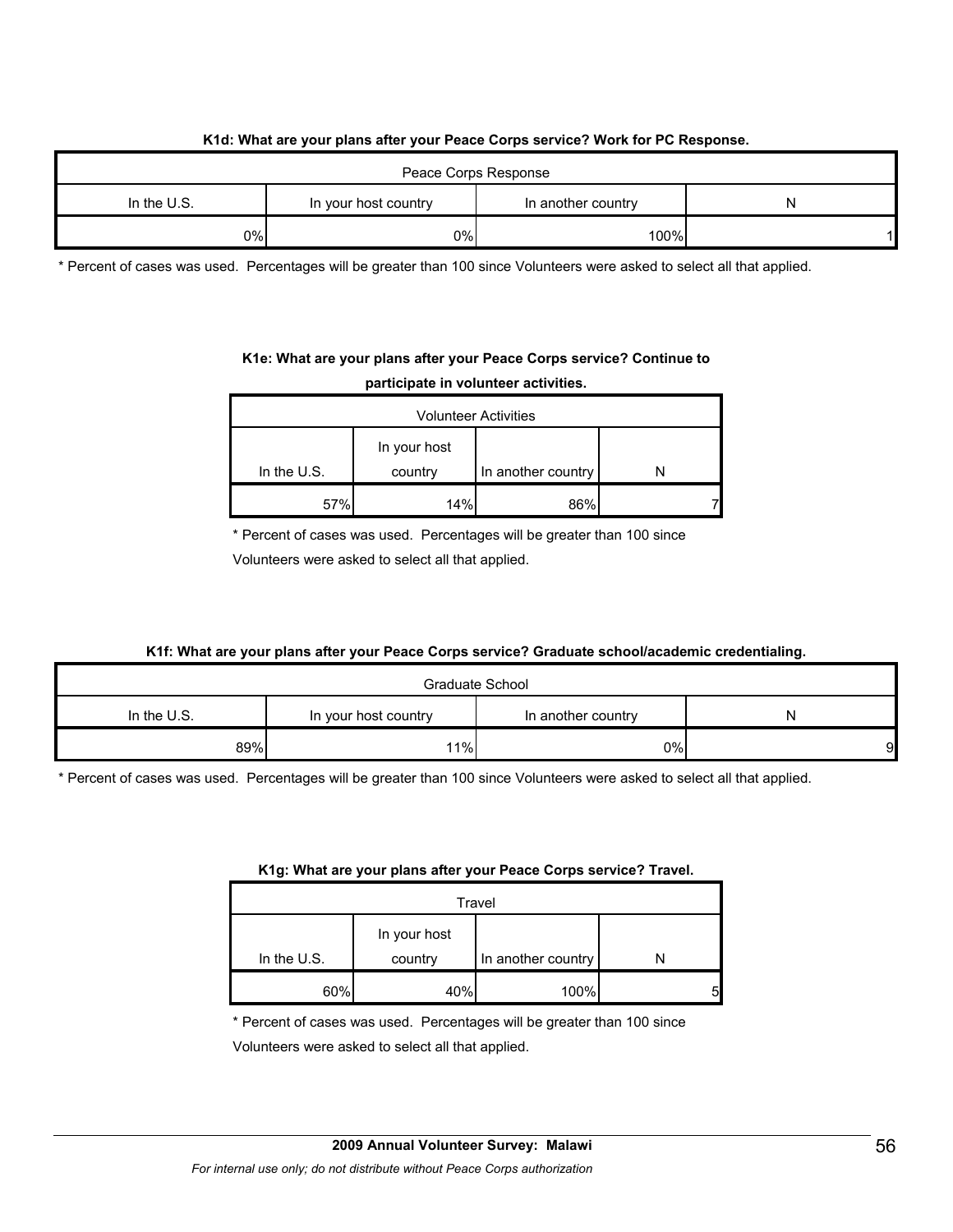**K1d: What are your plans after your Peace Corps service? Work for PC Response.**

| Peace Corps Response | | | |
|---|---|---|---|
| In the U.S. | In your host country | In another country | N |
| 0% | 0% | 100% | 1 |

* Percent of cases was used. Percentages will be greater than 100 since Volunteers were asked to select all that applied.

**K1e: What are your plans after your Peace Corps service? Continue to participate in volunteer activities.**

| Volunteer Activities | | | |
|---|---|---|---|
| In the U.S. | In your host country | In another country | N |
| 57% | 14% | 86% | 7 |

* Percent of cases was used. Percentages will be greater than 100 since Volunteers were asked to select all that applied.

**K1f: What are your plans after your Peace Corps service? Graduate school/academic credentialing.**

| Graduate School | | | |
|---|---|---|---|
| In the U.S. | In your host country | In another country | N |
| 89% | 11% | 0% | 9 |

* Percent of cases was used. Percentages will be greater than 100 since Volunteers were asked to select all that applied.

**K1g: What are your plans after your Peace Corps service? Travel.**

| Travel | | | |
|---|---|---|---|
| In the U.S. | In your host country | In another country | N |
| 60% | 40% | 100% | 5 |

* Percent of cases was used. Percentages will be greater than 100 since Volunteers were asked to select all that applied.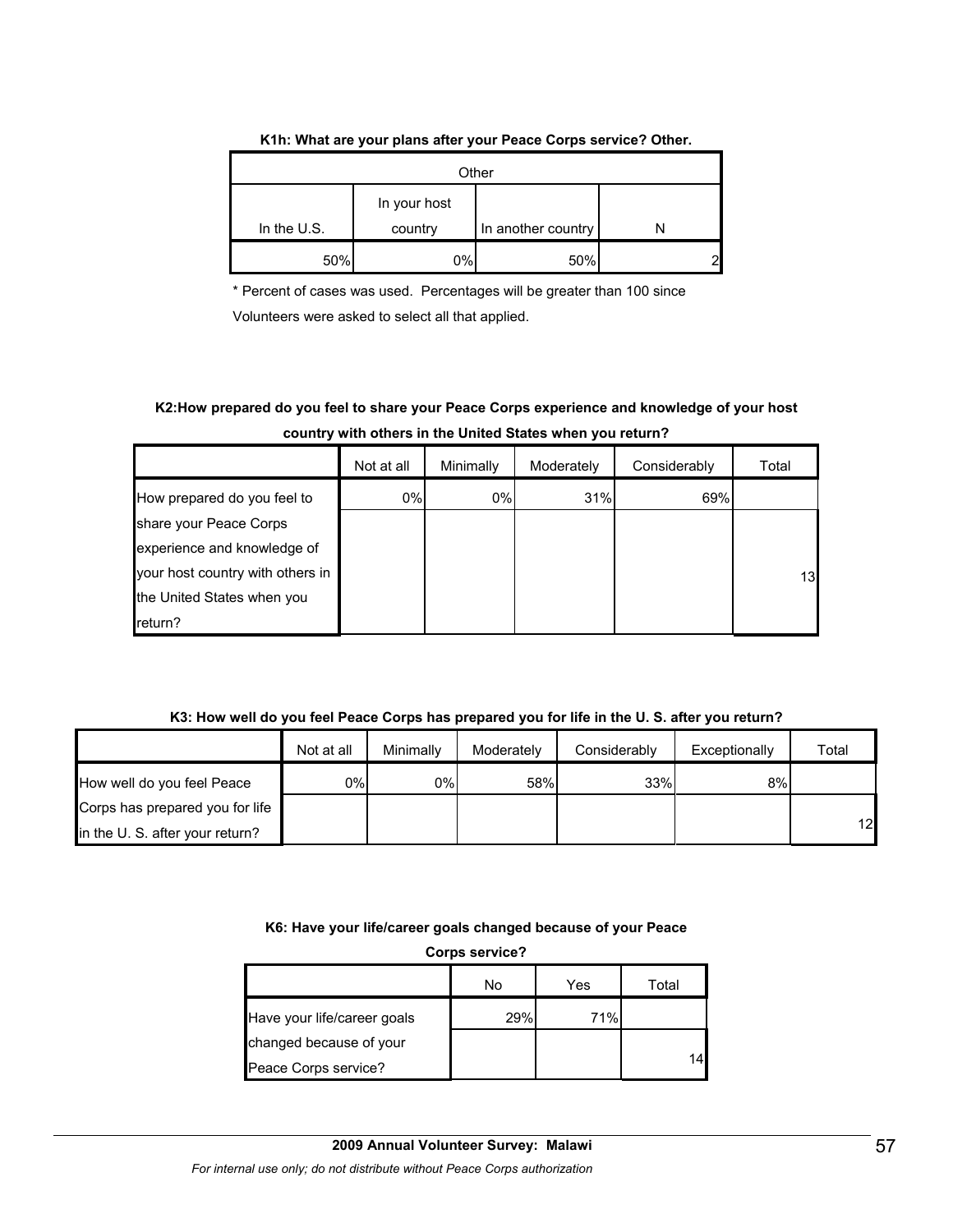**K1h: What are your plans after your Peace Corps service? Other.**

| Other | | | |
|---|---|---|---|
| In the U.S. | In your host country | In another country | N |
| 50% | 0% | 50% | 2 |

\* Percent of cases was used. Percentages will be greater than 100 since Volunteers were asked to select all that applied.

**K2:How prepared do you feel to share your Peace Corps experience and knowledge of your host country with others in the United States when you return?**

| | Not at all | Minimally | Moderately | Considerably | Total |
|---|---|---|---|---|---|
| How prepared do you feel to share your Peace Corps experience and knowledge of your host country with others in the United States when you return? | 0% | 0% | 31% | 69% | 13 |

**K3: How well do you feel Peace Corps has prepared you for life in the U. S. after you return?**

| | Not at all | Minimally | Moderately | Considerably | Exceptionally | Total |
|---|---|---|---|---|---|---|
| How well do you feel Peace Corps has prepared you for life in the U. S. after your return? | 0% | 0% | 58% | 33% | 8% | 12 |

**K6: Have your life/career goals changed because of your Peace Corps service?**

| | No | Yes | Total |
|---|---|---|---|
| Have your life/career goals changed because of your Peace Corps service? | 29% | 71% | 14 |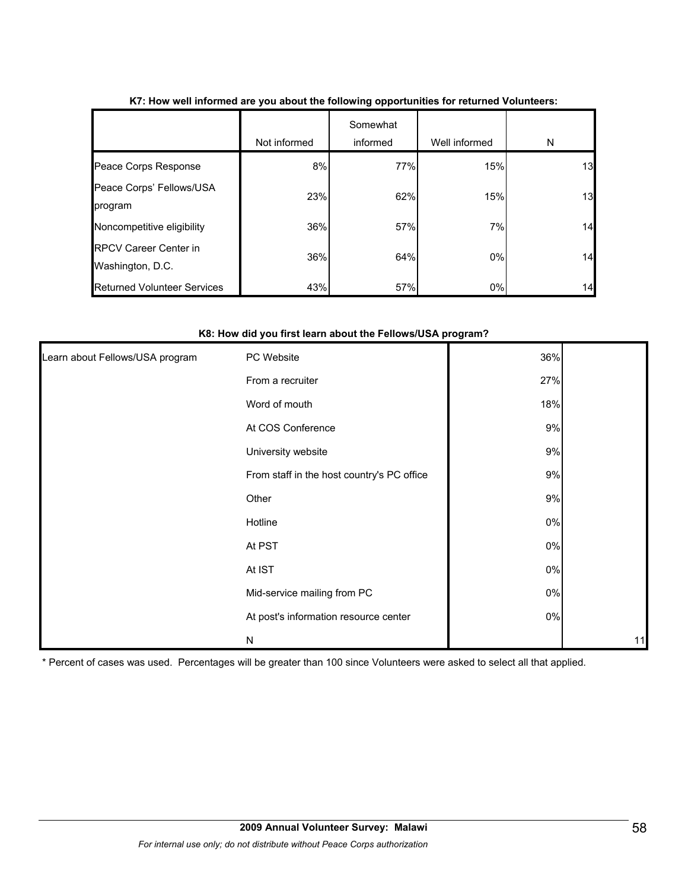**K7: How well informed are you about the following opportunities for returned Volunteers:**

| | Not informed | Somewhat informed | Well informed | N |
|---|---|---|---|---|
| Peace Corps Response | 8% | 77% | 15% | 13 |
| Peace Corps' Fellows/USA program | 23% | 62% | 15% | 13 |
| Noncompetitive eligibility | 36% | 57% | 7% | 14 |
| RPCV Career Center in Washington, D.C. | 36% | 64% | 0% | 14 |
| Returned Volunteer Services | 43% | 57% | 0% | 14 |

**K8: How did you first learn about the Fellows/USA program?**

| | | | |
|---|---|---|---|
| Learn about Fellows/USA program | PC Website | 36% | |
| | From a recruiter | 27% | |
| | Word of mouth | 18% | |
| | At COS Conference | 9% | |
| | University website | 9% | |
| | From staff in the host country's PC office | 9% | |
| | Other | 9% | |
| | Hotline | 0% | |
| | At PST | 0% | |
| | At IST | 0% | |
| | Mid-service mailing from PC | 0% | |
| | At post's information resource center | 0% | |
| | N | | 11 |

* Percent of cases was used. Percentages will be greater than 100 since Volunteers were asked to select all that applied.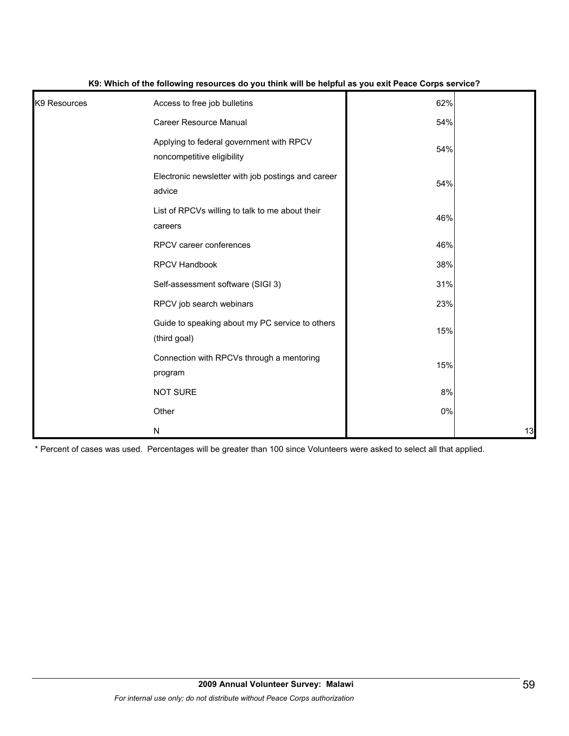**K9: Which of the following resources do you think will be helpful as you exit Peace Corps service?**

| | | | |
|---|---|---|---|
| K9 Resources | Access to free job bulletins | 62% | |
| | Career Resource Manual | 54% | |
| | Applying to federal government with RPCV noncompetitive eligibility | 54% | |
| | Electronic newsletter with job postings and career advice | 54% | |
| | List of RPCVs willing to talk to me about their careers | 46% | |
| | RPCV career conferences | 46% | |
| | RPCV Handbook | 38% | |
| | Self-assessment software (SIGI 3) | 31% | |
| | RPCV job search webinars | 23% | |
| | Guide to speaking about my PC service to others (third goal) | 15% | |
| | Connection with RPCVs through a mentoring program | 15% | |
| | NOT SURE | 8% | |
| | Other | 0% | |
| | N | | 13 |

* Percent of cases was used. Percentages will be greater than 100 since Volunteers were asked to select all that applied.

**2009 Annual Volunteer Survey: Malawi**

*For internal use only; do not distribute without Peace Corps authorization*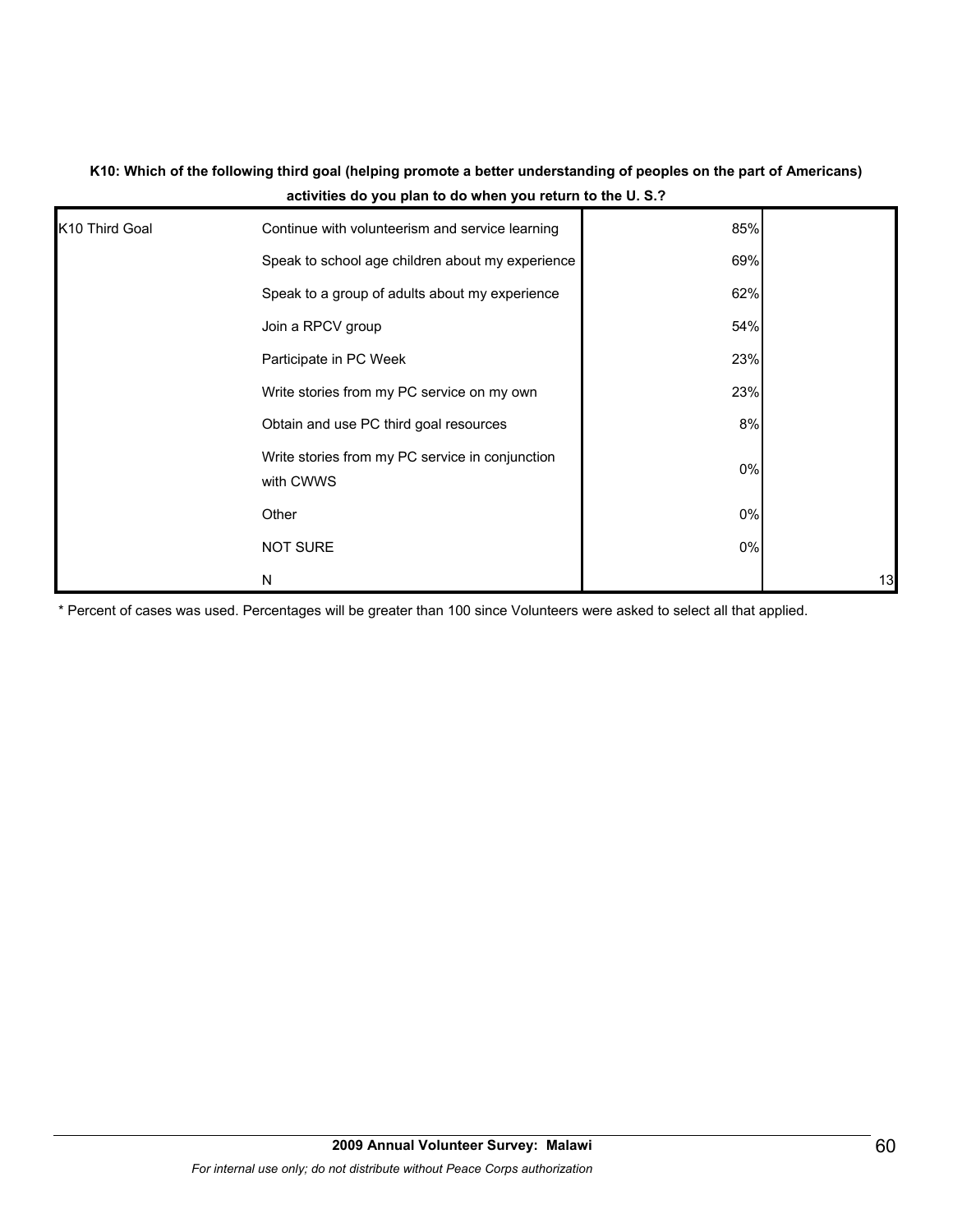**K10: Which of the following third goal (helping promote a better understanding of peoples on the part of Americans) activities do you plan to do when you return to the U. S.?**

| | | | |
|---|---|---|---|
| K10 Third Goal | Continue with volunteerism and service learning | 85% | |
| | Speak to school age children about my experience | 69% | |
| | Speak to a group of adults about my experience | 62% | |
| | Join a RPCV group | 54% | |
| | Participate in PC Week | 23% | |
| | Write stories from my PC service on my own | 23% | |
| | Obtain and use PC third goal resources | 8% | |
| | Write stories from my PC service in conjunction with CWWS | 0% | |
| | Other | 0% | |
| | NOT SURE | 0% | |
| | N | | 13 |

* Percent of cases was used. Percentages will be greater than 100 since Volunteers were asked to select all that applied.